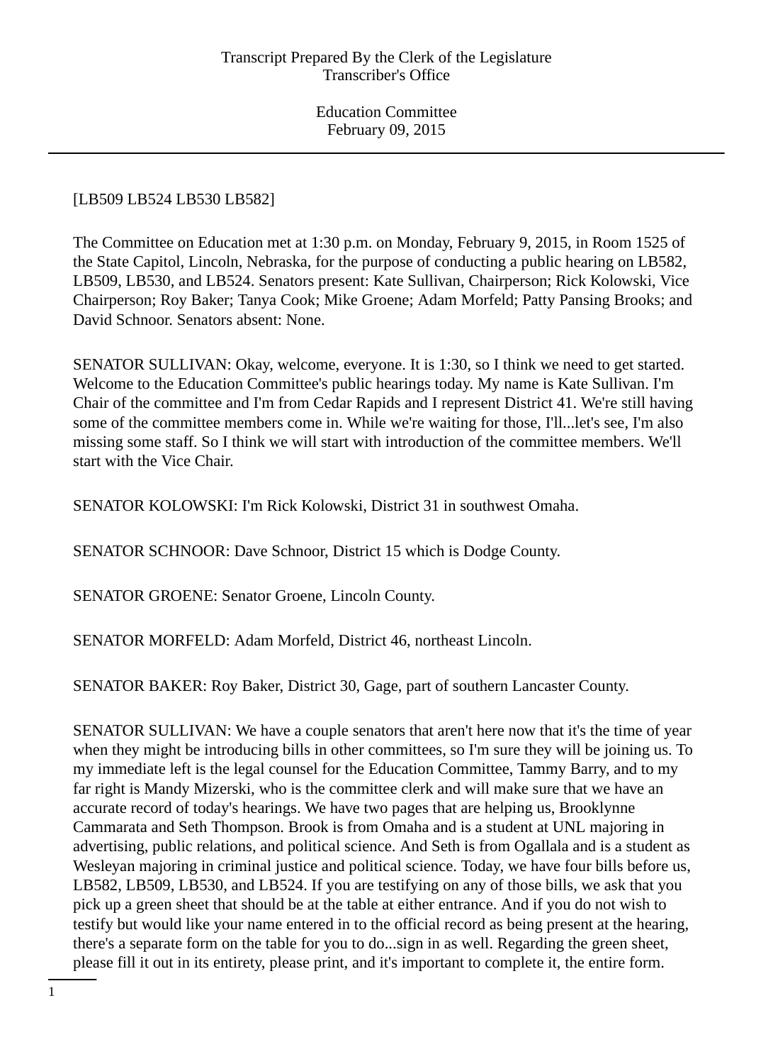[LB509 LB524 LB530 LB582]

The Committee on Education met at 1:30 p.m. on Monday, February 9, 2015, in Room 1525 of the State Capitol, Lincoln, Nebraska, for the purpose of conducting a public hearing on LB582, LB509, LB530, and LB524. Senators present: Kate Sullivan, Chairperson; Rick Kolowski, Vice Chairperson; Roy Baker; Tanya Cook; Mike Groene; Adam Morfeld; Patty Pansing Brooks; and David Schnoor. Senators absent: None.

SENATOR SULLIVAN: Okay, welcome, everyone. It is 1:30, so I think we need to get started. Welcome to the Education Committee's public hearings today. My name is Kate Sullivan. I'm Chair of the committee and I'm from Cedar Rapids and I represent District 41. We're still having some of the committee members come in. While we're waiting for those, I'll...let's see, I'm also missing some staff. So I think we will start with introduction of the committee members. We'll start with the Vice Chair.

SENATOR KOLOWSKI: I'm Rick Kolowski, District 31 in southwest Omaha.

SENATOR SCHNOOR: Dave Schnoor, District 15 which is Dodge County.

SENATOR GROENE: Senator Groene, Lincoln County.

SENATOR MORFELD: Adam Morfeld, District 46, northeast Lincoln.

SENATOR BAKER: Roy Baker, District 30, Gage, part of southern Lancaster County.

SENATOR SULLIVAN: We have a couple senators that aren't here now that it's the time of year when they might be introducing bills in other committees, so I'm sure they will be joining us. To my immediate left is the legal counsel for the Education Committee, Tammy Barry, and to my far right is Mandy Mizerski, who is the committee clerk and will make sure that we have an accurate record of today's hearings. We have two pages that are helping us, Brooklynne Cammarata and Seth Thompson. Brook is from Omaha and is a student at UNL majoring in advertising, public relations, and political science. And Seth is from Ogallala and is a student as Wesleyan majoring in criminal justice and political science. Today, we have four bills before us, LB582, LB509, LB530, and LB524. If you are testifying on any of those bills, we ask that you pick up a green sheet that should be at the table at either entrance. And if you do not wish to testify but would like your name entered in to the official record as being present at the hearing, there's a separate form on the table for you to do...sign in as well. Regarding the green sheet, please fill it out in its entirety, please print, and it's important to complete it, the entire form.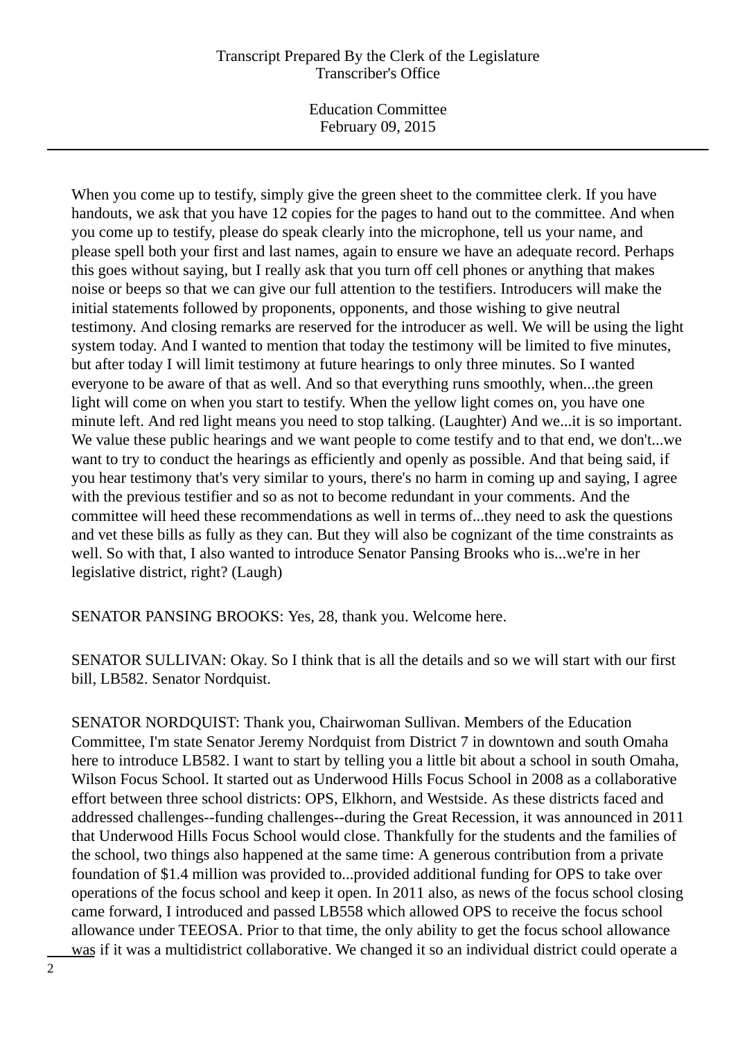When you come up to testify, simply give the green sheet to the committee clerk. If you have handouts, we ask that you have 12 copies for the pages to hand out to the committee. And when you come up to testify, please do speak clearly into the microphone, tell us your name, and please spell both your first and last names, again to ensure we have an adequate record. Perhaps this goes without saying, but I really ask that you turn off cell phones or anything that makes noise or beeps so that we can give our full attention to the testifiers. Introducers will make the initial statements followed by proponents, opponents, and those wishing to give neutral testimony. And closing remarks are reserved for the introducer as well. We will be using the light system today. And I wanted to mention that today the testimony will be limited to five minutes, but after today I will limit testimony at future hearings to only three minutes. So I wanted everyone to be aware of that as well. And so that everything runs smoothly, when...the green light will come on when you start to testify. When the yellow light comes on, you have one minute left. And red light means you need to stop talking. (Laughter) And we...it is so important. We value these public hearings and we want people to come testify and to that end, we don't...we want to try to conduct the hearings as efficiently and openly as possible. And that being said, if you hear testimony that's very similar to yours, there's no harm in coming up and saying, I agree with the previous testifier and so as not to become redundant in your comments. And the committee will heed these recommendations as well in terms of...they need to ask the questions and vet these bills as fully as they can. But they will also be cognizant of the time constraints as well. So with that, I also wanted to introduce Senator Pansing Brooks who is...we're in her legislative district, right? (Laugh)

SENATOR PANSING BROOKS: Yes, 28, thank you. Welcome here.

SENATOR SULLIVAN: Okay. So I think that is all the details and so we will start with our first bill, LB582. Senator Nordquist.

SENATOR NORDQUIST: Thank you, Chairwoman Sullivan. Members of the Education Committee, I'm state Senator Jeremy Nordquist from District 7 in downtown and south Omaha here to introduce LB582. I want to start by telling you a little bit about a school in south Omaha, Wilson Focus School. It started out as Underwood Hills Focus School in 2008 as a collaborative effort between three school districts: OPS, Elkhorn, and Westside. As these districts faced and addressed challenges--funding challenges--during the Great Recession, it was announced in 2011 that Underwood Hills Focus School would close. Thankfully for the students and the families of the school, two things also happened at the same time: A generous contribution from a private foundation of $1.4 million was provided to...provided additional funding for OPS to take over operations of the focus school and keep it open. In 2011 also, as news of the focus school closing came forward, I introduced and passed LB558 which allowed OPS to receive the focus school allowance under TEEOSA. Prior to that time, the only ability to get the focus school allowance was if it was a multidistrict collaborative. We changed it so an individual district could operate a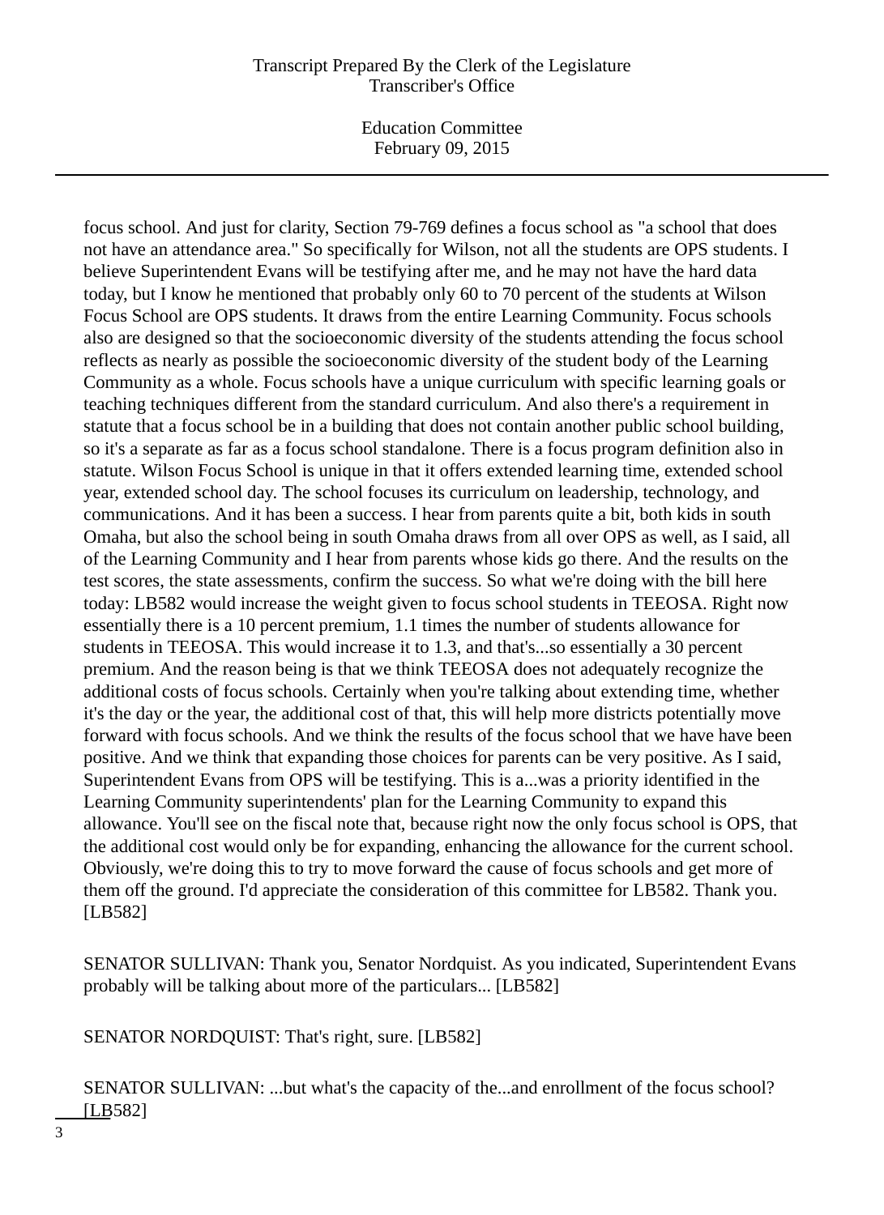focus school. And just for clarity, Section 79-769 defines a focus school as "a school that does not have an attendance area." So specifically for Wilson, not all the students are OPS students. I believe Superintendent Evans will be testifying after me, and he may not have the hard data today, but I know he mentioned that probably only 60 to 70 percent of the students at Wilson Focus School are OPS students. It draws from the entire Learning Community. Focus schools also are designed so that the socioeconomic diversity of the students attending the focus school reflects as nearly as possible the socioeconomic diversity of the student body of the Learning Community as a whole. Focus schools have a unique curriculum with specific learning goals or teaching techniques different from the standard curriculum. And also there's a requirement in statute that a focus school be in a building that does not contain another public school building, so it's a separate as far as a focus school standalone. There is a focus program definition also in statute. Wilson Focus School is unique in that it offers extended learning time, extended school year, extended school day. The school focuses its curriculum on leadership, technology, and communications. And it has been a success. I hear from parents quite a bit, both kids in south Omaha, but also the school being in south Omaha draws from all over OPS as well, as I said, all of the Learning Community and I hear from parents whose kids go there. And the results on the test scores, the state assessments, confirm the success. So what we're doing with the bill here today: LB582 would increase the weight given to focus school students in TEEOSA. Right now essentially there is a 10 percent premium, 1.1 times the number of students allowance for students in TEEOSA. This would increase it to 1.3, and that's...so essentially a 30 percent premium. And the reason being is that we think TEEOSA does not adequately recognize the additional costs of focus schools. Certainly when you're talking about extending time, whether it's the day or the year, the additional cost of that, this will help more districts potentially move forward with focus schools. And we think the results of the focus school that we have have been positive. And we think that expanding those choices for parents can be very positive. As I said, Superintendent Evans from OPS will be testifying. This is a...was a priority identified in the Learning Community superintendents' plan for the Learning Community to expand this allowance. You'll see on the fiscal note that, because right now the only focus school is OPS, that the additional cost would only be for expanding, enhancing the allowance for the current school. Obviously, we're doing this to try to move forward the cause of focus schools and get more of them off the ground. I'd appreciate the consideration of this committee for LB582. Thank you. [LB582]

SENATOR SULLIVAN: Thank you, Senator Nordquist. As you indicated, Superintendent Evans probably will be talking about more of the particulars... [LB582]

SENATOR NORDQUIST: That's right, sure. [LB582]

SENATOR SULLIVAN: ...but what's the capacity of the...and enrollment of the focus school? [LB582]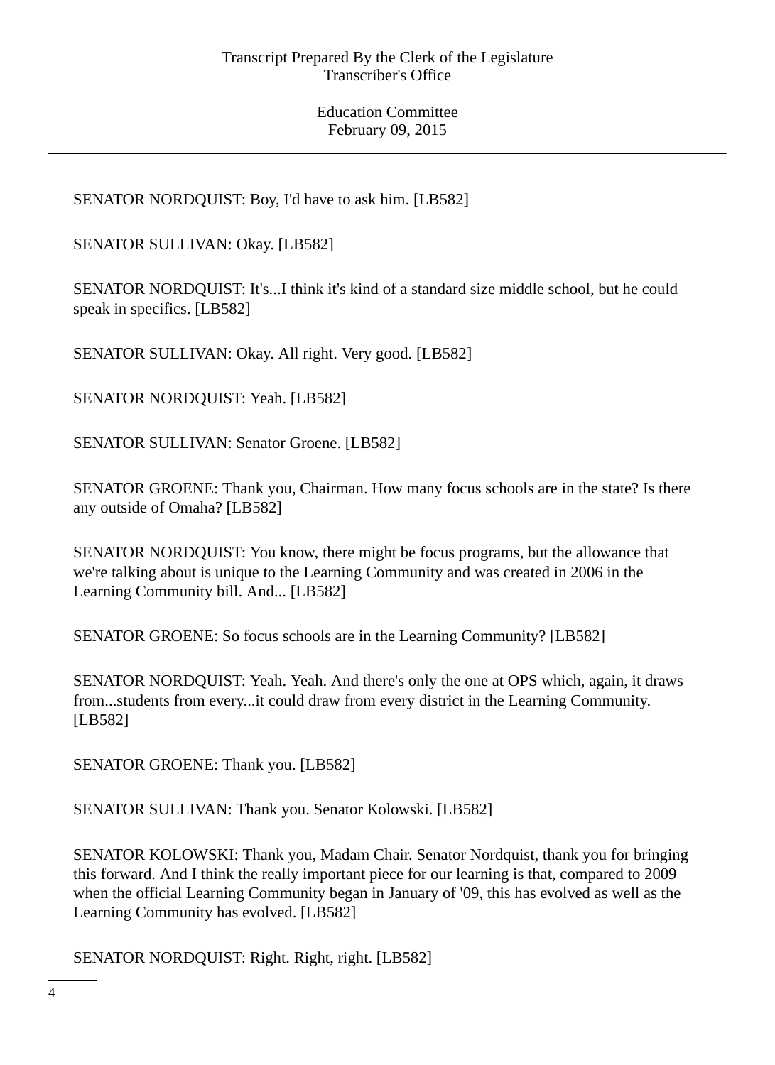SENATOR NORDQUIST: Boy, I'd have to ask him. [LB582]

SENATOR SULLIVAN: Okay. [LB582]

SENATOR NORDQUIST: It's...I think it's kind of a standard size middle school, but he could speak in specifics. [LB582]

SENATOR SULLIVAN: Okay. All right. Very good. [LB582]

SENATOR NORDQUIST: Yeah. [LB582]

SENATOR SULLIVAN: Senator Groene. [LB582]

SENATOR GROENE: Thank you, Chairman. How many focus schools are in the state? Is there any outside of Omaha? [LB582]

SENATOR NORDQUIST: You know, there might be focus programs, but the allowance that we're talking about is unique to the Learning Community and was created in 2006 in the Learning Community bill. And... [LB582]

SENATOR GROENE: So focus schools are in the Learning Community? [LB582]

SENATOR NORDQUIST: Yeah. Yeah. And there's only the one at OPS which, again, it draws from...students from every...it could draw from every district in the Learning Community. [LB582]

SENATOR GROENE: Thank you. [LB582]

SENATOR SULLIVAN: Thank you. Senator Kolowski. [LB582]

SENATOR KOLOWSKI: Thank you, Madam Chair. Senator Nordquist, thank you for bringing this forward. And I think the really important piece for our learning is that, compared to 2009 when the official Learning Community began in January of '09, this has evolved as well as the Learning Community has evolved. [LB582]

SENATOR NORDQUIST: Right. Right, right. [LB582]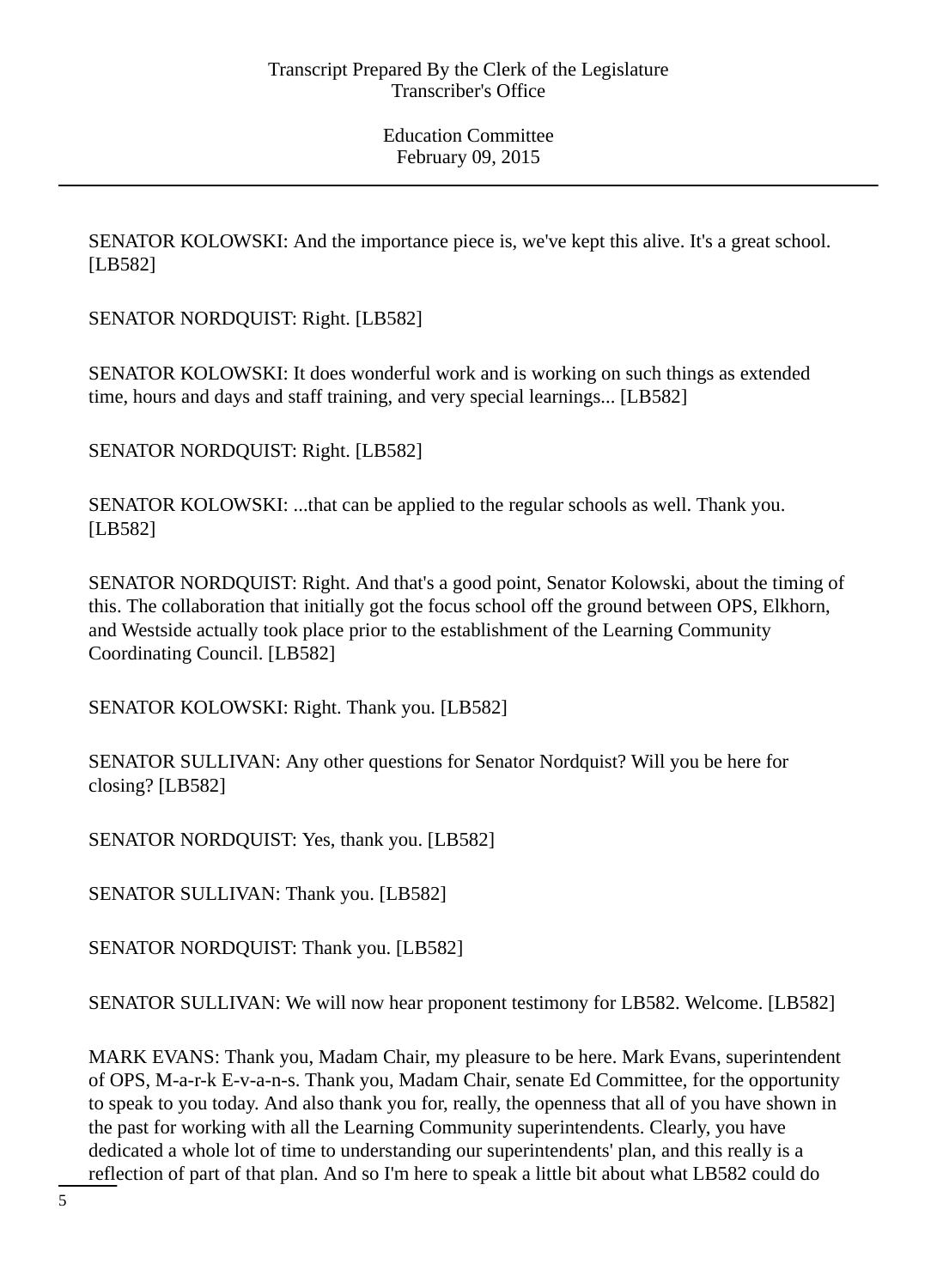SENATOR KOLOWSKI: And the importance piece is, we've kept this alive. It's a great school. [LB582]

SENATOR NORDQUIST: Right. [LB582]

SENATOR KOLOWSKI: It does wonderful work and is working on such things as extended time, hours and days and staff training, and very special learnings... [LB582]

SENATOR NORDQUIST: Right. [LB582]

SENATOR KOLOWSKI: ...that can be applied to the regular schools as well. Thank you. [LB582]

SENATOR NORDQUIST: Right. And that's a good point, Senator Kolowski, about the timing of this. The collaboration that initially got the focus school off the ground between OPS, Elkhorn, and Westside actually took place prior to the establishment of the Learning Community Coordinating Council. [LB582]

SENATOR KOLOWSKI: Right. Thank you. [LB582]

SENATOR SULLIVAN: Any other questions for Senator Nordquist? Will you be here for closing? [LB582]

SENATOR NORDQUIST: Yes, thank you. [LB582]

SENATOR SULLIVAN: Thank you. [LB582]

SENATOR NORDQUIST: Thank you. [LB582]

SENATOR SULLIVAN: We will now hear proponent testimony for LB582. Welcome. [LB582]

MARK EVANS: Thank you, Madam Chair, my pleasure to be here. Mark Evans, superintendent of OPS, M-a-r-k E-v-a-n-s. Thank you, Madam Chair, senate Ed Committee, for the opportunity to speak to you today. And also thank you for, really, the openness that all of you have shown in the past for working with all the Learning Community superintendents. Clearly, you have dedicated a whole lot of time to understanding our superintendents' plan, and this really is a reflection of part of that plan. And so I'm here to speak a little bit about what LB582 could do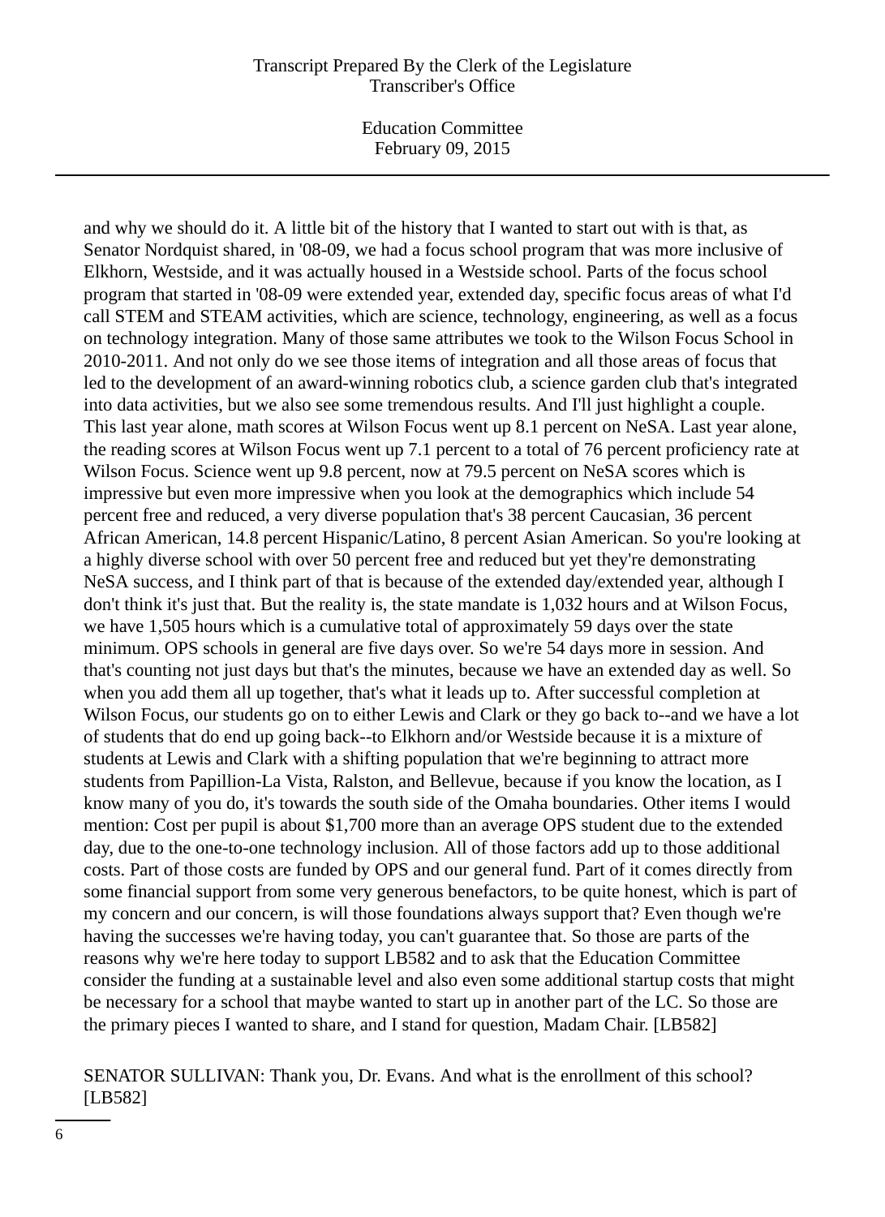and why we should do it. A little bit of the history that I wanted to start out with is that, as Senator Nordquist shared, in '08-09, we had a focus school program that was more inclusive of Elkhorn, Westside, and it was actually housed in a Westside school. Parts of the focus school program that started in '08-09 were extended year, extended day, specific focus areas of what I'd call STEM and STEAM activities, which are science, technology, engineering, as well as a focus on technology integration. Many of those same attributes we took to the Wilson Focus School in 2010-2011. And not only do we see those items of integration and all those areas of focus that led to the development of an award-winning robotics club, a science garden club that's integrated into data activities, but we also see some tremendous results. And I'll just highlight a couple. This last year alone, math scores at Wilson Focus went up 8.1 percent on NeSA. Last year alone, the reading scores at Wilson Focus went up 7.1 percent to a total of 76 percent proficiency rate at Wilson Focus. Science went up 9.8 percent, now at 79.5 percent on NeSA scores which is impressive but even more impressive when you look at the demographics which include 54 percent free and reduced, a very diverse population that's 38 percent Caucasian, 36 percent African American, 14.8 percent Hispanic/Latino, 8 percent Asian American. So you're looking at a highly diverse school with over 50 percent free and reduced but yet they're demonstrating NeSA success, and I think part of that is because of the extended day/extended year, although I don't think it's just that. But the reality is, the state mandate is 1,032 hours and at Wilson Focus, we have 1,505 hours which is a cumulative total of approximately 59 days over the state minimum. OPS schools in general are five days over. So we're 54 days more in session. And that's counting not just days but that's the minutes, because we have an extended day as well. So when you add them all up together, that's what it leads up to. After successful completion at Wilson Focus, our students go on to either Lewis and Clark or they go back to--and we have a lot of students that do end up going back--to Elkhorn and/or Westside because it is a mixture of students at Lewis and Clark with a shifting population that we're beginning to attract more students from Papillion-La Vista, Ralston, and Bellevue, because if you know the location, as I know many of you do, it's towards the south side of the Omaha boundaries. Other items I would mention: Cost per pupil is about $1,700 more than an average OPS student due to the extended day, due to the one-to-one technology inclusion. All of those factors add up to those additional costs. Part of those costs are funded by OPS and our general fund. Part of it comes directly from some financial support from some very generous benefactors, to be quite honest, which is part of my concern and our concern, is will those foundations always support that? Even though we're having the successes we're having today, you can't guarantee that. So those are parts of the reasons why we're here today to support LB582 and to ask that the Education Committee consider the funding at a sustainable level and also even some additional startup costs that might be necessary for a school that maybe wanted to start up in another part of the LC. So those are the primary pieces I wanted to share, and I stand for question, Madam Chair. [LB582]

SENATOR SULLIVAN: Thank you, Dr. Evans. And what is the enrollment of this school? [LB582]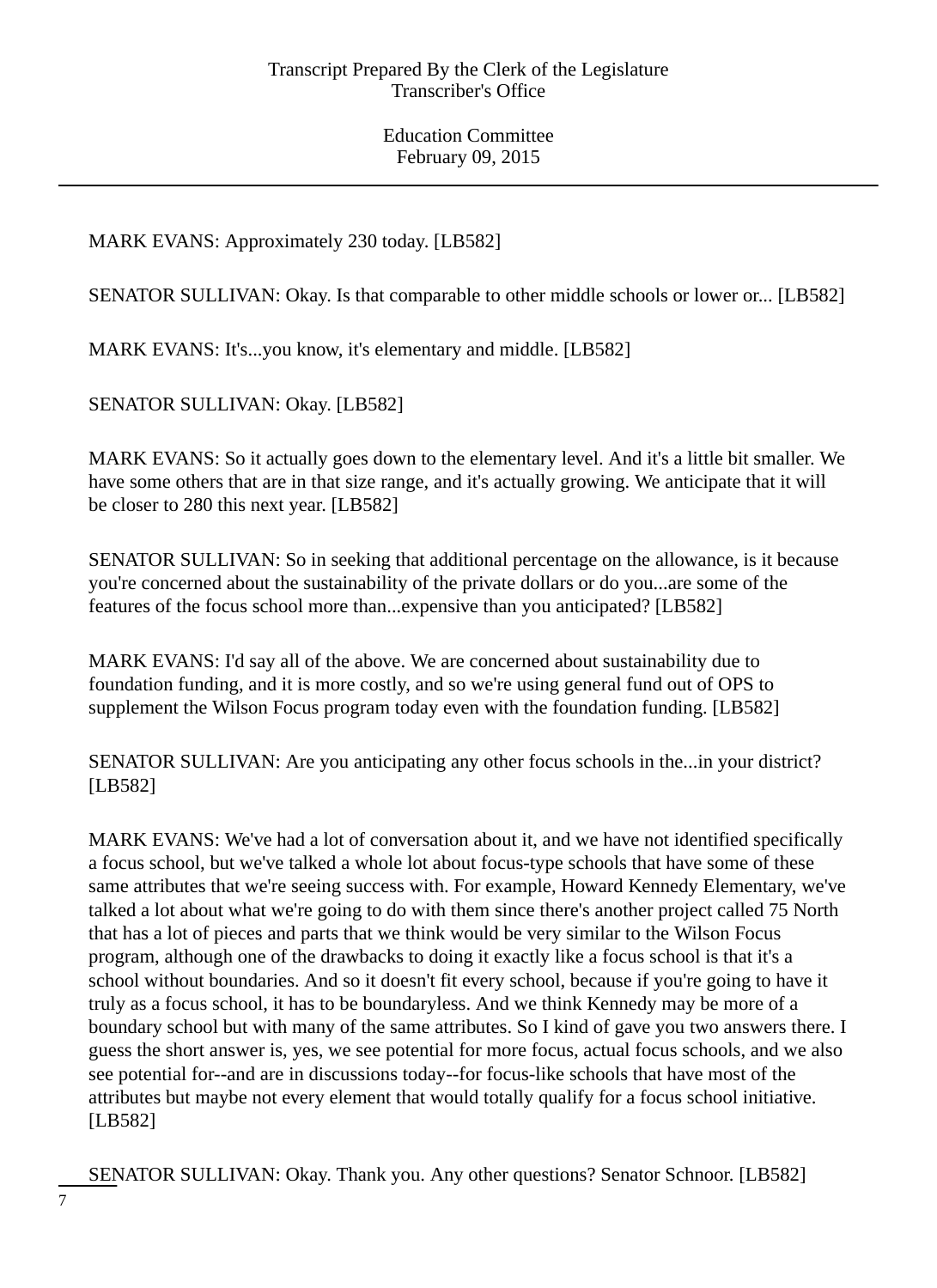MARK EVANS: Approximately 230 today. [LB582]

SENATOR SULLIVAN: Okay. Is that comparable to other middle schools or lower or... [LB582]

MARK EVANS: It's...you know, it's elementary and middle. [LB582]

SENATOR SULLIVAN: Okay. [LB582]

MARK EVANS: So it actually goes down to the elementary level. And it's a little bit smaller. We have some others that are in that size range, and it's actually growing. We anticipate that it will be closer to 280 this next year. [LB582]

SENATOR SULLIVAN: So in seeking that additional percentage on the allowance, is it because you're concerned about the sustainability of the private dollars or do you...are some of the features of the focus school more than...expensive than you anticipated? [LB582]

MARK EVANS: I'd say all of the above. We are concerned about sustainability due to foundation funding, and it is more costly, and so we're using general fund out of OPS to supplement the Wilson Focus program today even with the foundation funding. [LB582]

SENATOR SULLIVAN: Are you anticipating any other focus schools in the...in your district? [LB582]

MARK EVANS: We've had a lot of conversation about it, and we have not identified specifically a focus school, but we've talked a whole lot about focus-type schools that have some of these same attributes that we're seeing success with. For example, Howard Kennedy Elementary, we've talked a lot about what we're going to do with them since there's another project called 75 North that has a lot of pieces and parts that we think would be very similar to the Wilson Focus program, although one of the drawbacks to doing it exactly like a focus school is that it's a school without boundaries. And so it doesn't fit every school, because if you're going to have it truly as a focus school, it has to be boundaryless. And we think Kennedy may be more of a boundary school but with many of the same attributes. So I kind of gave you two answers there. I guess the short answer is, yes, we see potential for more focus, actual focus schools, and we also see potential for--and are in discussions today--for focus-like schools that have most of the attributes but maybe not every element that would totally qualify for a focus school initiative. [LB582]

SENATOR SULLIVAN: Okay. Thank you. Any other questions? Senator Schnoor. [LB582]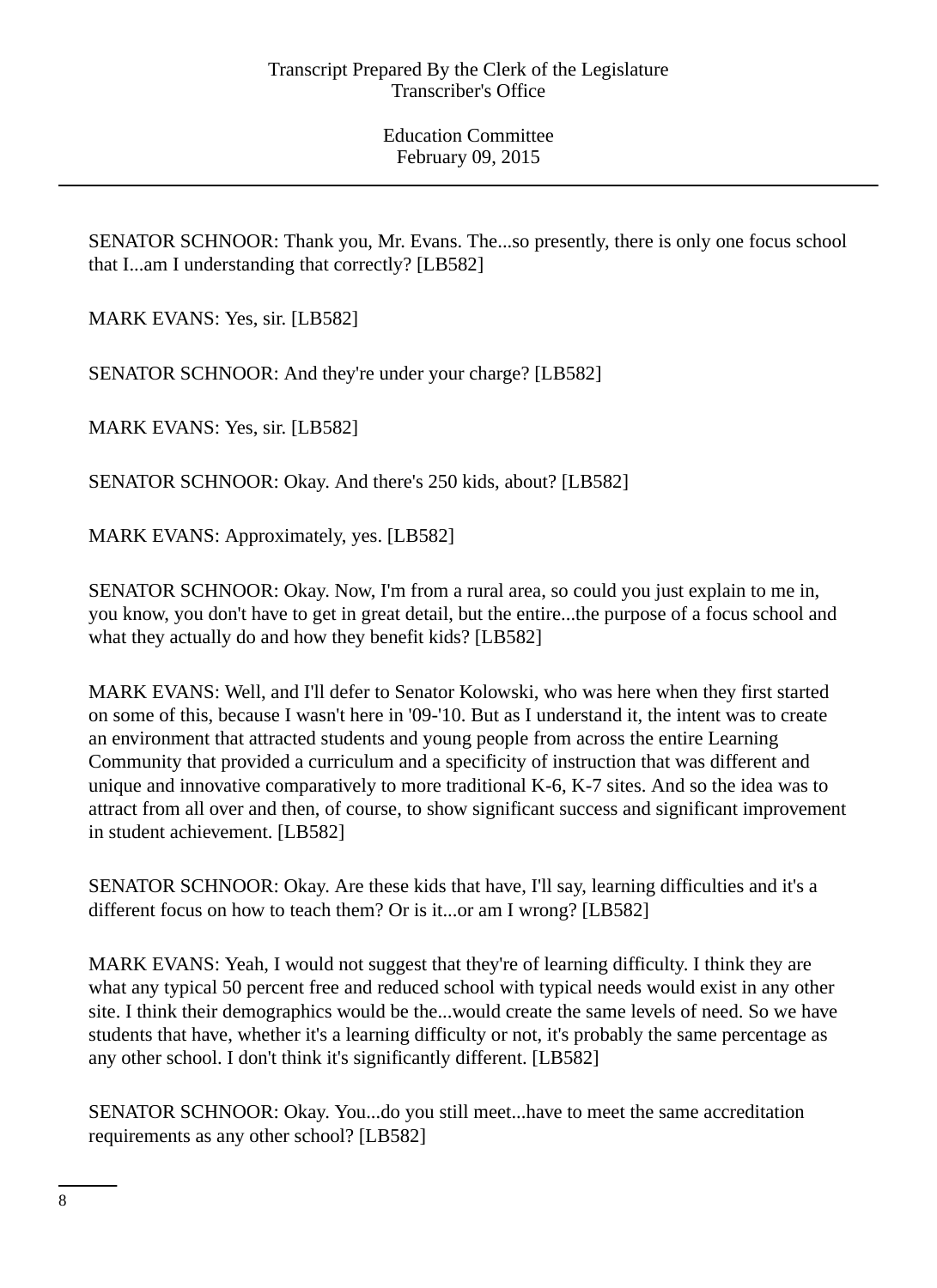SENATOR SCHNOOR: Thank you, Mr. Evans. The...so presently, there is only one focus school that I...am I understanding that correctly? [LB582]

MARK EVANS: Yes, sir. [LB582]

SENATOR SCHNOOR: And they're under your charge? [LB582]

MARK EVANS: Yes, sir. [LB582]

SENATOR SCHNOOR: Okay. And there's 250 kids, about? [LB582]

MARK EVANS: Approximately, yes. [LB582]

SENATOR SCHNOOR: Okay. Now, I'm from a rural area, so could you just explain to me in, you know, you don't have to get in great detail, but the entire...the purpose of a focus school and what they actually do and how they benefit kids? [LB582]

MARK EVANS: Well, and I'll defer to Senator Kolowski, who was here when they first started on some of this, because I wasn't here in '09-'10. But as I understand it, the intent was to create an environment that attracted students and young people from across the entire Learning Community that provided a curriculum and a specificity of instruction that was different and unique and innovative comparatively to more traditional K-6, K-7 sites. And so the idea was to attract from all over and then, of course, to show significant success and significant improvement in student achievement. [LB582]

SENATOR SCHNOOR: Okay. Are these kids that have, I'll say, learning difficulties and it's a different focus on how to teach them? Or is it...or am I wrong? [LB582]

MARK EVANS: Yeah, I would not suggest that they're of learning difficulty. I think they are what any typical 50 percent free and reduced school with typical needs would exist in any other site. I think their demographics would be the...would create the same levels of need. So we have students that have, whether it's a learning difficulty or not, it's probably the same percentage as any other school. I don't think it's significantly different. [LB582]

SENATOR SCHNOOR: Okay. You...do you still meet...have to meet the same accreditation requirements as any other school? [LB582]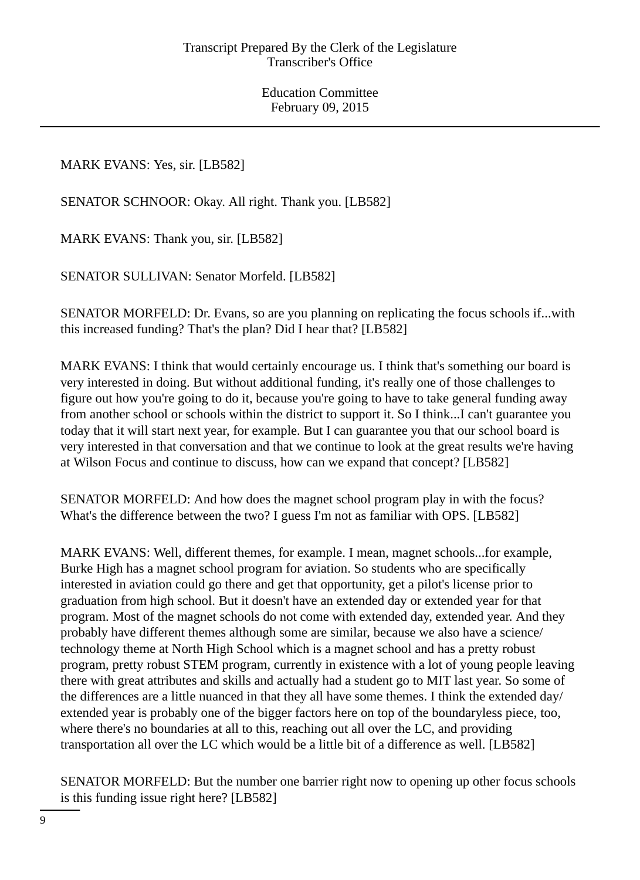MARK EVANS: Yes, sir. [LB582]

SENATOR SCHNOOR: Okay. All right. Thank you. [LB582]

MARK EVANS: Thank you, sir. [LB582]

SENATOR SULLIVAN: Senator Morfeld. [LB582]

SENATOR MORFELD: Dr. Evans, so are you planning on replicating the focus schools if...with this increased funding? That's the plan? Did I hear that? [LB582]

MARK EVANS: I think that would certainly encourage us. I think that's something our board is very interested in doing. But without additional funding, it's really one of those challenges to figure out how you're going to do it, because you're going to have to take general funding away from another school or schools within the district to support it. So I think...I can't guarantee you today that it will start next year, for example. But I can guarantee you that our school board is very interested in that conversation and that we continue to look at the great results we're having at Wilson Focus and continue to discuss, how can we expand that concept? [LB582]

SENATOR MORFELD: And how does the magnet school program play in with the focus? What's the difference between the two? I guess I'm not as familiar with OPS. [LB582]

MARK EVANS: Well, different themes, for example. I mean, magnet schools...for example, Burke High has a magnet school program for aviation. So students who are specifically interested in aviation could go there and get that opportunity, get a pilot's license prior to graduation from high school. But it doesn't have an extended day or extended year for that program. Most of the magnet schools do not come with extended day, extended year. And they probably have different themes although some are similar, because we also have a science/ technology theme at North High School which is a magnet school and has a pretty robust program, pretty robust STEM program, currently in existence with a lot of young people leaving there with great attributes and skills and actually had a student go to MIT last year. So some of the differences are a little nuanced in that they all have some themes. I think the extended day/ extended year is probably one of the bigger factors here on top of the boundaryless piece, too, where there's no boundaries at all to this, reaching out all over the LC, and providing transportation all over the LC which would be a little bit of a difference as well. [LB582]

SENATOR MORFELD: But the number one barrier right now to opening up other focus schools is this funding issue right here? [LB582]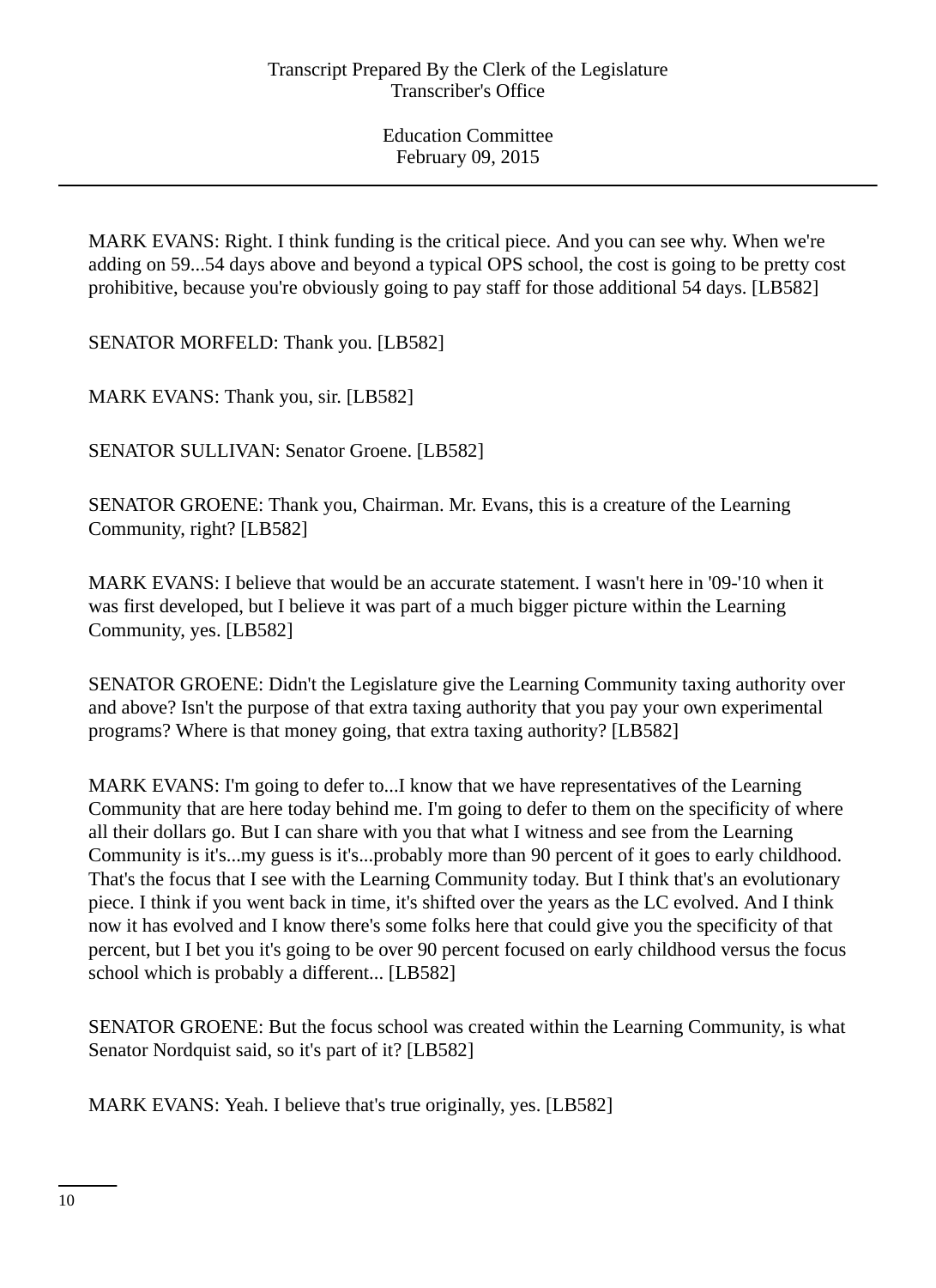MARK EVANS: Right. I think funding is the critical piece. And you can see why. When we're adding on 59...54 days above and beyond a typical OPS school, the cost is going to be pretty cost prohibitive, because you're obviously going to pay staff for those additional 54 days. [LB582]

SENATOR MORFELD: Thank you. [LB582]

MARK EVANS: Thank you, sir. [LB582]

SENATOR SULLIVAN: Senator Groene. [LB582]

SENATOR GROENE: Thank you, Chairman. Mr. Evans, this is a creature of the Learning Community, right? [LB582]

MARK EVANS: I believe that would be an accurate statement. I wasn't here in '09-'10 when it was first developed, but I believe it was part of a much bigger picture within the Learning Community, yes. [LB582]

SENATOR GROENE: Didn't the Legislature give the Learning Community taxing authority over and above? Isn't the purpose of that extra taxing authority that you pay your own experimental programs? Where is that money going, that extra taxing authority? [LB582]

MARK EVANS: I'm going to defer to...I know that we have representatives of the Learning Community that are here today behind me. I'm going to defer to them on the specificity of where all their dollars go. But I can share with you that what I witness and see from the Learning Community is it's...my guess is it's...probably more than 90 percent of it goes to early childhood. That's the focus that I see with the Learning Community today. But I think that's an evolutionary piece. I think if you went back in time, it's shifted over the years as the LC evolved. And I think now it has evolved and I know there's some folks here that could give you the specificity of that percent, but I bet you it's going to be over 90 percent focused on early childhood versus the focus school which is probably a different... [LB582]

SENATOR GROENE: But the focus school was created within the Learning Community, is what Senator Nordquist said, so it's part of it? [LB582]

MARK EVANS: Yeah. I believe that's true originally, yes. [LB582]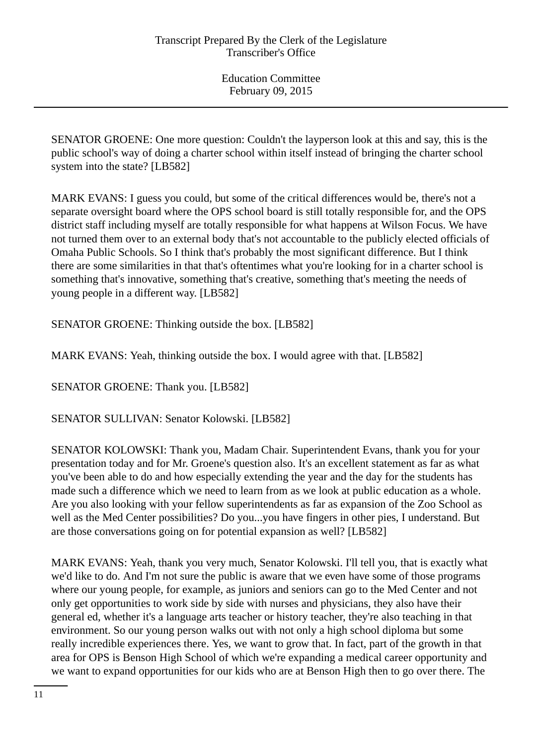SENATOR GROENE: One more question: Couldn't the layperson look at this and say, this is the public school's way of doing a charter school within itself instead of bringing the charter school system into the state? [LB582]

MARK EVANS: I guess you could, but some of the critical differences would be, there's not a separate oversight board where the OPS school board is still totally responsible for, and the OPS district staff including myself are totally responsible for what happens at Wilson Focus. We have not turned them over to an external body that's not accountable to the publicly elected officials of Omaha Public Schools. So I think that's probably the most significant difference. But I think there are some similarities in that that's oftentimes what you're looking for in a charter school is something that's innovative, something that's creative, something that's meeting the needs of young people in a different way. [LB582]

SENATOR GROENE: Thinking outside the box. [LB582]

MARK EVANS: Yeah, thinking outside the box. I would agree with that. [LB582]

SENATOR GROENE: Thank you. [LB582]

SENATOR SULLIVAN: Senator Kolowski. [LB582]

SENATOR KOLOWSKI: Thank you, Madam Chair. Superintendent Evans, thank you for your presentation today and for Mr. Groene's question also. It's an excellent statement as far as what you've been able to do and how especially extending the year and the day for the students has made such a difference which we need to learn from as we look at public education as a whole. Are you also looking with your fellow superintendents as far as expansion of the Zoo School as well as the Med Center possibilities? Do you...you have fingers in other pies, I understand. But are those conversations going on for potential expansion as well? [LB582]

MARK EVANS: Yeah, thank you very much, Senator Kolowski. I'll tell you, that is exactly what we'd like to do. And I'm not sure the public is aware that we even have some of those programs where our young people, for example, as juniors and seniors can go to the Med Center and not only get opportunities to work side by side with nurses and physicians, they also have their general ed, whether it's a language arts teacher or history teacher, they're also teaching in that environment. So our young person walks out with not only a high school diploma but some really incredible experiences there. Yes, we want to grow that. In fact, part of the growth in that area for OPS is Benson High School of which we're expanding a medical career opportunity and we want to expand opportunities for our kids who are at Benson High then to go over there. The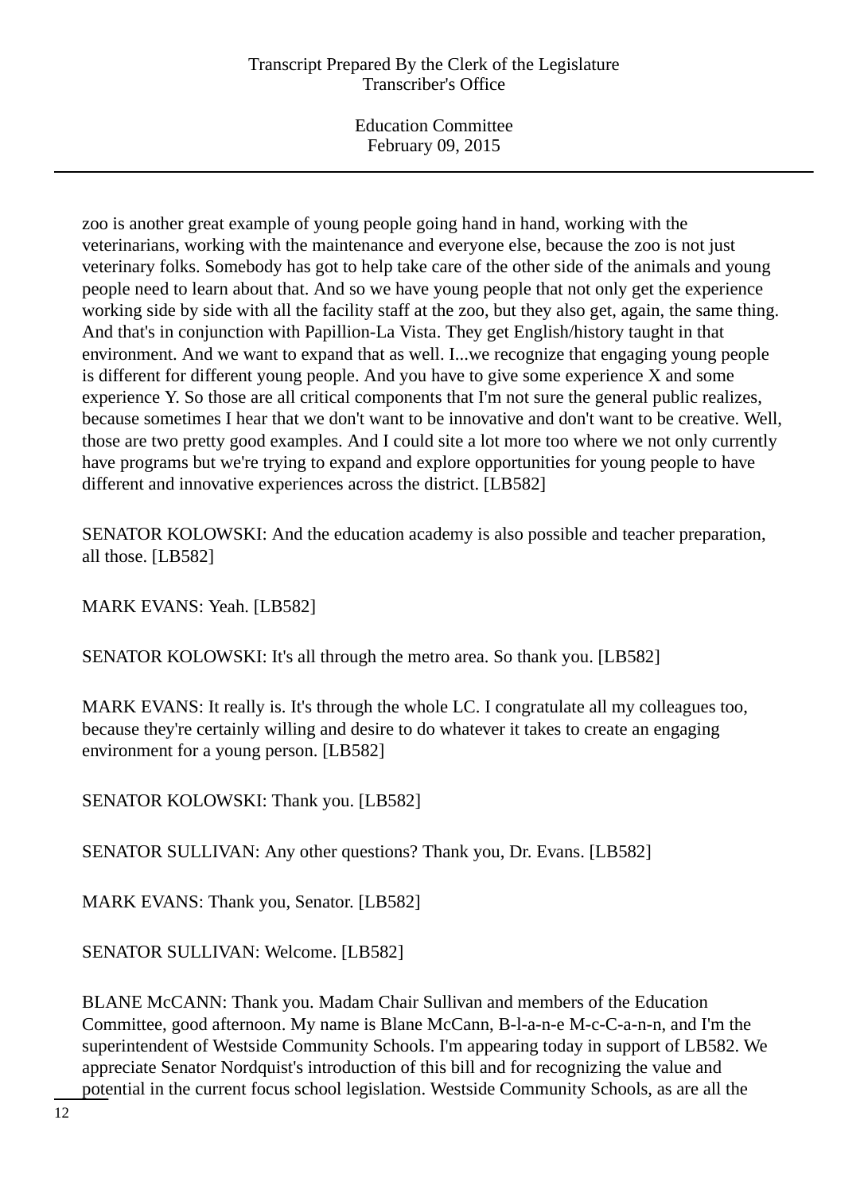zoo is another great example of young people going hand in hand, working with the veterinarians, working with the maintenance and everyone else, because the zoo is not just veterinary folks. Somebody has got to help take care of the other side of the animals and young people need to learn about that. And so we have young people that not only get the experience working side by side with all the facility staff at the zoo, but they also get, again, the same thing. And that's in conjunction with Papillion-La Vista. They get English/history taught in that environment. And we want to expand that as well. I...we recognize that engaging young people is different for different young people. And you have to give some experience X and some experience Y. So those are all critical components that I'm not sure the general public realizes, because sometimes I hear that we don't want to be innovative and don't want to be creative. Well, those are two pretty good examples. And I could site a lot more too where we not only currently have programs but we're trying to expand and explore opportunities for young people to have different and innovative experiences across the district. [LB582]

SENATOR KOLOWSKI: And the education academy is also possible and teacher preparation, all those. [LB582]

MARK EVANS: Yeah. [LB582]

SENATOR KOLOWSKI: It's all through the metro area. So thank you. [LB582]

MARK EVANS: It really is. It's through the whole LC. I congratulate all my colleagues too, because they're certainly willing and desire to do whatever it takes to create an engaging environment for a young person. [LB582]

SENATOR KOLOWSKI: Thank you. [LB582]

SENATOR SULLIVAN: Any other questions? Thank you, Dr. Evans. [LB582]

MARK EVANS: Thank you, Senator. [LB582]

SENATOR SULLIVAN: Welcome. [LB582]

BLANE McCANN: Thank you. Madam Chair Sullivan and members of the Education Committee, good afternoon. My name is Blane McCann, B-l-a-n-e M-c-C-a-n-n, and I'm the superintendent of Westside Community Schools. I'm appearing today in support of LB582. We appreciate Senator Nordquist's introduction of this bill and for recognizing the value and potential in the current focus school legislation. Westside Community Schools, as are all the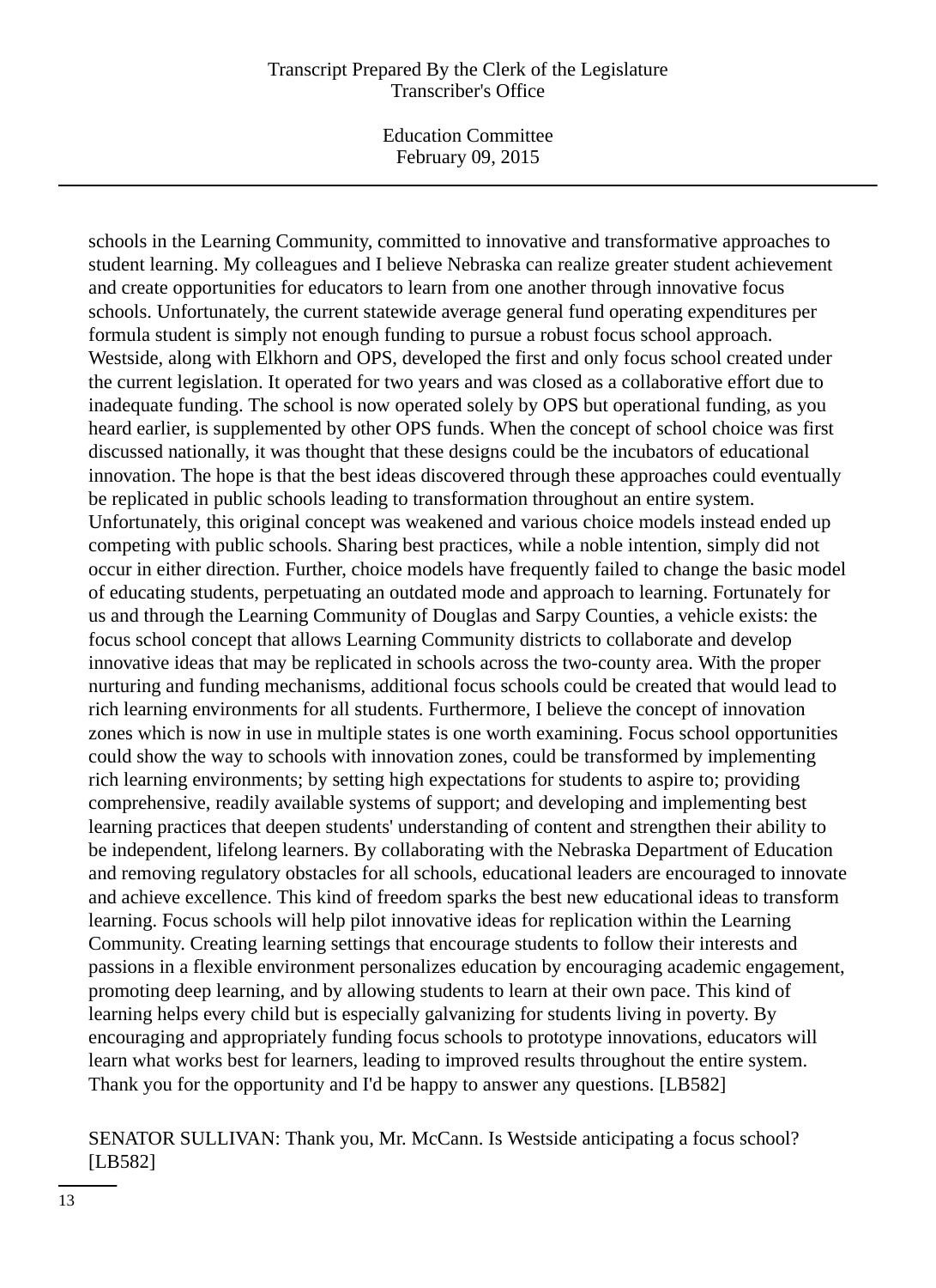schools in the Learning Community, committed to innovative and transformative approaches to student learning. My colleagues and I believe Nebraska can realize greater student achievement and create opportunities for educators to learn from one another through innovative focus schools. Unfortunately, the current statewide average general fund operating expenditures per formula student is simply not enough funding to pursue a robust focus school approach. Westside, along with Elkhorn and OPS, developed the first and only focus school created under the current legislation. It operated for two years and was closed as a collaborative effort due to inadequate funding. The school is now operated solely by OPS but operational funding, as you heard earlier, is supplemented by other OPS funds. When the concept of school choice was first discussed nationally, it was thought that these designs could be the incubators of educational innovation. The hope is that the best ideas discovered through these approaches could eventually be replicated in public schools leading to transformation throughout an entire system. Unfortunately, this original concept was weakened and various choice models instead ended up competing with public schools. Sharing best practices, while a noble intention, simply did not occur in either direction. Further, choice models have frequently failed to change the basic model of educating students, perpetuating an outdated mode and approach to learning. Fortunately for us and through the Learning Community of Douglas and Sarpy Counties, a vehicle exists: the focus school concept that allows Learning Community districts to collaborate and develop innovative ideas that may be replicated in schools across the two-county area. With the proper nurturing and funding mechanisms, additional focus schools could be created that would lead to rich learning environments for all students. Furthermore, I believe the concept of innovation zones which is now in use in multiple states is one worth examining. Focus school opportunities could show the way to schools with innovation zones, could be transformed by implementing rich learning environments; by setting high expectations for students to aspire to; providing comprehensive, readily available systems of support; and developing and implementing best learning practices that deepen students' understanding of content and strengthen their ability to be independent, lifelong learners. By collaborating with the Nebraska Department of Education and removing regulatory obstacles for all schools, educational leaders are encouraged to innovate and achieve excellence. This kind of freedom sparks the best new educational ideas to transform learning. Focus schools will help pilot innovative ideas for replication within the Learning Community. Creating learning settings that encourage students to follow their interests and passions in a flexible environment personalizes education by encouraging academic engagement, promoting deep learning, and by allowing students to learn at their own pace. This kind of learning helps every child but is especially galvanizing for students living in poverty. By encouraging and appropriately funding focus schools to prototype innovations, educators will learn what works best for learners, leading to improved results throughout the entire system. Thank you for the opportunity and I'd be happy to answer any questions. [LB582]

SENATOR SULLIVAN: Thank you, Mr. McCann. Is Westside anticipating a focus school? [LB582]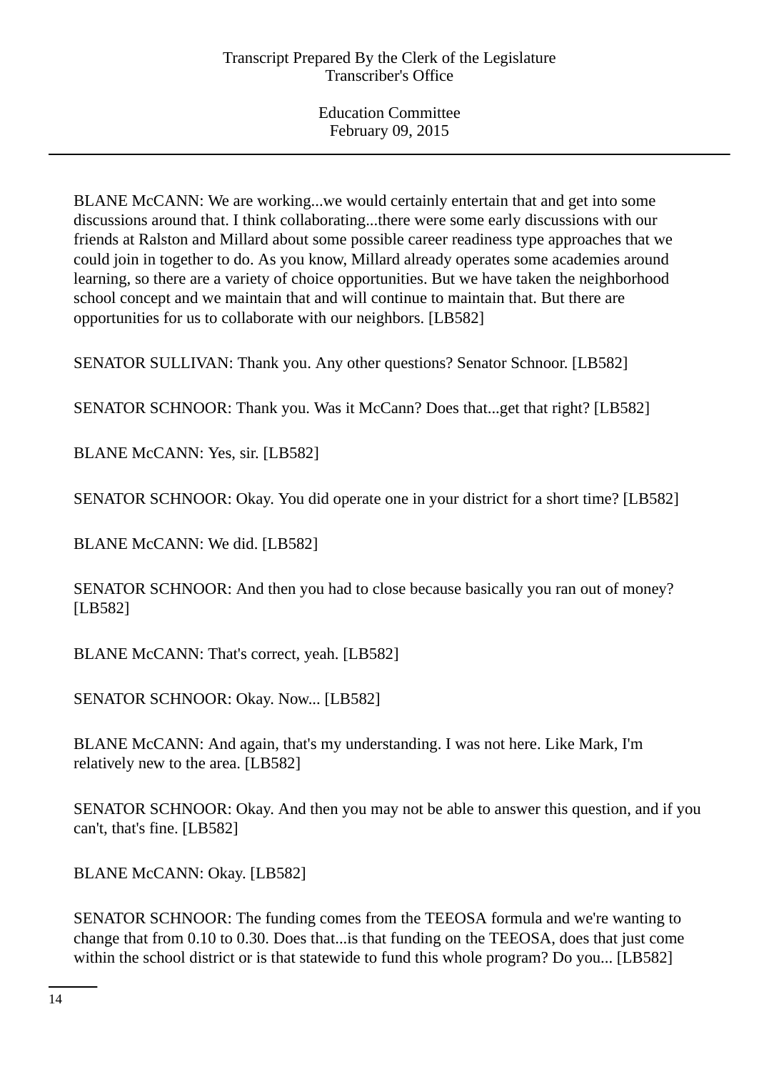BLANE McCANN: We are working...we would certainly entertain that and get into some discussions around that. I think collaborating...there were some early discussions with our friends at Ralston and Millard about some possible career readiness type approaches that we could join in together to do. As you know, Millard already operates some academies around learning, so there are a variety of choice opportunities. But we have taken the neighborhood school concept and we maintain that and will continue to maintain that. But there are opportunities for us to collaborate with our neighbors. [LB582]

SENATOR SULLIVAN: Thank you. Any other questions? Senator Schnoor. [LB582]

SENATOR SCHNOOR: Thank you. Was it McCann? Does that...get that right? [LB582]

BLANE McCANN: Yes, sir. [LB582]

SENATOR SCHNOOR: Okay. You did operate one in your district for a short time? [LB582]

BLANE McCANN: We did. [LB582]

SENATOR SCHNOOR: And then you had to close because basically you ran out of money? [LB582]

BLANE McCANN: That's correct, yeah. [LB582]

SENATOR SCHNOOR: Okay. Now... [LB582]

BLANE McCANN: And again, that's my understanding. I was not here. Like Mark, I'm relatively new to the area. [LB582]

SENATOR SCHNOOR: Okay. And then you may not be able to answer this question, and if you can't, that's fine. [LB582]

BLANE McCANN: Okay. [LB582]

SENATOR SCHNOOR: The funding comes from the TEEOSA formula and we're wanting to change that from 0.10 to 0.30. Does that...is that funding on the TEEOSA, does that just come within the school district or is that statewide to fund this whole program? Do you... [LB582]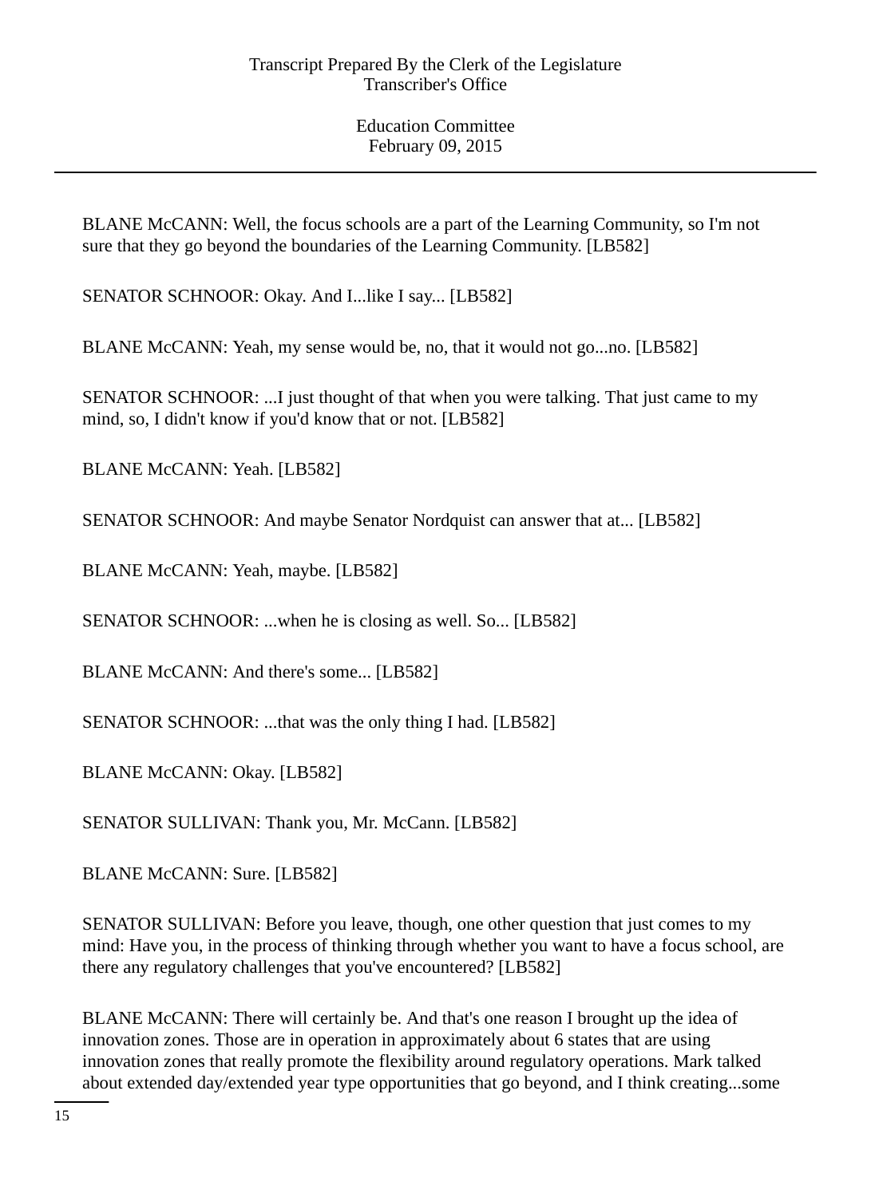BLANE McCANN: Well, the focus schools are a part of the Learning Community, so I'm not sure that they go beyond the boundaries of the Learning Community. [LB582]

SENATOR SCHNOOR: Okay. And I...like I say... [LB582]

BLANE McCANN: Yeah, my sense would be, no, that it would not go...no. [LB582]

SENATOR SCHNOOR: ...I just thought of that when you were talking. That just came to my mind, so, I didn't know if you'd know that or not. [LB582]

BLANE McCANN: Yeah. [LB582]

SENATOR SCHNOOR: And maybe Senator Nordquist can answer that at... [LB582]

BLANE McCANN: Yeah, maybe. [LB582]

SENATOR SCHNOOR: ...when he is closing as well. So... [LB582]

BLANE McCANN: And there's some... [LB582]

SENATOR SCHNOOR: ...that was the only thing I had. [LB582]

BLANE McCANN: Okay. [LB582]

SENATOR SULLIVAN: Thank you, Mr. McCann. [LB582]

BLANE McCANN: Sure. [LB582]

SENATOR SULLIVAN: Before you leave, though, one other question that just comes to my mind: Have you, in the process of thinking through whether you want to have a focus school, are there any regulatory challenges that you've encountered? [LB582]

BLANE McCANN: There will certainly be. And that's one reason I brought up the idea of innovation zones. Those are in operation in approximately about 6 states that are using innovation zones that really promote the flexibility around regulatory operations. Mark talked about extended day/extended year type opportunities that go beyond, and I think creating...some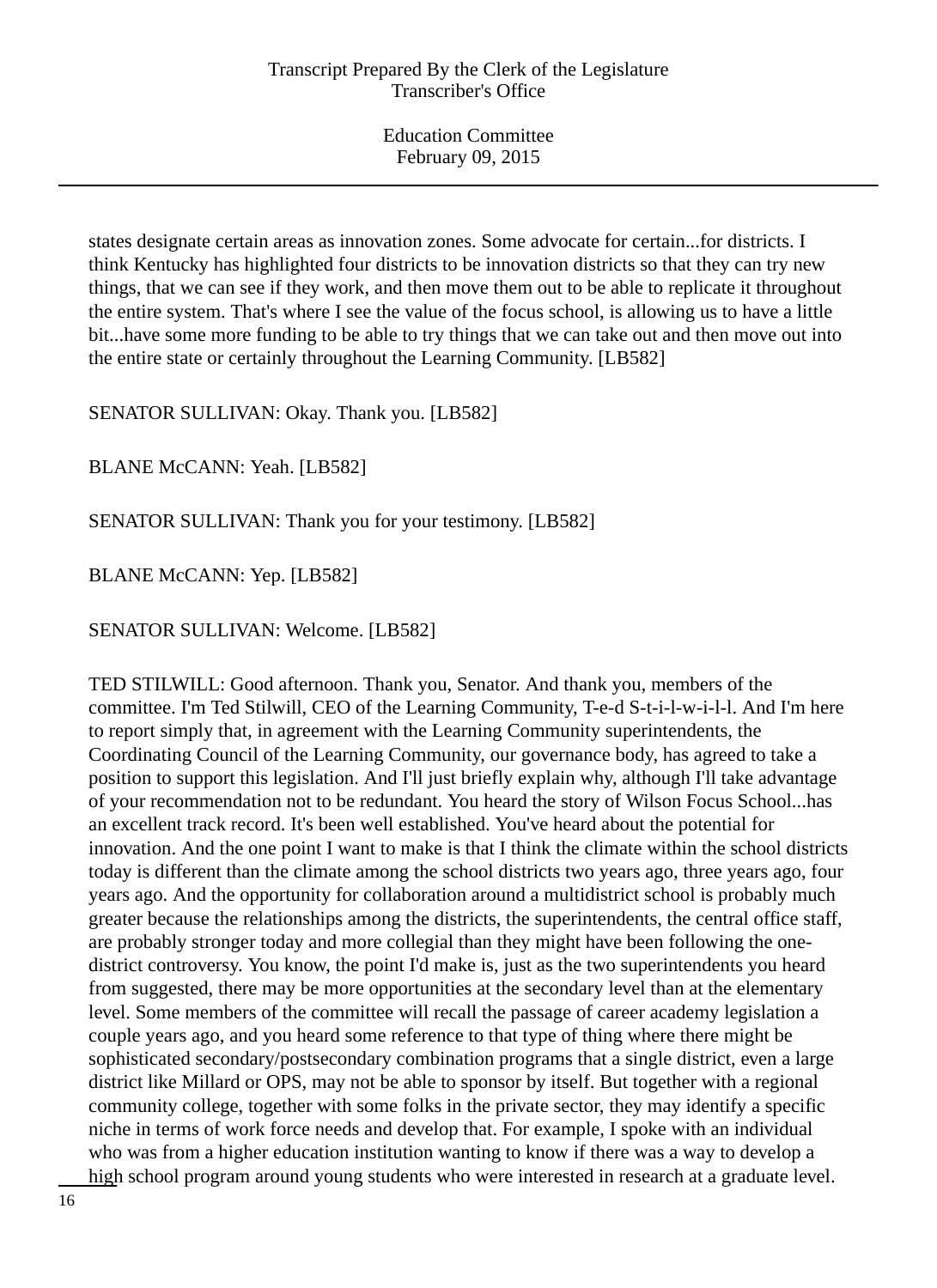states designate certain areas as innovation zones. Some advocate for certain...for districts. I think Kentucky has highlighted four districts to be innovation districts so that they can try new things, that we can see if they work, and then move them out to be able to replicate it throughout the entire system. That's where I see the value of the focus school, is allowing us to have a little bit...have some more funding to be able to try things that we can take out and then move out into the entire state or certainly throughout the Learning Community. [LB582]

SENATOR SULLIVAN: Okay. Thank you. [LB582]

BLANE McCANN: Yeah. [LB582]

SENATOR SULLIVAN: Thank you for your testimony. [LB582]

BLANE McCANN: Yep. [LB582]

SENATOR SULLIVAN: Welcome. [LB582]

TED STILWILL: Good afternoon. Thank you, Senator. And thank you, members of the committee. I'm Ted Stilwill, CEO of the Learning Community, T-e-d S-t-i-l-w-i-l-l. And I'm here to report simply that, in agreement with the Learning Community superintendents, the Coordinating Council of the Learning Community, our governance body, has agreed to take a position to support this legislation. And I'll just briefly explain why, although I'll take advantage of your recommendation not to be redundant. You heard the story of Wilson Focus School...has an excellent track record. It's been well established. You've heard about the potential for innovation. And the one point I want to make is that I think the climate within the school districts today is different than the climate among the school districts two years ago, three years ago, four years ago. And the opportunity for collaboration around a multidistrict school is probably much greater because the relationships among the districts, the superintendents, the central office staff, are probably stronger today and more collegial than they might have been following the one-district controversy. You know, the point I'd make is, just as the two superintendents you heard from suggested, there may be more opportunities at the secondary level than at the elementary level. Some members of the committee will recall the passage of career academy legislation a couple years ago, and you heard some reference to that type of thing where there might be sophisticated secondary/postsecondary combination programs that a single district, even a large district like Millard or OPS, may not be able to sponsor by itself. But together with a regional community college, together with some folks in the private sector, they may identify a specific niche in terms of work force needs and develop that. For example, I spoke with an individual who was from a higher education institution wanting to know if there was a way to develop a high school program around young students who were interested in research at a graduate level.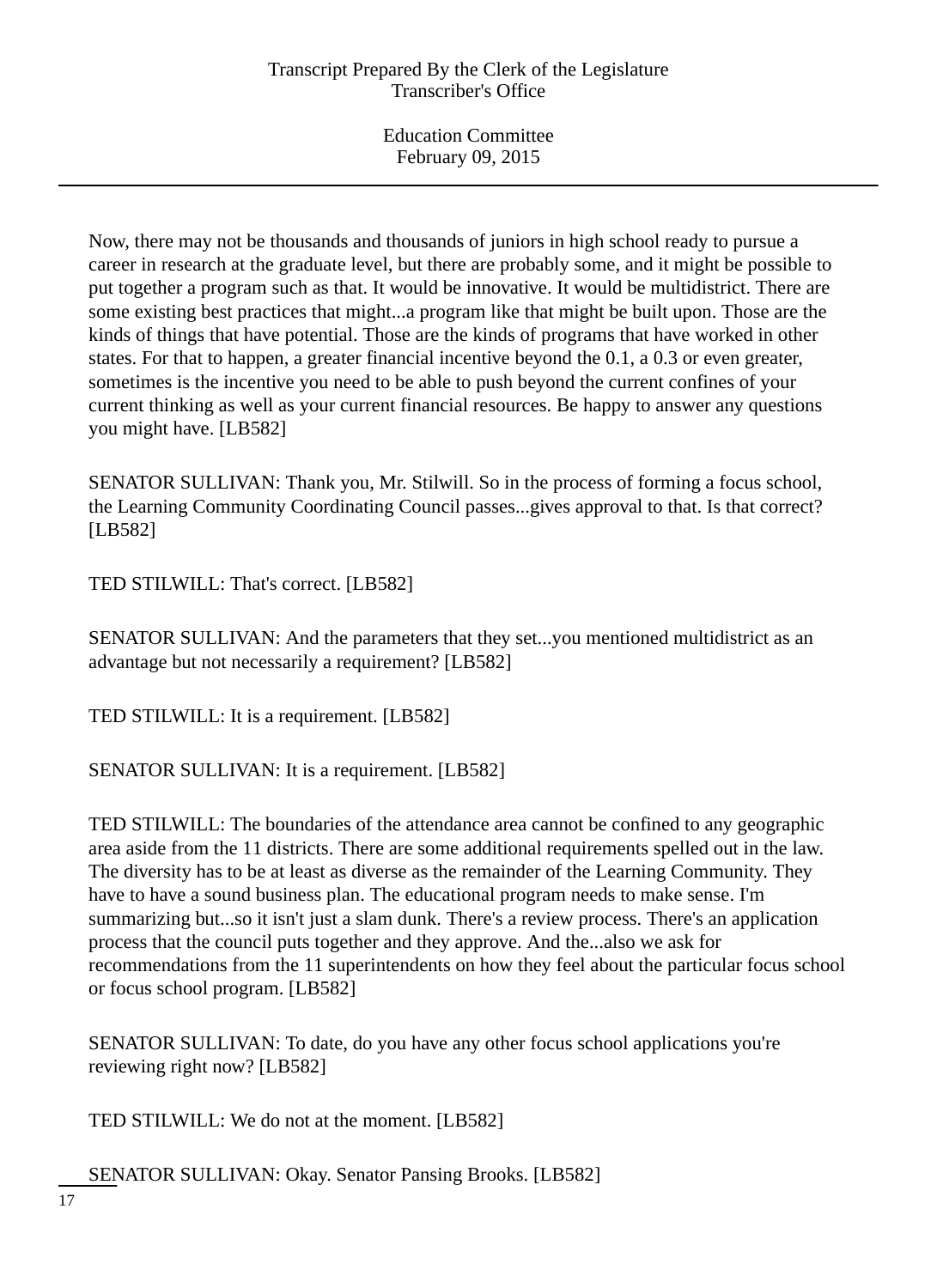Now, there may not be thousands and thousands of juniors in high school ready to pursue a career in research at the graduate level, but there are probably some, and it might be possible to put together a program such as that. It would be innovative. It would be multidistrict. There are some existing best practices that might...a program like that might be built upon. Those are the kinds of things that have potential. Those are the kinds of programs that have worked in other states. For that to happen, a greater financial incentive beyond the 0.1, a 0.3 or even greater, sometimes is the incentive you need to be able to push beyond the current confines of your current thinking as well as your current financial resources. Be happy to answer any questions you might have. [LB582]

SENATOR SULLIVAN: Thank you, Mr. Stilwill. So in the process of forming a focus school, the Learning Community Coordinating Council passes...gives approval to that. Is that correct? [LB582]

TED STILWILL: That's correct. [LB582]

SENATOR SULLIVAN: And the parameters that they set...you mentioned multidistrict as an advantage but not necessarily a requirement? [LB582]

TED STILWILL: It is a requirement. [LB582]

SENATOR SULLIVAN: It is a requirement. [LB582]

TED STILWILL: The boundaries of the attendance area cannot be confined to any geographic area aside from the 11 districts. There are some additional requirements spelled out in the law. The diversity has to be at least as diverse as the remainder of the Learning Community. They have to have a sound business plan. The educational program needs to make sense. I'm summarizing but...so it isn't just a slam dunk. There's a review process. There's an application process that the council puts together and they approve. And the...also we ask for recommendations from the 11 superintendents on how they feel about the particular focus school or focus school program. [LB582]

SENATOR SULLIVAN: To date, do you have any other focus school applications you're reviewing right now? [LB582]

TED STILWILL: We do not at the moment. [LB582]

SENATOR SULLIVAN: Okay. Senator Pansing Brooks. [LB582]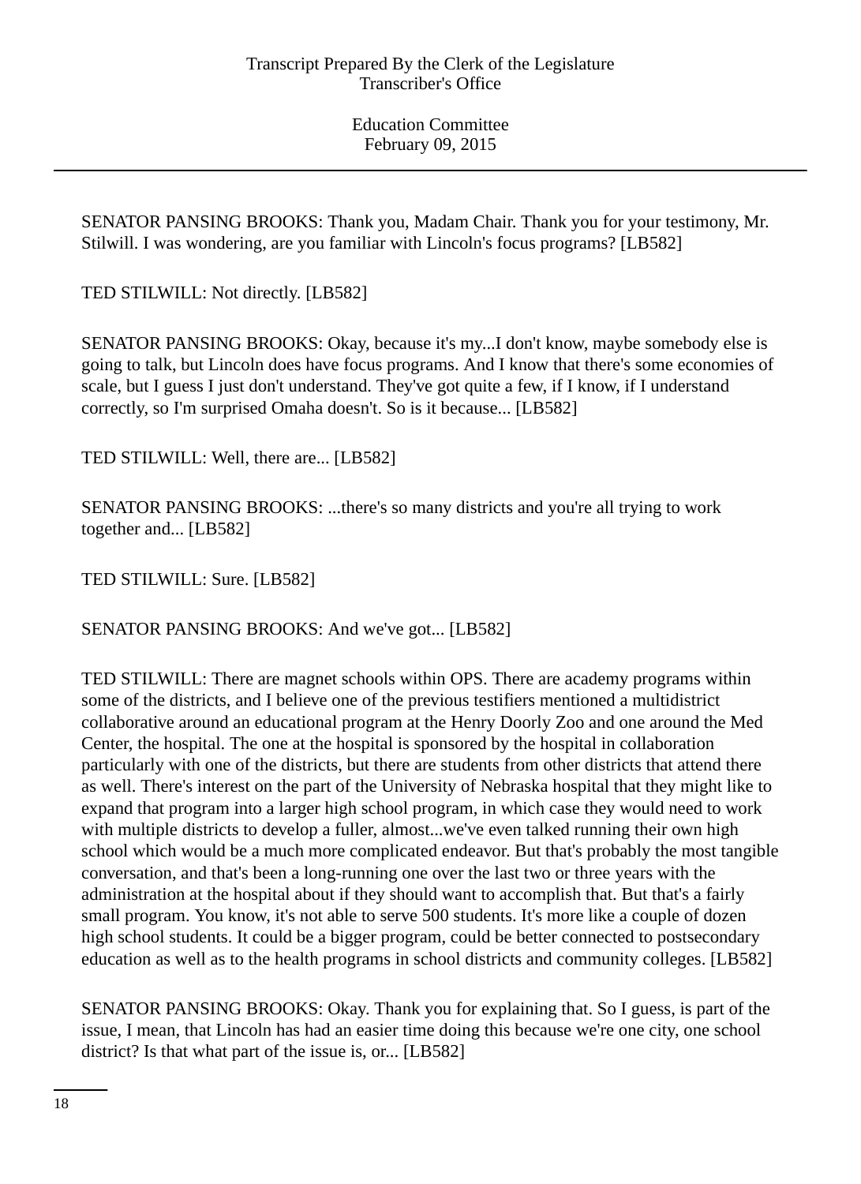SENATOR PANSING BROOKS: Thank you, Madam Chair. Thank you for your testimony, Mr. Stilwill. I was wondering, are you familiar with Lincoln's focus programs? [LB582]

TED STILWILL: Not directly. [LB582]

SENATOR PANSING BROOKS: Okay, because it's my...I don't know, maybe somebody else is going to talk, but Lincoln does have focus programs. And I know that there's some economies of scale, but I guess I just don't understand. They've got quite a few, if I know, if I understand correctly, so I'm surprised Omaha doesn't. So is it because... [LB582]

TED STILWILL: Well, there are... [LB582]

SENATOR PANSING BROOKS: ...there's so many districts and you're all trying to work together and... [LB582]

TED STILWILL: Sure. [LB582]

SENATOR PANSING BROOKS: And we've got... [LB582]

TED STILWILL: There are magnet schools within OPS. There are academy programs within some of the districts, and I believe one of the previous testifiers mentioned a multidistrict collaborative around an educational program at the Henry Doorly Zoo and one around the Med Center, the hospital. The one at the hospital is sponsored by the hospital in collaboration particularly with one of the districts, but there are students from other districts that attend there as well. There's interest on the part of the University of Nebraska hospital that they might like to expand that program into a larger high school program, in which case they would need to work with multiple districts to develop a fuller, almost...we've even talked running their own high school which would be a much more complicated endeavor. But that's probably the most tangible conversation, and that's been a long-running one over the last two or three years with the administration at the hospital about if they should want to accomplish that. But that's a fairly small program. You know, it's not able to serve 500 students. It's more like a couple of dozen high school students. It could be a bigger program, could be better connected to postsecondary education as well as to the health programs in school districts and community colleges. [LB582]

SENATOR PANSING BROOKS: Okay. Thank you for explaining that. So I guess, is part of the issue, I mean, that Lincoln has had an easier time doing this because we're one city, one school district? Is that what part of the issue is, or... [LB582]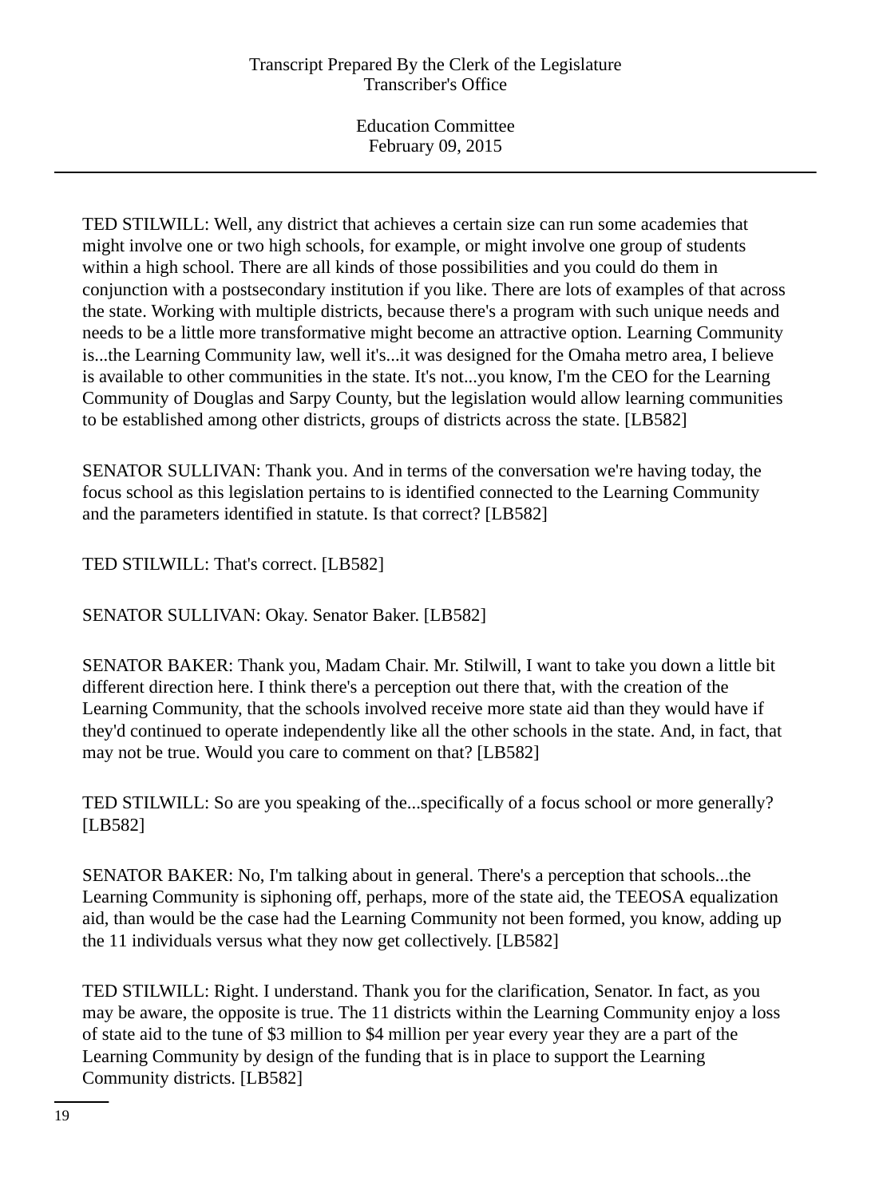TED STILWILL: Well, any district that achieves a certain size can run some academies that might involve one or two high schools, for example, or might involve one group of students within a high school. There are all kinds of those possibilities and you could do them in conjunction with a postsecondary institution if you like. There are lots of examples of that across the state. Working with multiple districts, because there's a program with such unique needs and needs to be a little more transformative might become an attractive option. Learning Community is...the Learning Community law, well it's...it was designed for the Omaha metro area, I believe is available to other communities in the state. It's not...you know, I'm the CEO for the Learning Community of Douglas and Sarpy County, but the legislation would allow learning communities to be established among other districts, groups of districts across the state. [LB582]

SENATOR SULLIVAN: Thank you. And in terms of the conversation we're having today, the focus school as this legislation pertains to is identified connected to the Learning Community and the parameters identified in statute. Is that correct? [LB582]

TED STILWILL: That's correct. [LB582]

SENATOR SULLIVAN: Okay. Senator Baker. [LB582]

SENATOR BAKER: Thank you, Madam Chair. Mr. Stilwill, I want to take you down a little bit different direction here. I think there's a perception out there that, with the creation of the Learning Community, that the schools involved receive more state aid than they would have if they'd continued to operate independently like all the other schools in the state. And, in fact, that may not be true. Would you care to comment on that? [LB582]

TED STILWILL: So are you speaking of the...specifically of a focus school or more generally? [LB582]

SENATOR BAKER: No, I'm talking about in general. There's a perception that schools...the Learning Community is siphoning off, perhaps, more of the state aid, the TEEOSA equalization aid, than would be the case had the Learning Community not been formed, you know, adding up the 11 individuals versus what they now get collectively. [LB582]

TED STILWILL: Right. I understand. Thank you for the clarification, Senator. In fact, as you may be aware, the opposite is true. The 11 districts within the Learning Community enjoy a loss of state aid to the tune of $3 million to $4 million per year every year they are a part of the Learning Community by design of the funding that is in place to support the Learning Community districts. [LB582]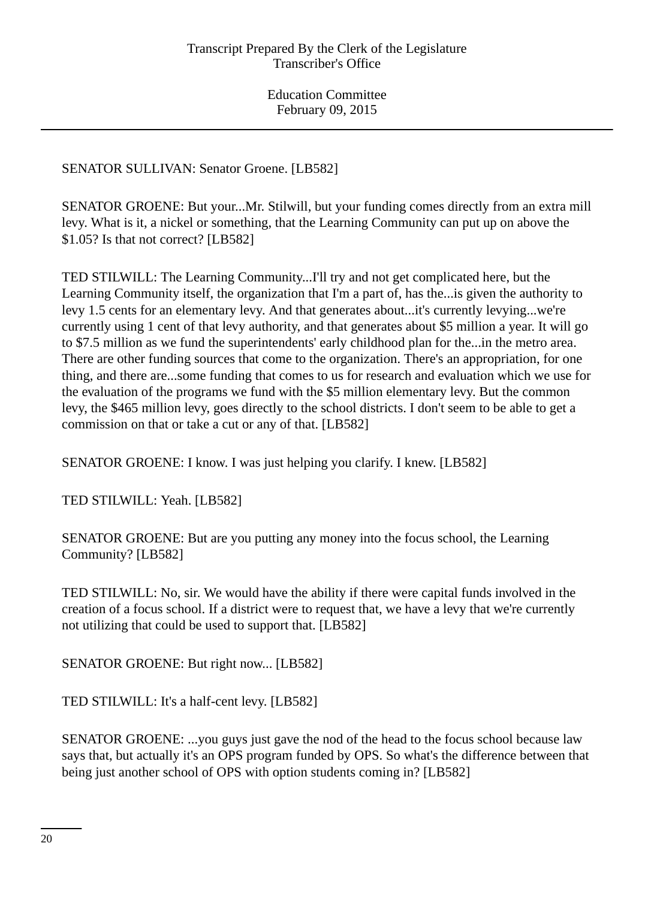SENATOR SULLIVAN: Senator Groene. [LB582]

SENATOR GROENE: But your...Mr. Stilwill, but your funding comes directly from an extra mill levy. What is it, a nickel or something, that the Learning Community can put up on above the $1.05? Is that not correct? [LB582]

TED STILWILL: The Learning Community...I'll try and not get complicated here, but the Learning Community itself, the organization that I'm a part of, has the...is given the authority to levy 1.5 cents for an elementary levy. And that generates about...it's currently levying...we're currently using 1 cent of that levy authority, and that generates about $5 million a year. It will go to $7.5 million as we fund the superintendents' early childhood plan for the...in the metro area. There are other funding sources that come to the organization. There's an appropriation, for one thing, and there are...some funding that comes to us for research and evaluation which we use for the evaluation of the programs we fund with the $5 million elementary levy. But the common levy, the $465 million levy, goes directly to the school districts. I don't seem to be able to get a commission on that or take a cut or any of that. [LB582]

SENATOR GROENE: I know. I was just helping you clarify. I knew. [LB582]

TED STILWILL: Yeah. [LB582]

SENATOR GROENE: But are you putting any money into the focus school, the Learning Community? [LB582]

TED STILWILL: No, sir. We would have the ability if there were capital funds involved in the creation of a focus school. If a district were to request that, we have a levy that we're currently not utilizing that could be used to support that. [LB582]

SENATOR GROENE: But right now... [LB582]

TED STILWILL: It's a half-cent levy. [LB582]

SENATOR GROENE: ...you guys just gave the nod of the head to the focus school because law says that, but actually it's an OPS program funded by OPS. So what's the difference between that being just another school of OPS with option students coming in? [LB582]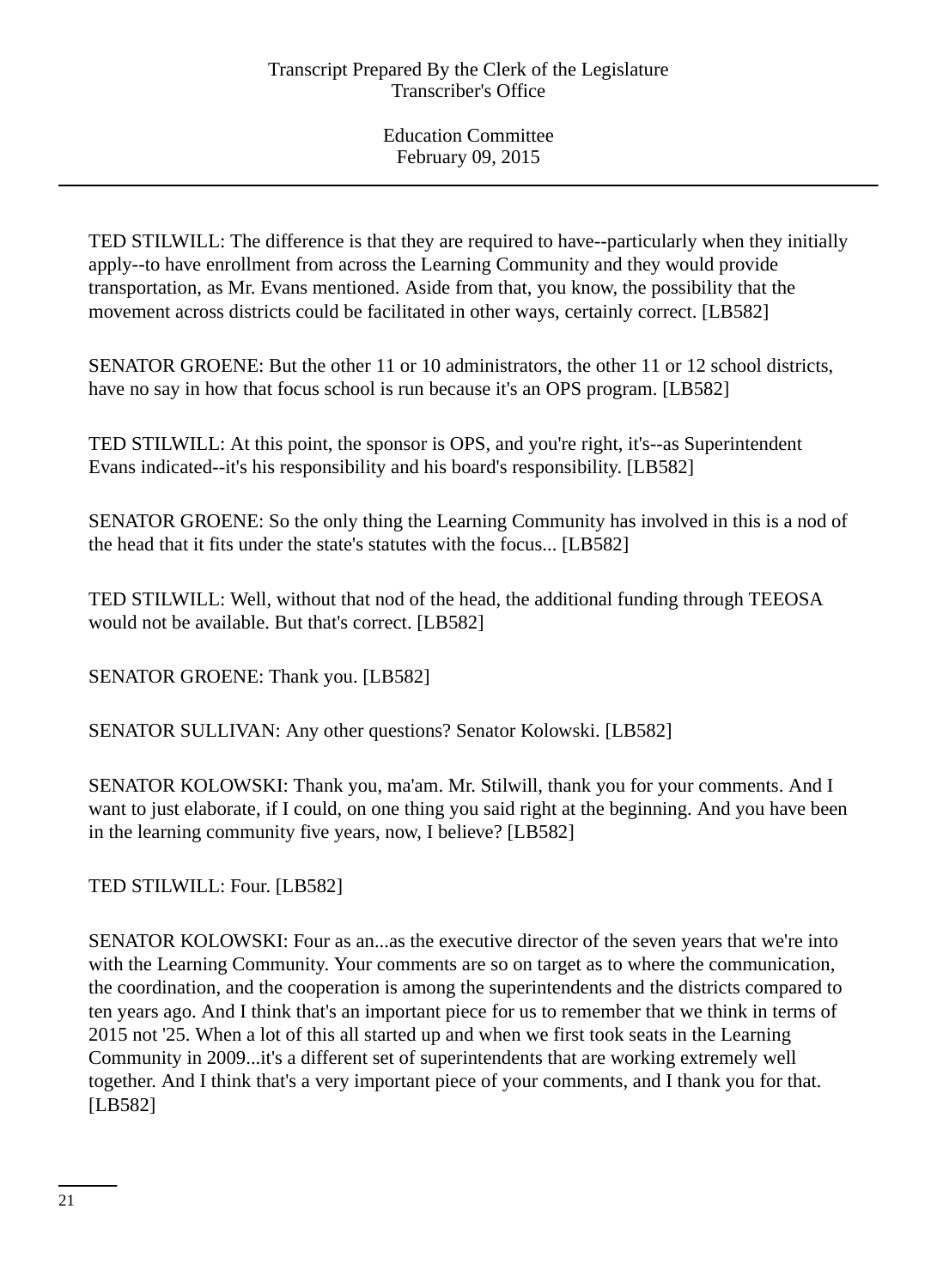TED STILWILL: The difference is that they are required to have--particularly when they initially apply--to have enrollment from across the Learning Community and they would provide transportation, as Mr. Evans mentioned. Aside from that, you know, the possibility that the movement across districts could be facilitated in other ways, certainly correct. [LB582]

SENATOR GROENE: But the other 11 or 10 administrators, the other 11 or 12 school districts, have no say in how that focus school is run because it's an OPS program. [LB582]

TED STILWILL: At this point, the sponsor is OPS, and you're right, it's--as Superintendent Evans indicated--it's his responsibility and his board's responsibility. [LB582]

SENATOR GROENE: So the only thing the Learning Community has involved in this is a nod of the head that it fits under the state's statutes with the focus... [LB582]

TED STILWILL: Well, without that nod of the head, the additional funding through TEEOSA would not be available. But that's correct. [LB582]

SENATOR GROENE: Thank you. [LB582]

SENATOR SULLIVAN: Any other questions? Senator Kolowski. [LB582]

SENATOR KOLOWSKI: Thank you, ma'am. Mr. Stilwill, thank you for your comments. And I want to just elaborate, if I could, on one thing you said right at the beginning. And you have been in the learning community five years, now, I believe? [LB582]

TED STILWILL: Four. [LB582]

SENATOR KOLOWSKI: Four as an...as the executive director of the seven years that we're into with the Learning Community. Your comments are so on target as to where the communication, the coordination, and the cooperation is among the superintendents and the districts compared to ten years ago. And I think that's an important piece for us to remember that we think in terms of 2015 not '25. When a lot of this all started up and when we first took seats in the Learning Community in 2009...it's a different set of superintendents that are working extremely well together. And I think that's a very important piece of your comments, and I thank you for that. [LB582]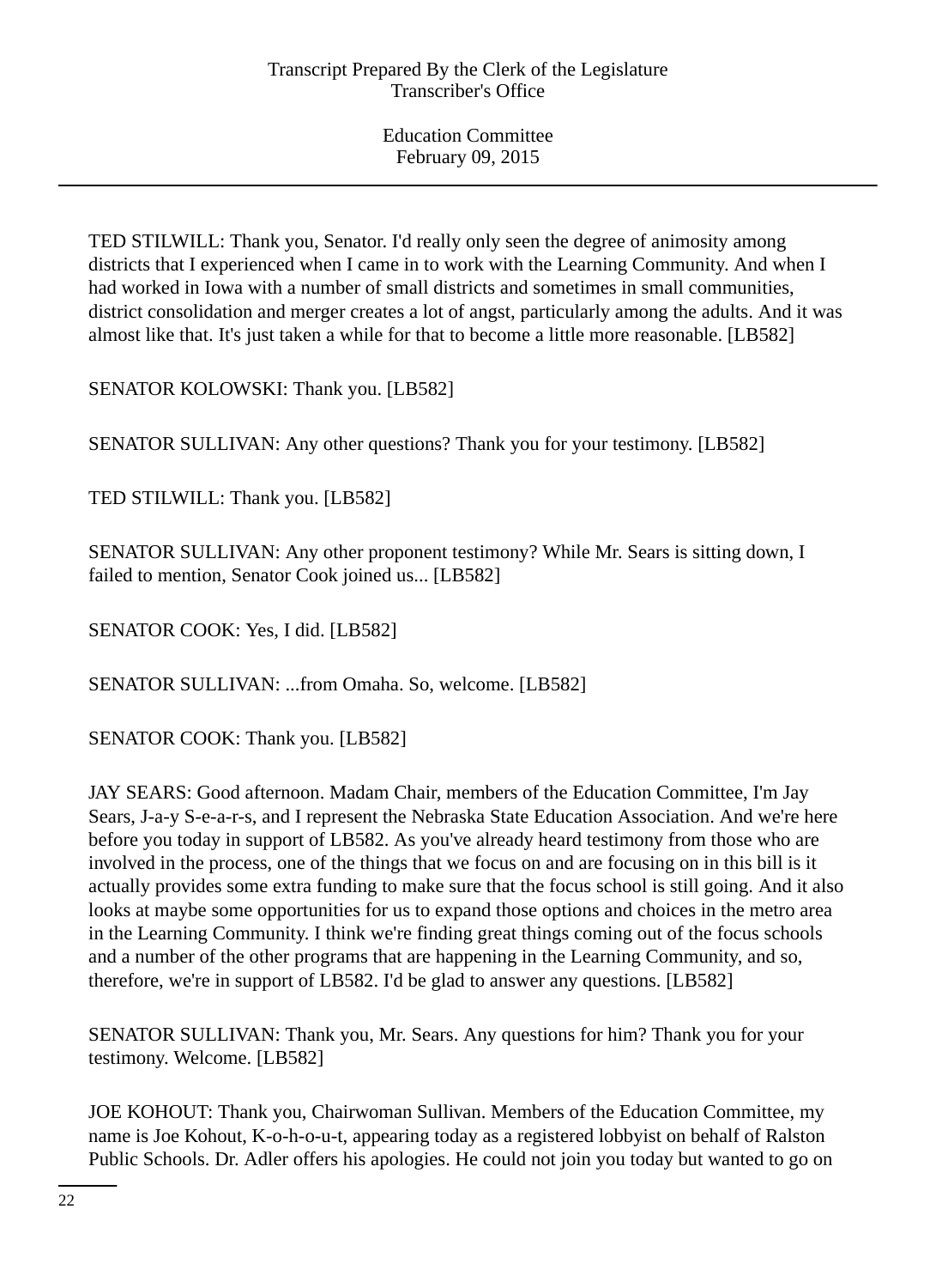TED STILWILL: Thank you, Senator. I'd really only seen the degree of animosity among districts that I experienced when I came in to work with the Learning Community. And when I had worked in Iowa with a number of small districts and sometimes in small communities, district consolidation and merger creates a lot of angst, particularly among the adults. And it was almost like that. It's just taken a while for that to become a little more reasonable. [LB582]

SENATOR KOLOWSKI: Thank you. [LB582]

SENATOR SULLIVAN: Any other questions? Thank you for your testimony. [LB582]

TED STILWILL: Thank you. [LB582]

SENATOR SULLIVAN: Any other proponent testimony? While Mr. Sears is sitting down, I failed to mention, Senator Cook joined us... [LB582]

SENATOR COOK: Yes, I did. [LB582]

SENATOR SULLIVAN: ...from Omaha. So, welcome. [LB582]

SENATOR COOK: Thank you. [LB582]

JAY SEARS: Good afternoon. Madam Chair, members of the Education Committee, I'm Jay Sears, J-a-y S-e-a-r-s, and I represent the Nebraska State Education Association. And we're here before you today in support of LB582. As you've already heard testimony from those who are involved in the process, one of the things that we focus on and are focusing on in this bill is it actually provides some extra funding to make sure that the focus school is still going. And it also looks at maybe some opportunities for us to expand those options and choices in the metro area in the Learning Community. I think we're finding great things coming out of the focus schools and a number of the other programs that are happening in the Learning Community, and so, therefore, we're in support of LB582. I'd be glad to answer any questions. [LB582]

SENATOR SULLIVAN: Thank you, Mr. Sears. Any questions for him? Thank you for your testimony. Welcome. [LB582]

JOE KOHOUT: Thank you, Chairwoman Sullivan. Members of the Education Committee, my name is Joe Kohout, K-o-h-o-u-t, appearing today as a registered lobbyist on behalf of Ralston Public Schools. Dr. Adler offers his apologies. He could not join you today but wanted to go on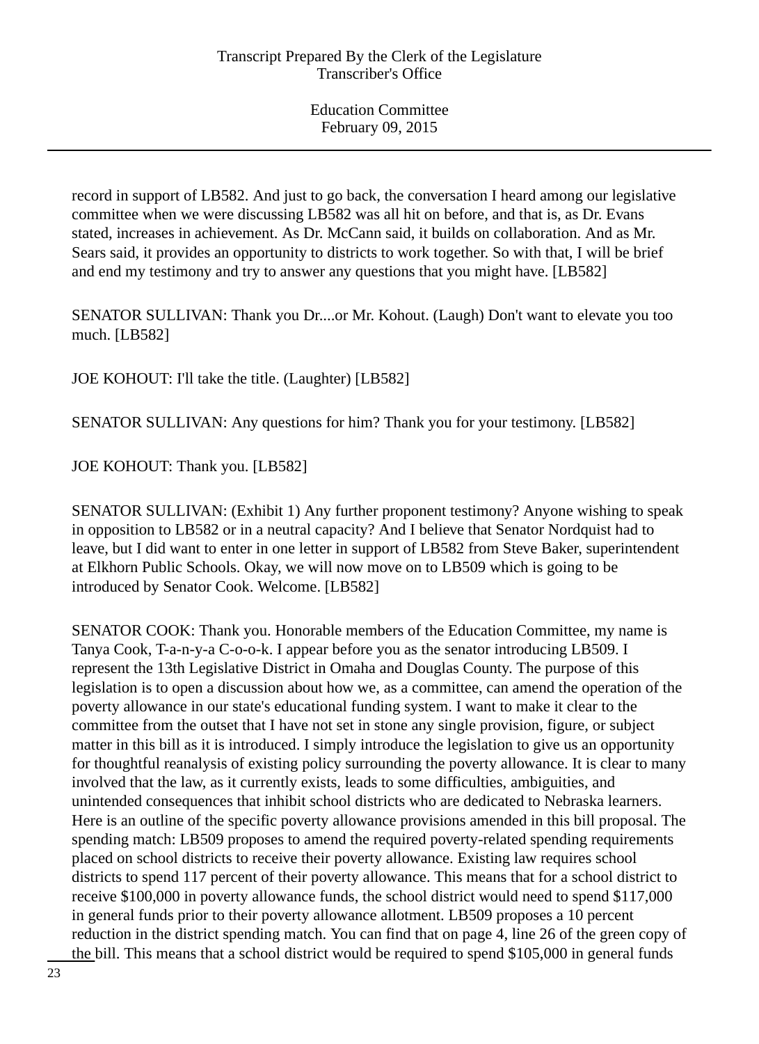record in support of LB582. And just to go back, the conversation I heard among our legislative committee when we were discussing LB582 was all hit on before, and that is, as Dr. Evans stated, increases in achievement. As Dr. McCann said, it builds on collaboration. And as Mr. Sears said, it provides an opportunity to districts to work together. So with that, I will be brief and end my testimony and try to answer any questions that you might have. [LB582]

SENATOR SULLIVAN: Thank you Dr....or Mr. Kohout. (Laugh) Don't want to elevate you too much. [LB582]

JOE KOHOUT: I'll take the title. (Laughter) [LB582]

SENATOR SULLIVAN: Any questions for him? Thank you for your testimony. [LB582]

JOE KOHOUT: Thank you. [LB582]

SENATOR SULLIVAN: (Exhibit 1) Any further proponent testimony? Anyone wishing to speak in opposition to LB582 or in a neutral capacity? And I believe that Senator Nordquist had to leave, but I did want to enter in one letter in support of LB582 from Steve Baker, superintendent at Elkhorn Public Schools. Okay, we will now move on to LB509 which is going to be introduced by Senator Cook. Welcome. [LB582]

SENATOR COOK: Thank you. Honorable members of the Education Committee, my name is Tanya Cook, T-a-n-y-a C-o-o-k. I appear before you as the senator introducing LB509. I represent the 13th Legislative District in Omaha and Douglas County. The purpose of this legislation is to open a discussion about how we, as a committee, can amend the operation of the poverty allowance in our state's educational funding system. I want to make it clear to the committee from the outset that I have not set in stone any single provision, figure, or subject matter in this bill as it is introduced. I simply introduce the legislation to give us an opportunity for thoughtful reanalysis of existing policy surrounding the poverty allowance. It is clear to many involved that the law, as it currently exists, leads to some difficulties, ambiguities, and unintended consequences that inhibit school districts who are dedicated to Nebraska learners. Here is an outline of the specific poverty allowance provisions amended in this bill proposal. The spending match: LB509 proposes to amend the required poverty-related spending requirements placed on school districts to receive their poverty allowance. Existing law requires school districts to spend 117 percent of their poverty allowance. This means that for a school district to receive $100,000 in poverty allowance funds, the school district would need to spend $117,000 in general funds prior to their poverty allowance allotment. LB509 proposes a 10 percent reduction in the district spending match. You can find that on page 4, line 26 of the green copy of the bill. This means that a school district would be required to spend $105,000 in general funds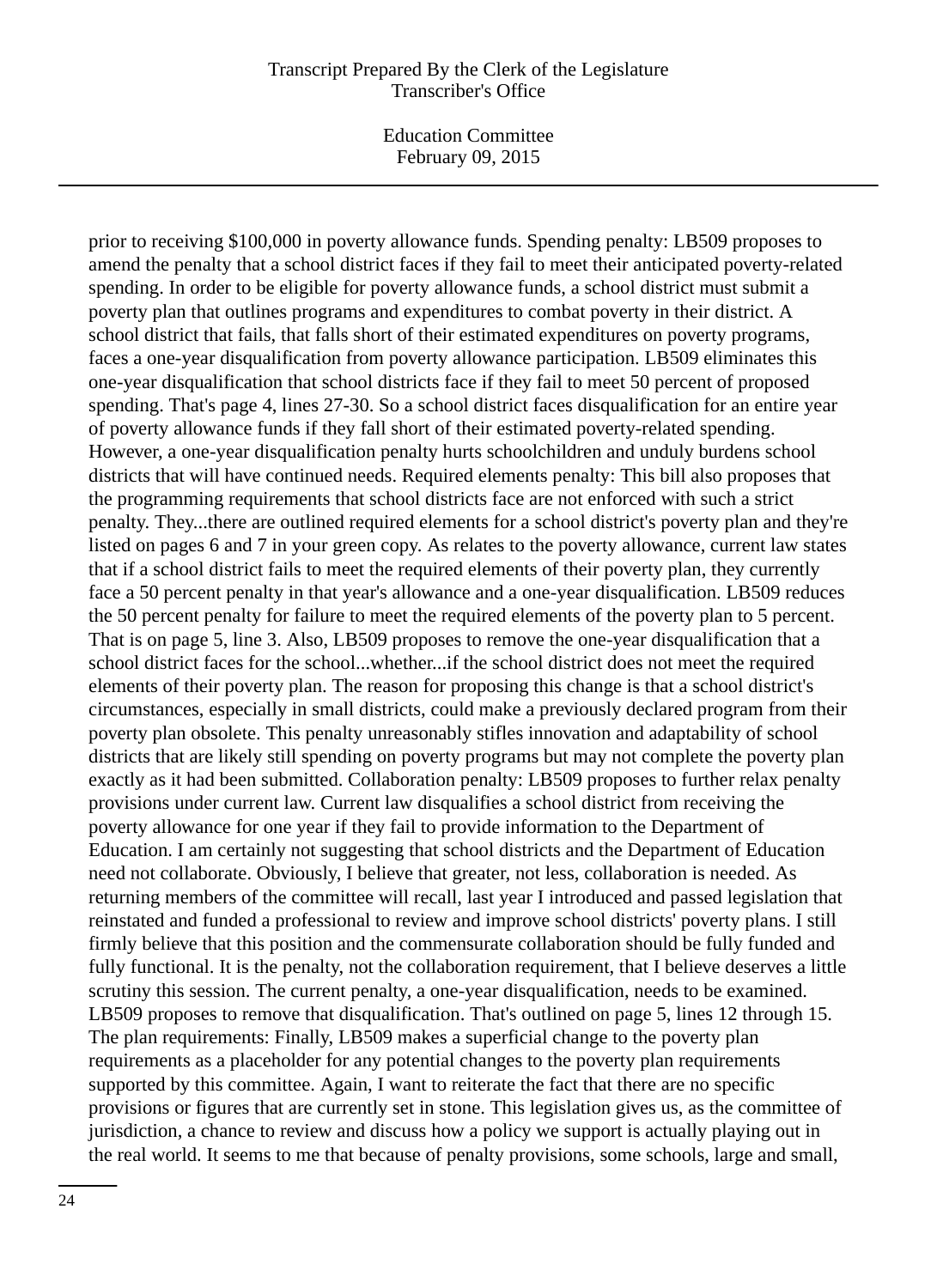prior to receiving $100,000 in poverty allowance funds. Spending penalty: LB509 proposes to amend the penalty that a school district faces if they fail to meet their anticipated poverty-related spending. In order to be eligible for poverty allowance funds, a school district must submit a poverty plan that outlines programs and expenditures to combat poverty in their district. A school district that fails, that falls short of their estimated expenditures on poverty programs, faces a one-year disqualification from poverty allowance participation. LB509 eliminates this one-year disqualification that school districts face if they fail to meet 50 percent of proposed spending. That's page 4, lines 27-30. So a school district faces disqualification for an entire year of poverty allowance funds if they fall short of their estimated poverty-related spending. However, a one-year disqualification penalty hurts schoolchildren and unduly burdens school districts that will have continued needs. Required elements penalty: This bill also proposes that the programming requirements that school districts face are not enforced with such a strict penalty. They...there are outlined required elements for a school district's poverty plan and they're listed on pages 6 and 7 in your green copy. As relates to the poverty allowance, current law states that if a school district fails to meet the required elements of their poverty plan, they currently face a 50 percent penalty in that year's allowance and a one-year disqualification. LB509 reduces the 50 percent penalty for failure to meet the required elements of the poverty plan to 5 percent. That is on page 5, line 3. Also, LB509 proposes to remove the one-year disqualification that a school district faces for the school...whether...if the school district does not meet the required elements of their poverty plan. The reason for proposing this change is that a school district's circumstances, especially in small districts, could make a previously declared program from their poverty plan obsolete. This penalty unreasonably stifles innovation and adaptability of school districts that are likely still spending on poverty programs but may not complete the poverty plan exactly as it had been submitted. Collaboration penalty: LB509 proposes to further relax penalty provisions under current law. Current law disqualifies a school district from receiving the poverty allowance for one year if they fail to provide information to the Department of Education. I am certainly not suggesting that school districts and the Department of Education need not collaborate. Obviously, I believe that greater, not less, collaboration is needed. As returning members of the committee will recall, last year I introduced and passed legislation that reinstated and funded a professional to review and improve school districts' poverty plans. I still firmly believe that this position and the commensurate collaboration should be fully funded and fully functional. It is the penalty, not the collaboration requirement, that I believe deserves a little scrutiny this session. The current penalty, a one-year disqualification, needs to be examined. LB509 proposes to remove that disqualification. That's outlined on page 5, lines 12 through 15. The plan requirements: Finally, LB509 makes a superficial change to the poverty plan requirements as a placeholder for any potential changes to the poverty plan requirements supported by this committee. Again, I want to reiterate the fact that there are no specific provisions or figures that are currently set in stone. This legislation gives us, as the committee of jurisdiction, a chance to review and discuss how a policy we support is actually playing out in the real world. It seems to me that because of penalty provisions, some schools, large and small,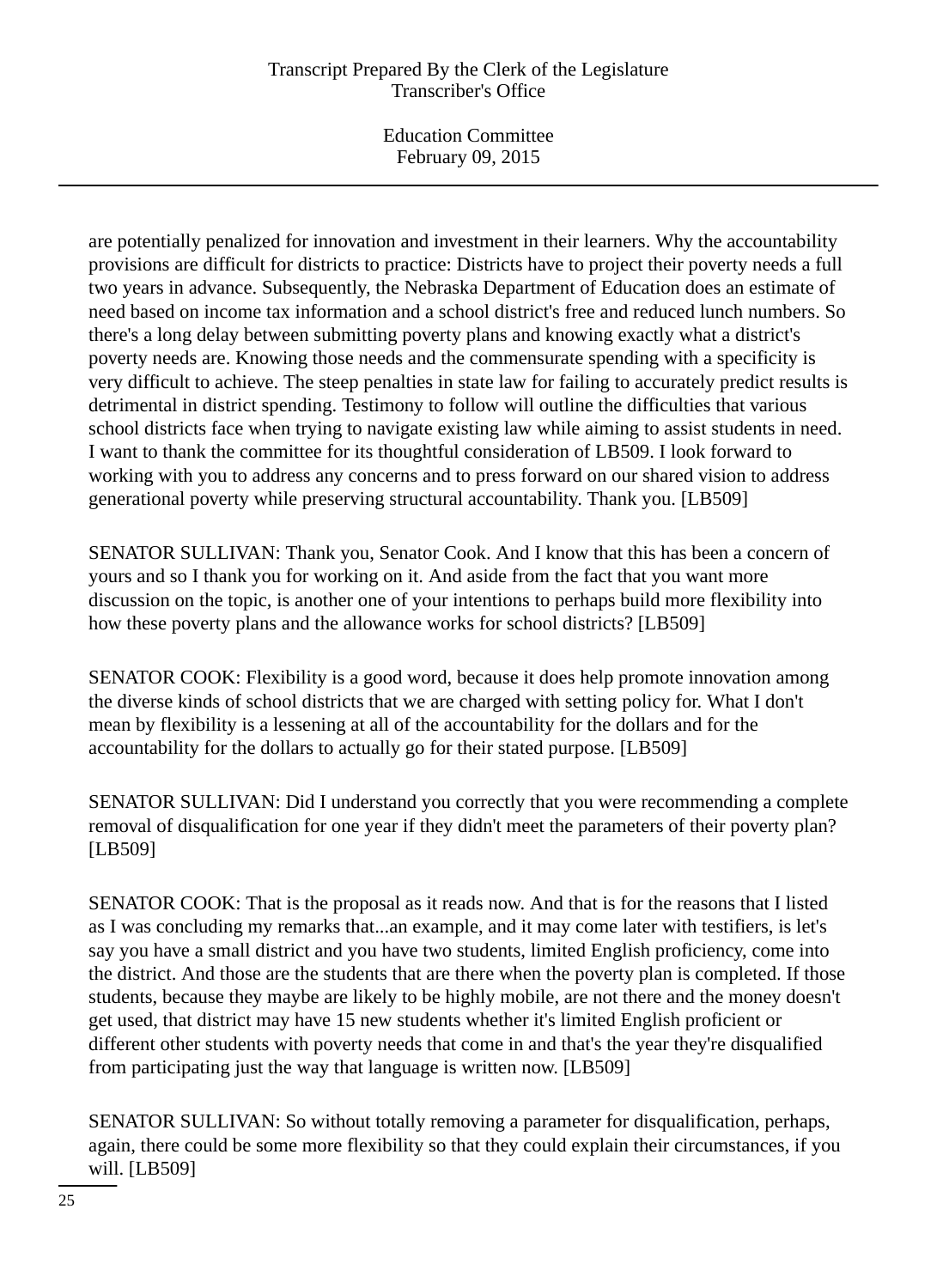are potentially penalized for innovation and investment in their learners. Why the accountability provisions are difficult for districts to practice: Districts have to project their poverty needs a full two years in advance. Subsequently, the Nebraska Department of Education does an estimate of need based on income tax information and a school district's free and reduced lunch numbers. So there's a long delay between submitting poverty plans and knowing exactly what a district's poverty needs are. Knowing those needs and the commensurate spending with a specificity is very difficult to achieve. The steep penalties in state law for failing to accurately predict results is detrimental in district spending. Testimony to follow will outline the difficulties that various school districts face when trying to navigate existing law while aiming to assist students in need. I want to thank the committee for its thoughtful consideration of LB509. I look forward to working with you to address any concerns and to press forward on our shared vision to address generational poverty while preserving structural accountability. Thank you. [LB509]

SENATOR SULLIVAN: Thank you, Senator Cook. And I know that this has been a concern of yours and so I thank you for working on it. And aside from the fact that you want more discussion on the topic, is another one of your intentions to perhaps build more flexibility into how these poverty plans and the allowance works for school districts? [LB509]

SENATOR COOK: Flexibility is a good word, because it does help promote innovation among the diverse kinds of school districts that we are charged with setting policy for. What I don't mean by flexibility is a lessening at all of the accountability for the dollars and for the accountability for the dollars to actually go for their stated purpose. [LB509]

SENATOR SULLIVAN: Did I understand you correctly that you were recommending a complete removal of disqualification for one year if they didn't meet the parameters of their poverty plan? [LB509]

SENATOR COOK: That is the proposal as it reads now. And that is for the reasons that I listed as I was concluding my remarks that...an example, and it may come later with testifiers, is let's say you have a small district and you have two students, limited English proficiency, come into the district. And those are the students that are there when the poverty plan is completed. If those students, because they maybe are likely to be highly mobile, are not there and the money doesn't get used, that district may have 15 new students whether it's limited English proficient or different other students with poverty needs that come in and that's the year they're disqualified from participating just the way that language is written now. [LB509]

SENATOR SULLIVAN: So without totally removing a parameter for disqualification, perhaps, again, there could be some more flexibility so that they could explain their circumstances, if you will. [LB509]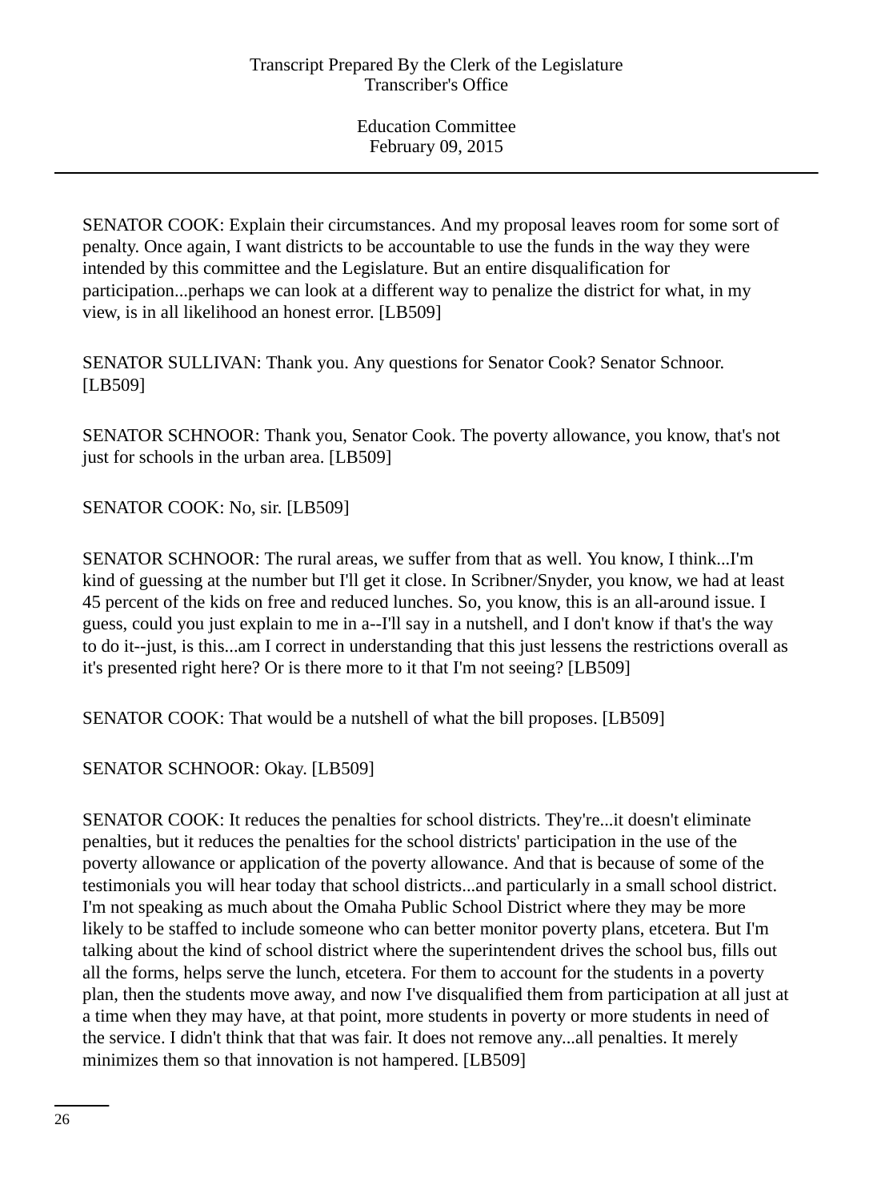SENATOR COOK: Explain their circumstances. And my proposal leaves room for some sort of penalty. Once again, I want districts to be accountable to use the funds in the way they were intended by this committee and the Legislature. But an entire disqualification for participation...perhaps we can look at a different way to penalize the district for what, in my view, is in all likelihood an honest error. [LB509]

SENATOR SULLIVAN: Thank you. Any questions for Senator Cook? Senator Schnoor. [LB509]

SENATOR SCHNOOR: Thank you, Senator Cook. The poverty allowance, you know, that's not just for schools in the urban area. [LB509]

SENATOR COOK: No, sir. [LB509]

SENATOR SCHNOOR: The rural areas, we suffer from that as well. You know, I think...I'm kind of guessing at the number but I'll get it close. In Scribner/Snyder, you know, we had at least 45 percent of the kids on free and reduced lunches. So, you know, this is an all-around issue. I guess, could you just explain to me in a--I'll say in a nutshell, and I don't know if that's the way to do it--just, is this...am I correct in understanding that this just lessens the restrictions overall as it's presented right here? Or is there more to it that I'm not seeing? [LB509]

SENATOR COOK: That would be a nutshell of what the bill proposes. [LB509]

SENATOR SCHNOOR: Okay. [LB509]

SENATOR COOK: It reduces the penalties for school districts. They're...it doesn't eliminate penalties, but it reduces the penalties for the school districts' participation in the use of the poverty allowance or application of the poverty allowance. And that is because of some of the testimonials you will hear today that school districts...and particularly in a small school district. I'm not speaking as much about the Omaha Public School District where they may be more likely to be staffed to include someone who can better monitor poverty plans, etcetera. But I'm talking about the kind of school district where the superintendent drives the school bus, fills out all the forms, helps serve the lunch, etcetera. For them to account for the students in a poverty plan, then the students move away, and now I've disqualified them from participation at all just at a time when they may have, at that point, more students in poverty or more students in need of the service. I didn't think that that was fair. It does not remove any...all penalties. It merely minimizes them so that innovation is not hampered. [LB509]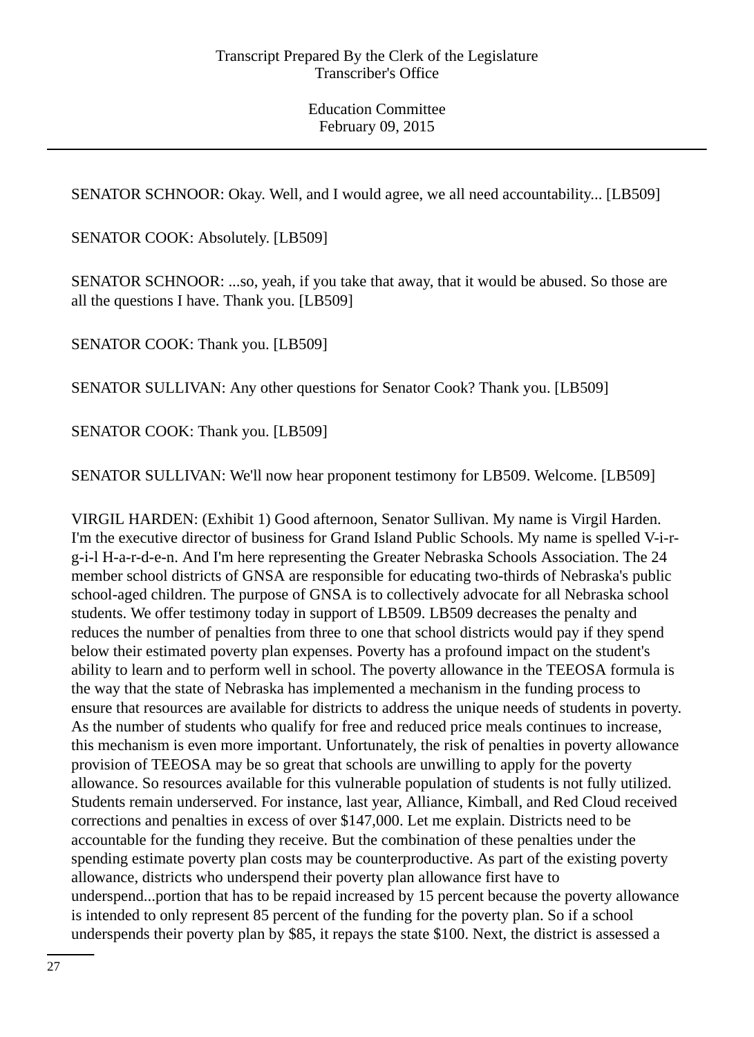SENATOR SCHNOOR: Okay. Well, and I would agree, we all need accountability... [LB509]

SENATOR COOK: Absolutely. [LB509]

SENATOR SCHNOOR: ...so, yeah, if you take that away, that it would be abused. So those are all the questions I have. Thank you. [LB509]

SENATOR COOK: Thank you. [LB509]

SENATOR SULLIVAN: Any other questions for Senator Cook? Thank you. [LB509]

SENATOR COOK: Thank you. [LB509]

SENATOR SULLIVAN: We'll now hear proponent testimony for LB509. Welcome. [LB509]

VIRGIL HARDEN: (Exhibit 1) Good afternoon, Senator Sullivan. My name is Virgil Harden. I'm the executive director of business for Grand Island Public Schools. My name is spelled V-i-r-g-i-l H-a-r-d-e-n. And I'm here representing the Greater Nebraska Schools Association. The 24 member school districts of GNSA are responsible for educating two-thirds of Nebraska's public school-aged children. The purpose of GNSA is to collectively advocate for all Nebraska school students. We offer testimony today in support of LB509. LB509 decreases the penalty and reduces the number of penalties from three to one that school districts would pay if they spend below their estimated poverty plan expenses. Poverty has a profound impact on the student's ability to learn and to perform well in school. The poverty allowance in the TEEOSA formula is the way that the state of Nebraska has implemented a mechanism in the funding process to ensure that resources are available for districts to address the unique needs of students in poverty. As the number of students who qualify for free and reduced price meals continues to increase, this mechanism is even more important. Unfortunately, the risk of penalties in poverty allowance provision of TEEOSA may be so great that schools are unwilling to apply for the poverty allowance. So resources available for this vulnerable population of students is not fully utilized. Students remain underserved. For instance, last year, Alliance, Kimball, and Red Cloud received corrections and penalties in excess of over $147,000. Let me explain. Districts need to be accountable for the funding they receive. But the combination of these penalties under the spending estimate poverty plan costs may be counterproductive. As part of the existing poverty allowance, districts who underspend their poverty plan allowance first have to underspend...portion that has to be repaid increased by 15 percent because the poverty allowance is intended to only represent 85 percent of the funding for the poverty plan. So if a school underspends their poverty plan by $85, it repays the state $100. Next, the district is assessed a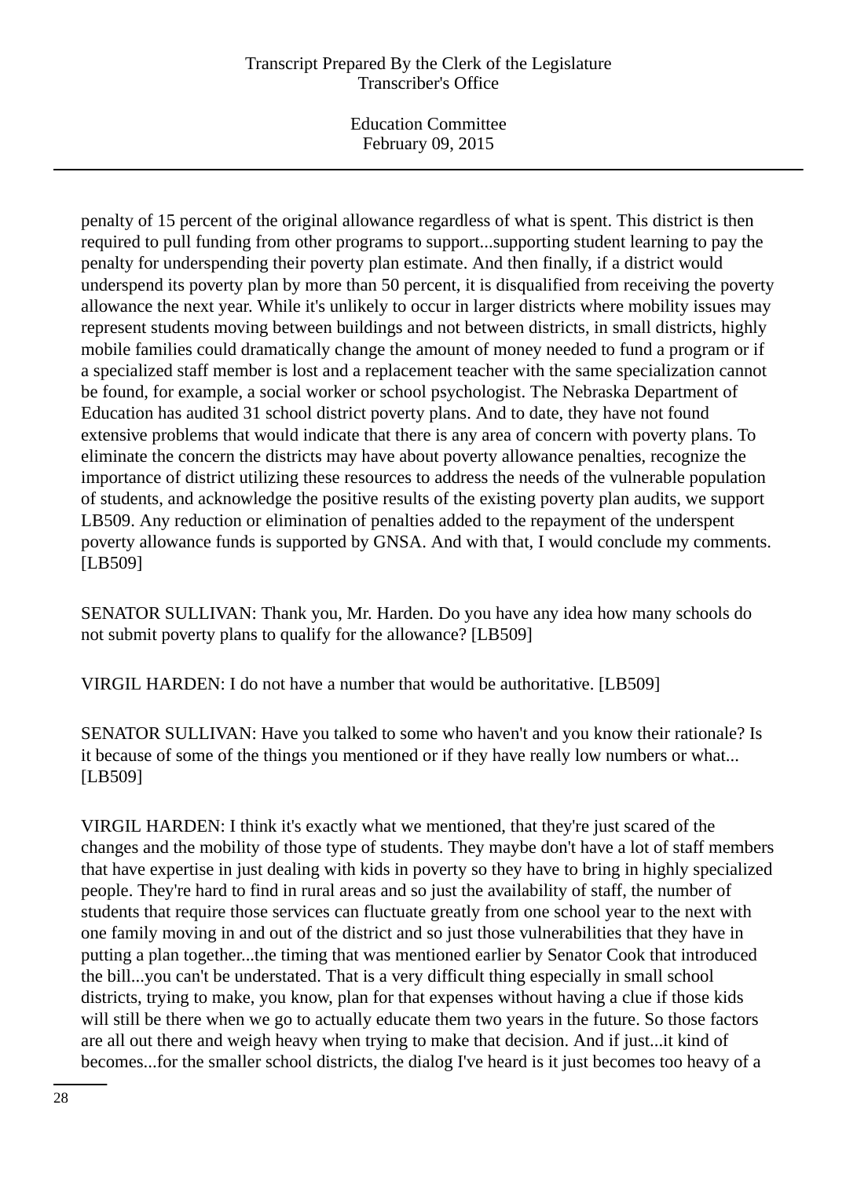penalty of 15 percent of the original allowance regardless of what is spent. This district is then required to pull funding from other programs to support...supporting student learning to pay the penalty for underspending their poverty plan estimate. And then finally, if a district would underspend its poverty plan by more than 50 percent, it is disqualified from receiving the poverty allowance the next year. While it's unlikely to occur in larger districts where mobility issues may represent students moving between buildings and not between districts, in small districts, highly mobile families could dramatically change the amount of money needed to fund a program or if a specialized staff member is lost and a replacement teacher with the same specialization cannot be found, for example, a social worker or school psychologist. The Nebraska Department of Education has audited 31 school district poverty plans. And to date, they have not found extensive problems that would indicate that there is any area of concern with poverty plans. To eliminate the concern the districts may have about poverty allowance penalties, recognize the importance of district utilizing these resources to address the needs of the vulnerable population of students, and acknowledge the positive results of the existing poverty plan audits, we support LB509. Any reduction or elimination of penalties added to the repayment of the underspent poverty allowance funds is supported by GNSA. And with that, I would conclude my comments. [LB509]

SENATOR SULLIVAN: Thank you, Mr. Harden. Do you have any idea how many schools do not submit poverty plans to qualify for the allowance? [LB509]

VIRGIL HARDEN: I do not have a number that would be authoritative. [LB509]

SENATOR SULLIVAN: Have you talked to some who haven't and you know their rationale? Is it because of some of the things you mentioned or if they have really low numbers or what... [LB509]

VIRGIL HARDEN: I think it's exactly what we mentioned, that they're just scared of the changes and the mobility of those type of students. They maybe don't have a lot of staff members that have expertise in just dealing with kids in poverty so they have to bring in highly specialized people. They're hard to find in rural areas and so just the availability of staff, the number of students that require those services can fluctuate greatly from one school year to the next with one family moving in and out of the district and so just those vulnerabilities that they have in putting a plan together...the timing that was mentioned earlier by Senator Cook that introduced the bill...you can't be understated. That is a very difficult thing especially in small school districts, trying to make, you know, plan for that expenses without having a clue if those kids will still be there when we go to actually educate them two years in the future. So those factors are all out there and weigh heavy when trying to make that decision. And if just...it kind of becomes...for the smaller school districts, the dialog I've heard is it just becomes too heavy of a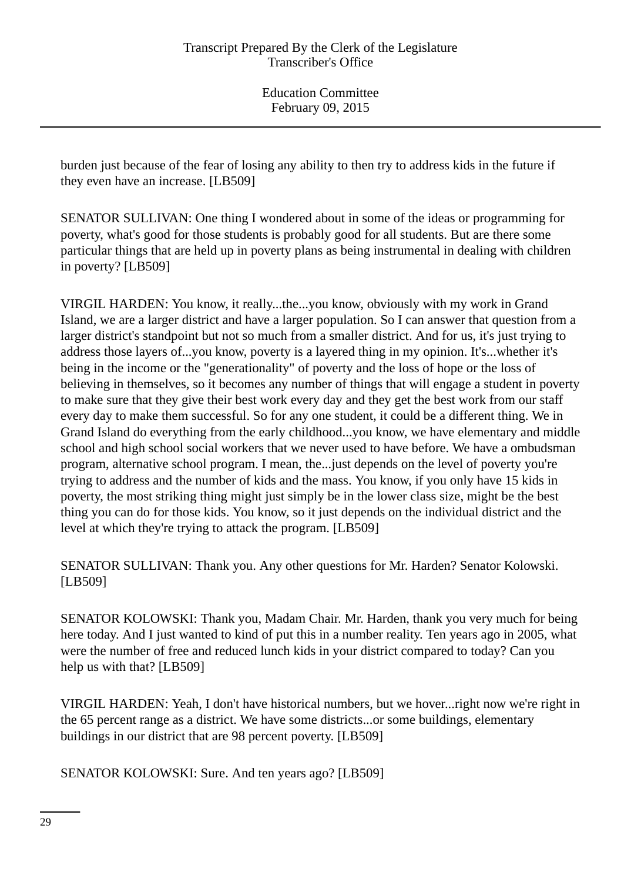burden just because of the fear of losing any ability to then try to address kids in the future if they even have an increase. [LB509]

SENATOR SULLIVAN: One thing I wondered about in some of the ideas or programming for poverty, what's good for those students is probably good for all students. But are there some particular things that are held up in poverty plans as being instrumental in dealing with children in poverty? [LB509]

VIRGIL HARDEN: You know, it really...the...you know, obviously with my work in Grand Island, we are a larger district and have a larger population. So I can answer that question from a larger district's standpoint but not so much from a smaller district. And for us, it's just trying to address those layers of...you know, poverty is a layered thing in my opinion. It's...whether it's being in the income or the "generationality" of poverty and the loss of hope or the loss of believing in themselves, so it becomes any number of things that will engage a student in poverty to make sure that they give their best work every day and they get the best work from our staff every day to make them successful. So for any one student, it could be a different thing. We in Grand Island do everything from the early childhood...you know, we have elementary and middle school and high school social workers that we never used to have before. We have a ombudsman program, alternative school program. I mean, the...just depends on the level of poverty you're trying to address and the number of kids and the mass. You know, if you only have 15 kids in poverty, the most striking thing might just simply be in the lower class size, might be the best thing you can do for those kids. You know, so it just depends on the individual district and the level at which they're trying to attack the program. [LB509]

SENATOR SULLIVAN: Thank you. Any other questions for Mr. Harden? Senator Kolowski. [LB509]

SENATOR KOLOWSKI: Thank you, Madam Chair. Mr. Harden, thank you very much for being here today. And I just wanted to kind of put this in a number reality. Ten years ago in 2005, what were the number of free and reduced lunch kids in your district compared to today? Can you help us with that? [LB509]

VIRGIL HARDEN: Yeah, I don't have historical numbers, but we hover...right now we're right in the 65 percent range as a district. We have some districts...or some buildings, elementary buildings in our district that are 98 percent poverty. [LB509]

SENATOR KOLOWSKI: Sure. And ten years ago? [LB509]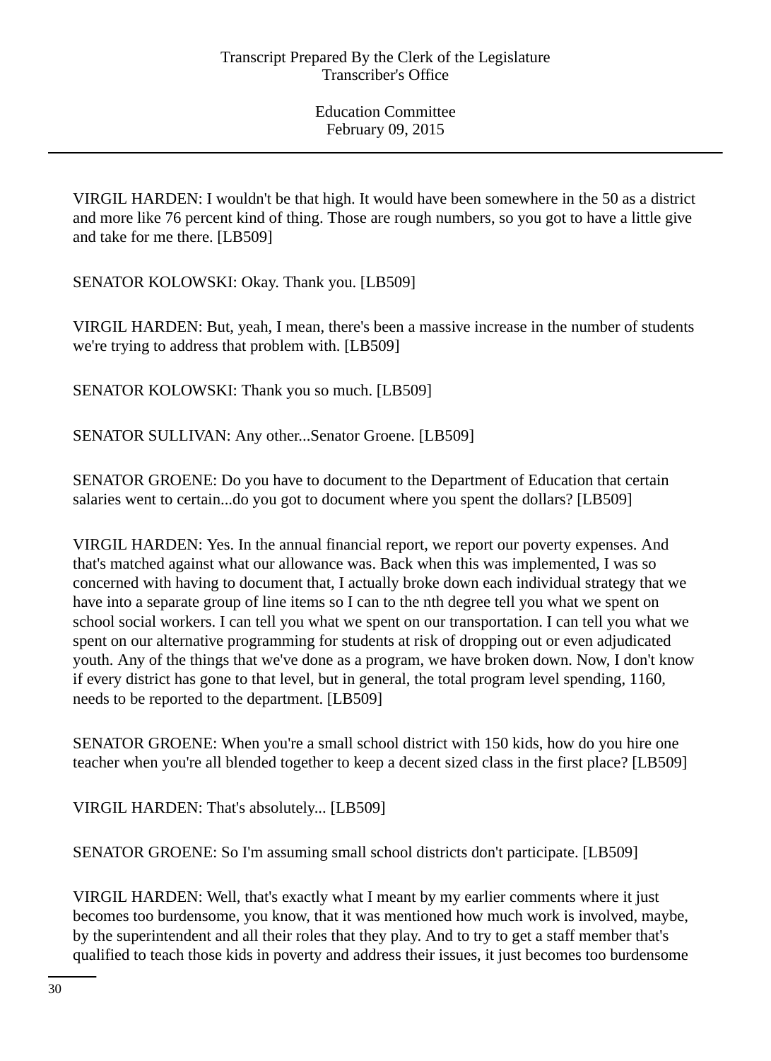VIRGIL HARDEN: I wouldn't be that high. It would have been somewhere in the 50 as a district and more like 76 percent kind of thing. Those are rough numbers, so you got to have a little give and take for me there. [LB509]

SENATOR KOLOWSKI: Okay. Thank you. [LB509]

VIRGIL HARDEN: But, yeah, I mean, there's been a massive increase in the number of students we're trying to address that problem with. [LB509]

SENATOR KOLOWSKI: Thank you so much. [LB509]

SENATOR SULLIVAN: Any other...Senator Groene. [LB509]

SENATOR GROENE: Do you have to document to the Department of Education that certain salaries went to certain...do you got to document where you spent the dollars? [LB509]

VIRGIL HARDEN: Yes. In the annual financial report, we report our poverty expenses. And that's matched against what our allowance was. Back when this was implemented, I was so concerned with having to document that, I actually broke down each individual strategy that we have into a separate group of line items so I can to the nth degree tell you what we spent on school social workers. I can tell you what we spent on our transportation. I can tell you what we spent on our alternative programming for students at risk of dropping out or even adjudicated youth. Any of the things that we've done as a program, we have broken down. Now, I don't know if every district has gone to that level, but in general, the total program level spending, 1160, needs to be reported to the department. [LB509]

SENATOR GROENE: When you're a small school district with 150 kids, how do you hire one teacher when you're all blended together to keep a decent sized class in the first place? [LB509]

VIRGIL HARDEN: That's absolutely... [LB509]

SENATOR GROENE: So I'm assuming small school districts don't participate. [LB509]

VIRGIL HARDEN: Well, that's exactly what I meant by my earlier comments where it just becomes too burdensome, you know, that it was mentioned how much work is involved, maybe, by the superintendent and all their roles that they play. And to try to get a staff member that's qualified to teach those kids in poverty and address their issues, it just becomes too burdensome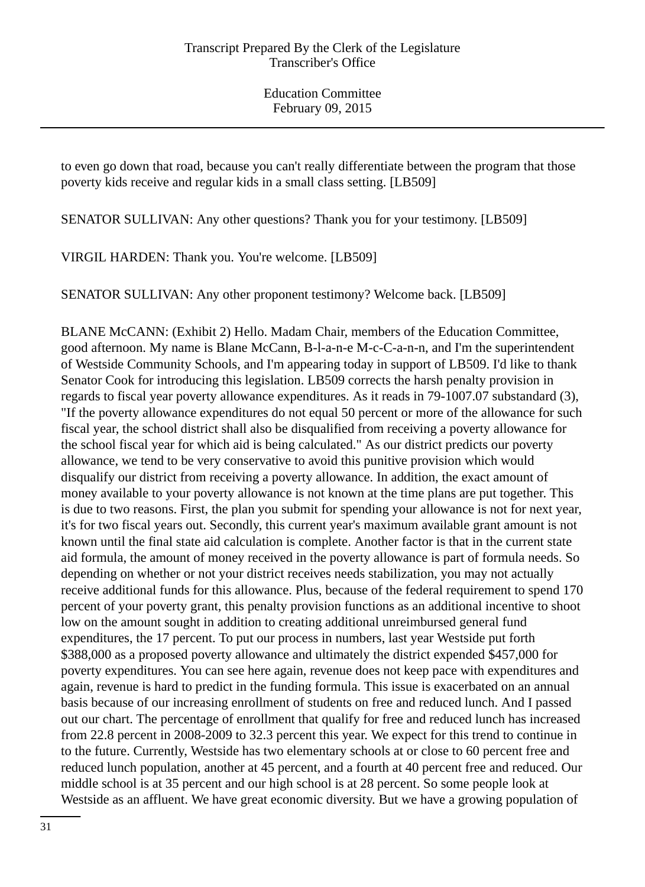to even go down that road, because you can't really differentiate between the program that those poverty kids receive and regular kids in a small class setting. [LB509]

SENATOR SULLIVAN: Any other questions? Thank you for your testimony. [LB509]

VIRGIL HARDEN: Thank you. You're welcome. [LB509]

SENATOR SULLIVAN: Any other proponent testimony? Welcome back. [LB509]

BLANE McCANN: (Exhibit 2) Hello. Madam Chair, members of the Education Committee, good afternoon. My name is Blane McCann, B-l-a-n-e M-c-C-a-n-n, and I'm the superintendent of Westside Community Schools, and I'm appearing today in support of LB509. I'd like to thank Senator Cook for introducing this legislation. LB509 corrects the harsh penalty provision in regards to fiscal year poverty allowance expenditures. As it reads in 79-1007.07 substandard (3), "If the poverty allowance expenditures do not equal 50 percent or more of the allowance for such fiscal year, the school district shall also be disqualified from receiving a poverty allowance for the school fiscal year for which aid is being calculated." As our district predicts our poverty allowance, we tend to be very conservative to avoid this punitive provision which would disqualify our district from receiving a poverty allowance. In addition, the exact amount of money available to your poverty allowance is not known at the time plans are put together. This is due to two reasons. First, the plan you submit for spending your allowance is not for next year, it's for two fiscal years out. Secondly, this current year's maximum available grant amount is not known until the final state aid calculation is complete. Another factor is that in the current state aid formula, the amount of money received in the poverty allowance is part of formula needs. So depending on whether or not your district receives needs stabilization, you may not actually receive additional funds for this allowance. Plus, because of the federal requirement to spend 170 percent of your poverty grant, this penalty provision functions as an additional incentive to shoot low on the amount sought in addition to creating additional unreimbursed general fund expenditures, the 17 percent. To put our process in numbers, last year Westside put forth $388,000 as a proposed poverty allowance and ultimately the district expended $457,000 for poverty expenditures. You can see here again, revenue does not keep pace with expenditures and again, revenue is hard to predict in the funding formula. This issue is exacerbated on an annual basis because of our increasing enrollment of students on free and reduced lunch. And I passed out our chart. The percentage of enrollment that qualify for free and reduced lunch has increased from 22.8 percent in 2008-2009 to 32.3 percent this year. We expect for this trend to continue in to the future. Currently, Westside has two elementary schools at or close to 60 percent free and reduced lunch population, another at 45 percent, and a fourth at 40 percent free and reduced. Our middle school is at 35 percent and our high school is at 28 percent. So some people look at Westside as an affluent. We have great economic diversity. But we have a growing population of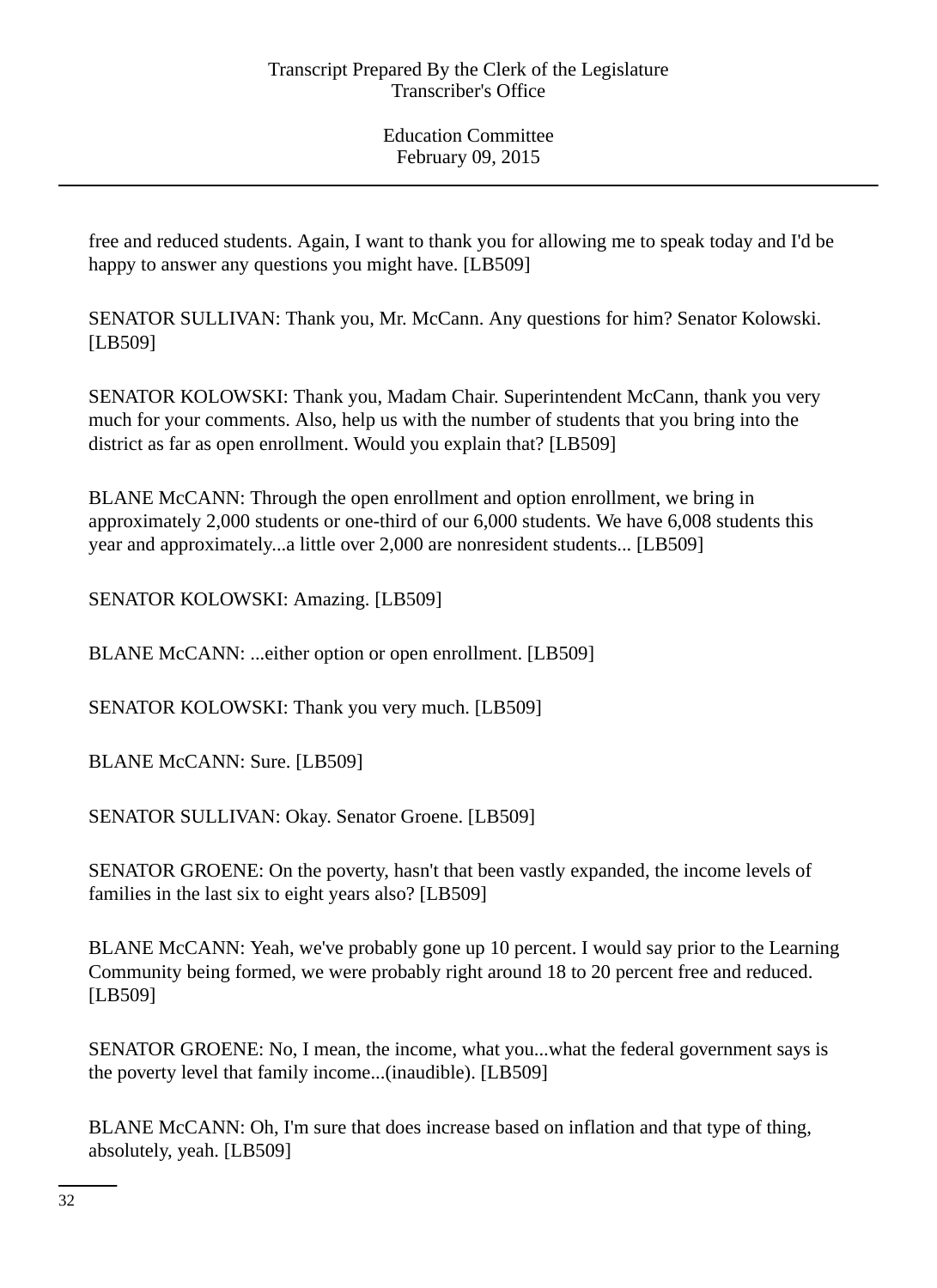free and reduced students. Again, I want to thank you for allowing me to speak today and I'd be happy to answer any questions you might have. [LB509]

SENATOR SULLIVAN: Thank you, Mr. McCann. Any questions for him? Senator Kolowski. [LB509]

SENATOR KOLOWSKI: Thank you, Madam Chair. Superintendent McCann, thank you very much for your comments. Also, help us with the number of students that you bring into the district as far as open enrollment. Would you explain that? [LB509]

BLANE McCANN: Through the open enrollment and option enrollment, we bring in approximately 2,000 students or one-third of our 6,000 students. We have 6,008 students this year and approximately...a little over 2,000 are nonresident students... [LB509]

SENATOR KOLOWSKI: Amazing. [LB509]

BLANE McCANN: ...either option or open enrollment. [LB509]

SENATOR KOLOWSKI: Thank you very much. [LB509]

BLANE McCANN: Sure. [LB509]

SENATOR SULLIVAN: Okay. Senator Groene. [LB509]

SENATOR GROENE: On the poverty, hasn't that been vastly expanded, the income levels of families in the last six to eight years also? [LB509]

BLANE McCANN: Yeah, we've probably gone up 10 percent. I would say prior to the Learning Community being formed, we were probably right around 18 to 20 percent free and reduced. [LB509]

SENATOR GROENE: No, I mean, the income, what you...what the federal government says is the poverty level that family income...(inaudible). [LB509]

BLANE McCANN: Oh, I'm sure that does increase based on inflation and that type of thing, absolutely, yeah. [LB509]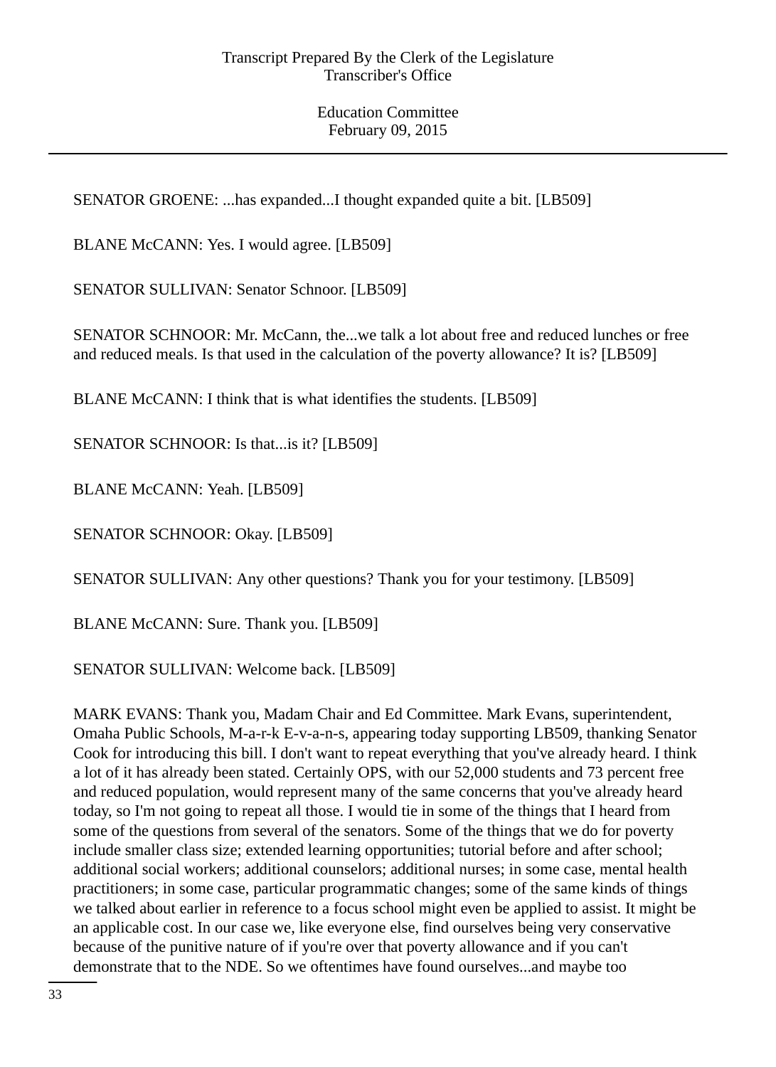SENATOR GROENE: ...has expanded...I thought expanded quite a bit. [LB509]

BLANE McCANN: Yes. I would agree. [LB509]

SENATOR SULLIVAN: Senator Schnoor. [LB509]

SENATOR SCHNOOR: Mr. McCann, the...we talk a lot about free and reduced lunches or free and reduced meals. Is that used in the calculation of the poverty allowance? It is? [LB509]

BLANE McCANN: I think that is what identifies the students. [LB509]

SENATOR SCHNOOR: Is that...is it? [LB509]

BLANE McCANN: Yeah. [LB509]

SENATOR SCHNOOR: Okay. [LB509]

SENATOR SULLIVAN: Any other questions? Thank you for your testimony. [LB509]

BLANE McCANN: Sure. Thank you. [LB509]

SENATOR SULLIVAN: Welcome back. [LB509]

MARK EVANS: Thank you, Madam Chair and Ed Committee. Mark Evans, superintendent, Omaha Public Schools, M-a-r-k E-v-a-n-s, appearing today supporting LB509, thanking Senator Cook for introducing this bill. I don't want to repeat everything that you've already heard. I think a lot of it has already been stated. Certainly OPS, with our 52,000 students and 73 percent free and reduced population, would represent many of the same concerns that you've already heard today, so I'm not going to repeat all those. I would tie in some of the things that I heard from some of the questions from several of the senators. Some of the things that we do for poverty include smaller class size; extended learning opportunities; tutorial before and after school; additional social workers; additional counselors; additional nurses; in some case, mental health practitioners; in some case, particular programmatic changes; some of the same kinds of things we talked about earlier in reference to a focus school might even be applied to assist. It might be an applicable cost. In our case we, like everyone else, find ourselves being very conservative because of the punitive nature of if you're over that poverty allowance and if you can't demonstrate that to the NDE. So we oftentimes have found ourselves...and maybe too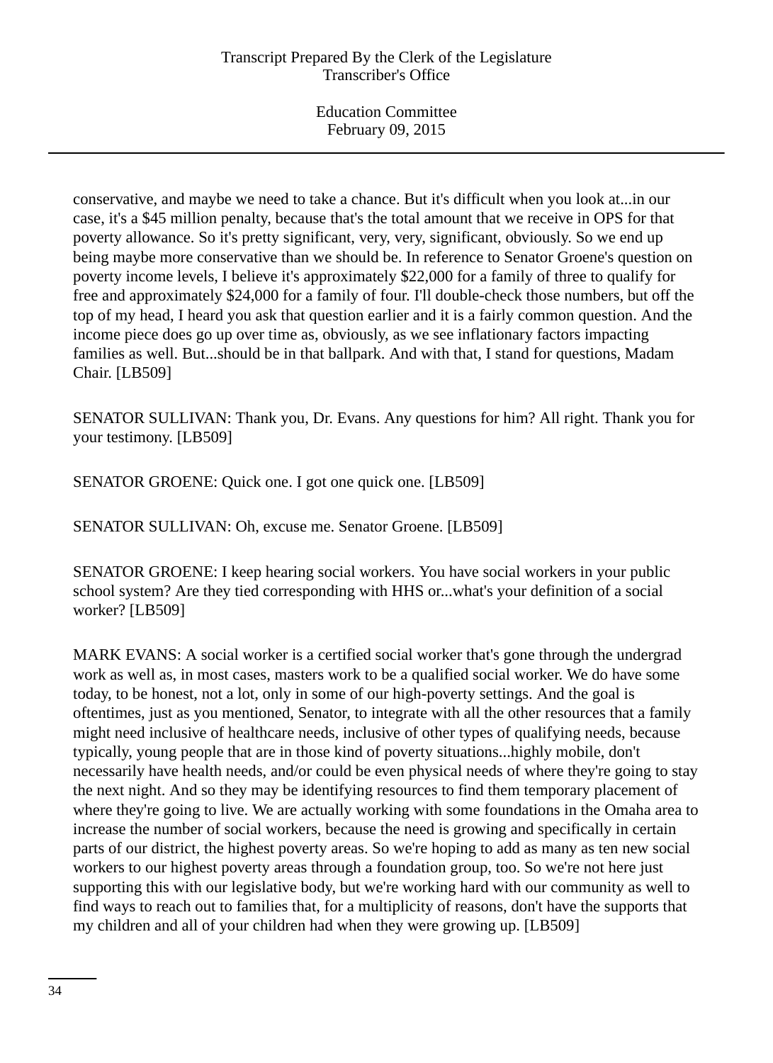conservative, and maybe we need to take a chance. But it's difficult when you look at...in our case, it's a $45 million penalty, because that's the total amount that we receive in OPS for that poverty allowance. So it's pretty significant, very, very, significant, obviously. So we end up being maybe more conservative than we should be. In reference to Senator Groene's question on poverty income levels, I believe it's approximately $22,000 for a family of three to qualify for free and approximately $24,000 for a family of four. I'll double-check those numbers, but off the top of my head, I heard you ask that question earlier and it is a fairly common question. And the income piece does go up over time as, obviously, as we see inflationary factors impacting families as well. But...should be in that ballpark. And with that, I stand for questions, Madam Chair. [LB509]

SENATOR SULLIVAN: Thank you, Dr. Evans. Any questions for him? All right. Thank you for your testimony. [LB509]

SENATOR GROENE: Quick one. I got one quick one. [LB509]

SENATOR SULLIVAN: Oh, excuse me. Senator Groene. [LB509]

SENATOR GROENE: I keep hearing social workers. You have social workers in your public school system? Are they tied corresponding with HHS or...what's your definition of a social worker? [LB509]

MARK EVANS: A social worker is a certified social worker that's gone through the undergrad work as well as, in most cases, masters work to be a qualified social worker. We do have some today, to be honest, not a lot, only in some of our high-poverty settings. And the goal is oftentimes, just as you mentioned, Senator, to integrate with all the other resources that a family might need inclusive of healthcare needs, inclusive of other types of qualifying needs, because typically, young people that are in those kind of poverty situations...highly mobile, don't necessarily have health needs, and/or could be even physical needs of where they're going to stay the next night. And so they may be identifying resources to find them temporary placement of where they're going to live. We are actually working with some foundations in the Omaha area to increase the number of social workers, because the need is growing and specifically in certain parts of our district, the highest poverty areas. So we're hoping to add as many as ten new social workers to our highest poverty areas through a foundation group, too. So we're not here just supporting this with our legislative body, but we're working hard with our community as well to find ways to reach out to families that, for a multiplicity of reasons, don't have the supports that my children and all of your children had when they were growing up. [LB509]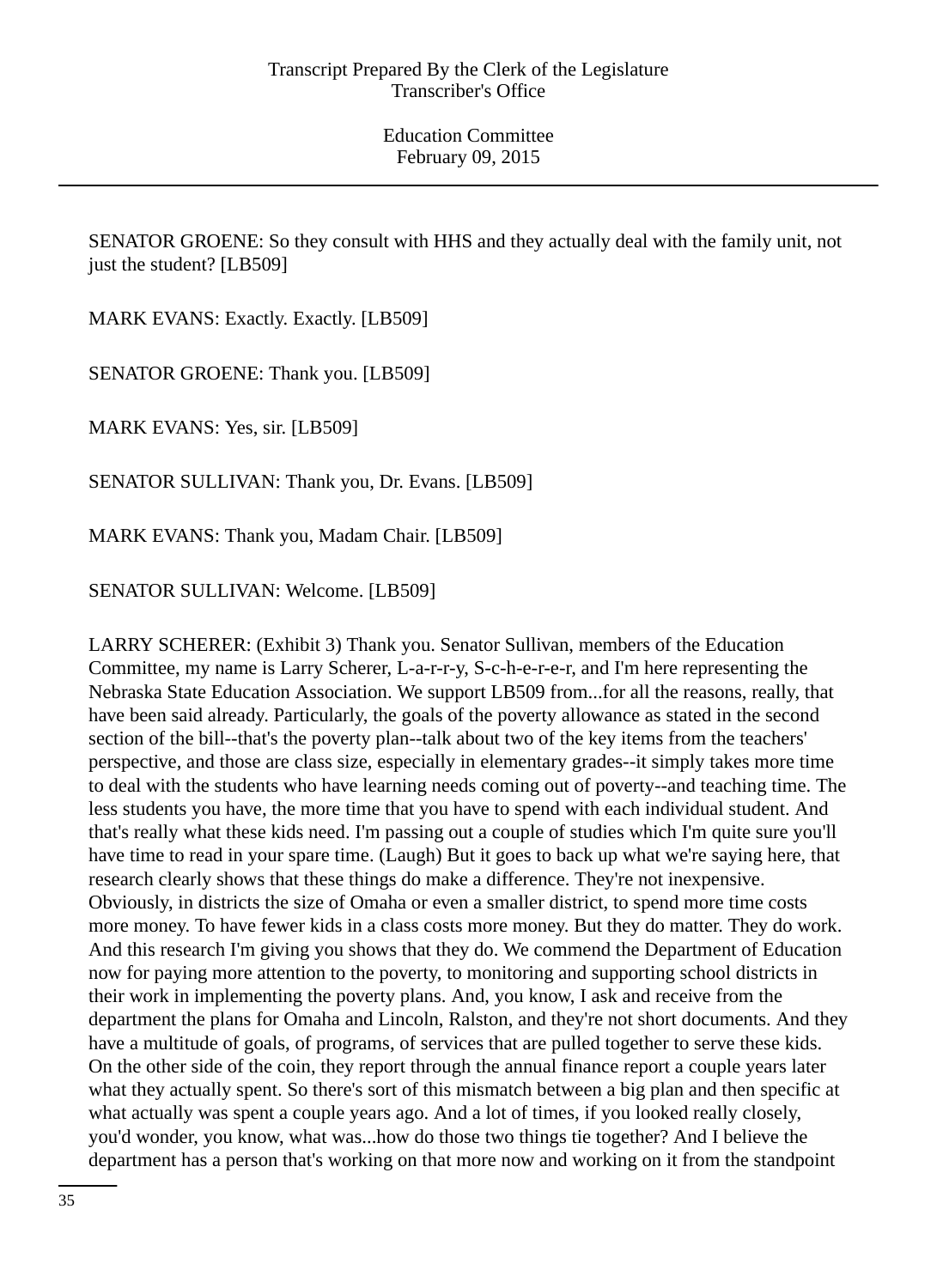SENATOR GROENE: So they consult with HHS and they actually deal with the family unit, not just the student? [LB509]

MARK EVANS: Exactly. Exactly. [LB509]

SENATOR GROENE: Thank you. [LB509]

MARK EVANS: Yes, sir. [LB509]

SENATOR SULLIVAN: Thank you, Dr. Evans. [LB509]

MARK EVANS: Thank you, Madam Chair. [LB509]

SENATOR SULLIVAN: Welcome. [LB509]

LARRY SCHERER: (Exhibit 3) Thank you. Senator Sullivan, members of the Education Committee, my name is Larry Scherer, L-a-r-r-y, S-c-h-e-r-e-r, and I'm here representing the Nebraska State Education Association. We support LB509 from...for all the reasons, really, that have been said already. Particularly, the goals of the poverty allowance as stated in the second section of the bill--that's the poverty plan--talk about two of the key items from the teachers' perspective, and those are class size, especially in elementary grades--it simply takes more time to deal with the students who have learning needs coming out of poverty--and teaching time. The less students you have, the more time that you have to spend with each individual student. And that's really what these kids need. I'm passing out a couple of studies which I'm quite sure you'll have time to read in your spare time. (Laugh) But it goes to back up what we're saying here, that research clearly shows that these things do make a difference. They're not inexpensive. Obviously, in districts the size of Omaha or even a smaller district, to spend more time costs more money. To have fewer kids in a class costs more money. But they do matter. They do work. And this research I'm giving you shows that they do. We commend the Department of Education now for paying more attention to the poverty, to monitoring and supporting school districts in their work in implementing the poverty plans. And, you know, I ask and receive from the department the plans for Omaha and Lincoln, Ralston, and they're not short documents. And they have a multitude of goals, of programs, of services that are pulled together to serve these kids. On the other side of the coin, they report through the annual finance report a couple years later what they actually spent. So there's sort of this mismatch between a big plan and then specific at what actually was spent a couple years ago. And a lot of times, if you looked really closely, you'd wonder, you know, what was...how do those two things tie together? And I believe the department has a person that's working on that more now and working on it from the standpoint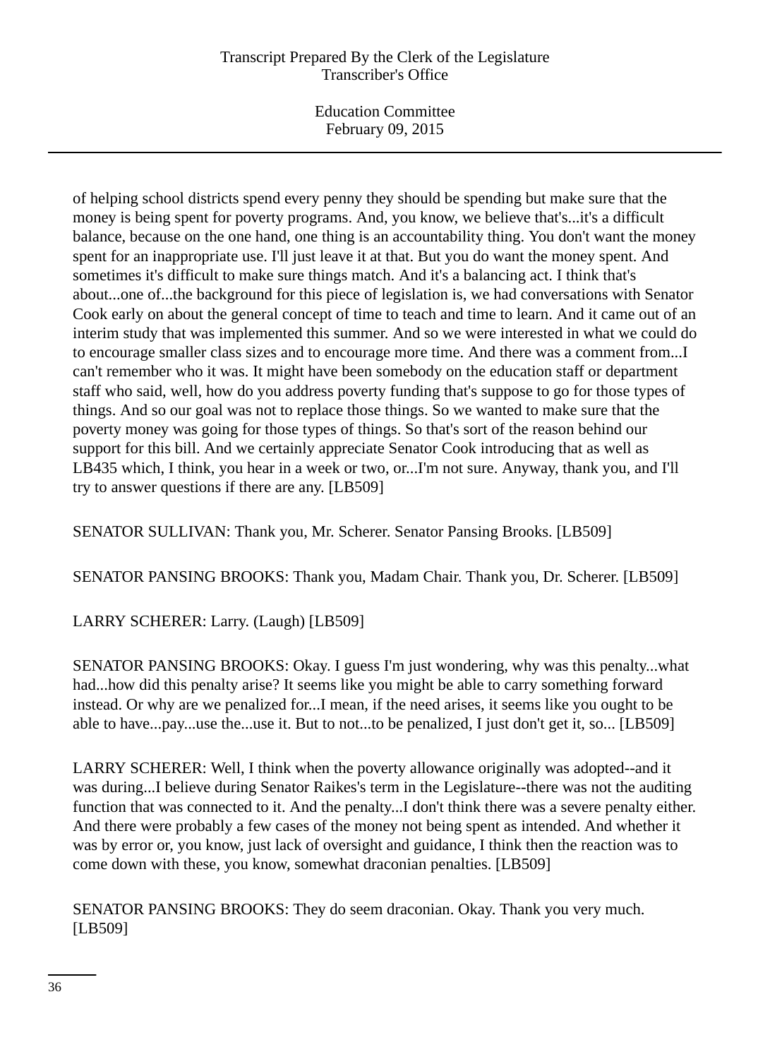of helping school districts spend every penny they should be spending but make sure that the money is being spent for poverty programs. And, you know, we believe that's...it's a difficult balance, because on the one hand, one thing is an accountability thing. You don't want the money spent for an inappropriate use. I'll just leave it at that. But you do want the money spent. And sometimes it's difficult to make sure things match. And it's a balancing act. I think that's about...one of...the background for this piece of legislation is, we had conversations with Senator Cook early on about the general concept of time to teach and time to learn. And it came out of an interim study that was implemented this summer. And so we were interested in what we could do to encourage smaller class sizes and to encourage more time. And there was a comment from...I can't remember who it was. It might have been somebody on the education staff or department staff who said, well, how do you address poverty funding that's suppose to go for those types of things. And so our goal was not to replace those things. So we wanted to make sure that the poverty money was going for those types of things. So that's sort of the reason behind our support for this bill. And we certainly appreciate Senator Cook introducing that as well as LB435 which, I think, you hear in a week or two, or...I'm not sure. Anyway, thank you, and I'll try to answer questions if there are any. [LB509]

SENATOR SULLIVAN: Thank you, Mr. Scherer. Senator Pansing Brooks. [LB509]

SENATOR PANSING BROOKS: Thank you, Madam Chair. Thank you, Dr. Scherer. [LB509]

LARRY SCHERER: Larry. (Laugh) [LB509]

SENATOR PANSING BROOKS: Okay. I guess I'm just wondering, why was this penalty...what had...how did this penalty arise? It seems like you might be able to carry something forward instead. Or why are we penalized for...I mean, if the need arises, it seems like you ought to be able to have...pay...use the...use it. But to not...to be penalized, I just don't get it, so... [LB509]

LARRY SCHERER: Well, I think when the poverty allowance originally was adopted--and it was during...I believe during Senator Raikes's term in the Legislature--there was not the auditing function that was connected to it. And the penalty...I don't think there was a severe penalty either. And there were probably a few cases of the money not being spent as intended. And whether it was by error or, you know, just lack of oversight and guidance, I think then the reaction was to come down with these, you know, somewhat draconian penalties. [LB509]

SENATOR PANSING BROOKS: They do seem draconian. Okay. Thank you very much. [LB509]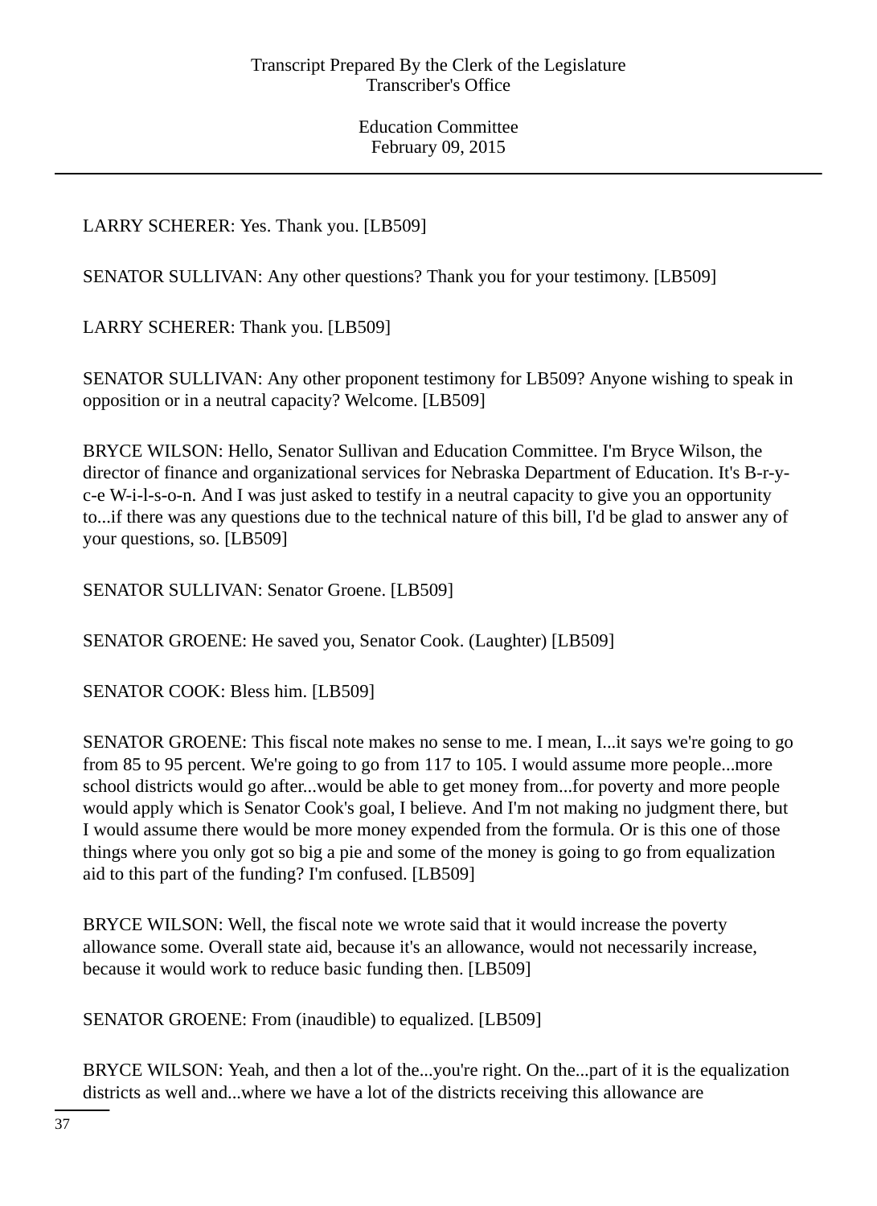LARRY SCHERER: Yes. Thank you. [LB509]

SENATOR SULLIVAN: Any other questions? Thank you for your testimony. [LB509]

LARRY SCHERER: Thank you. [LB509]

SENATOR SULLIVAN: Any other proponent testimony for LB509? Anyone wishing to speak in opposition or in a neutral capacity? Welcome. [LB509]

BRYCE WILSON: Hello, Senator Sullivan and Education Committee. I'm Bryce Wilson, the director of finance and organizational services for Nebraska Department of Education. It's B-r-y-c-e W-i-l-s-o-n. And I was just asked to testify in a neutral capacity to give you an opportunity to...if there was any questions due to the technical nature of this bill, I'd be glad to answer any of your questions, so. [LB509]

SENATOR SULLIVAN: Senator Groene. [LB509]

SENATOR GROENE: He saved you, Senator Cook. (Laughter) [LB509]

SENATOR COOK: Bless him. [LB509]

SENATOR GROENE: This fiscal note makes no sense to me. I mean, I...it says we're going to go from 85 to 95 percent. We're going to go from 117 to 105. I would assume more people...more school districts would go after...would be able to get money from...for poverty and more people would apply which is Senator Cook's goal, I believe. And I'm not making no judgment there, but I would assume there would be more money expended from the formula. Or is this one of those things where you only got so big a pie and some of the money is going to go from equalization aid to this part of the funding? I'm confused. [LB509]

BRYCE WILSON: Well, the fiscal note we wrote said that it would increase the poverty allowance some. Overall state aid, because it's an allowance, would not necessarily increase, because it would work to reduce basic funding then. [LB509]

SENATOR GROENE: From (inaudible) to equalized. [LB509]

BRYCE WILSON: Yeah, and then a lot of the...you're right. On the...part of it is the equalization districts as well and...where we have a lot of the districts receiving this allowance are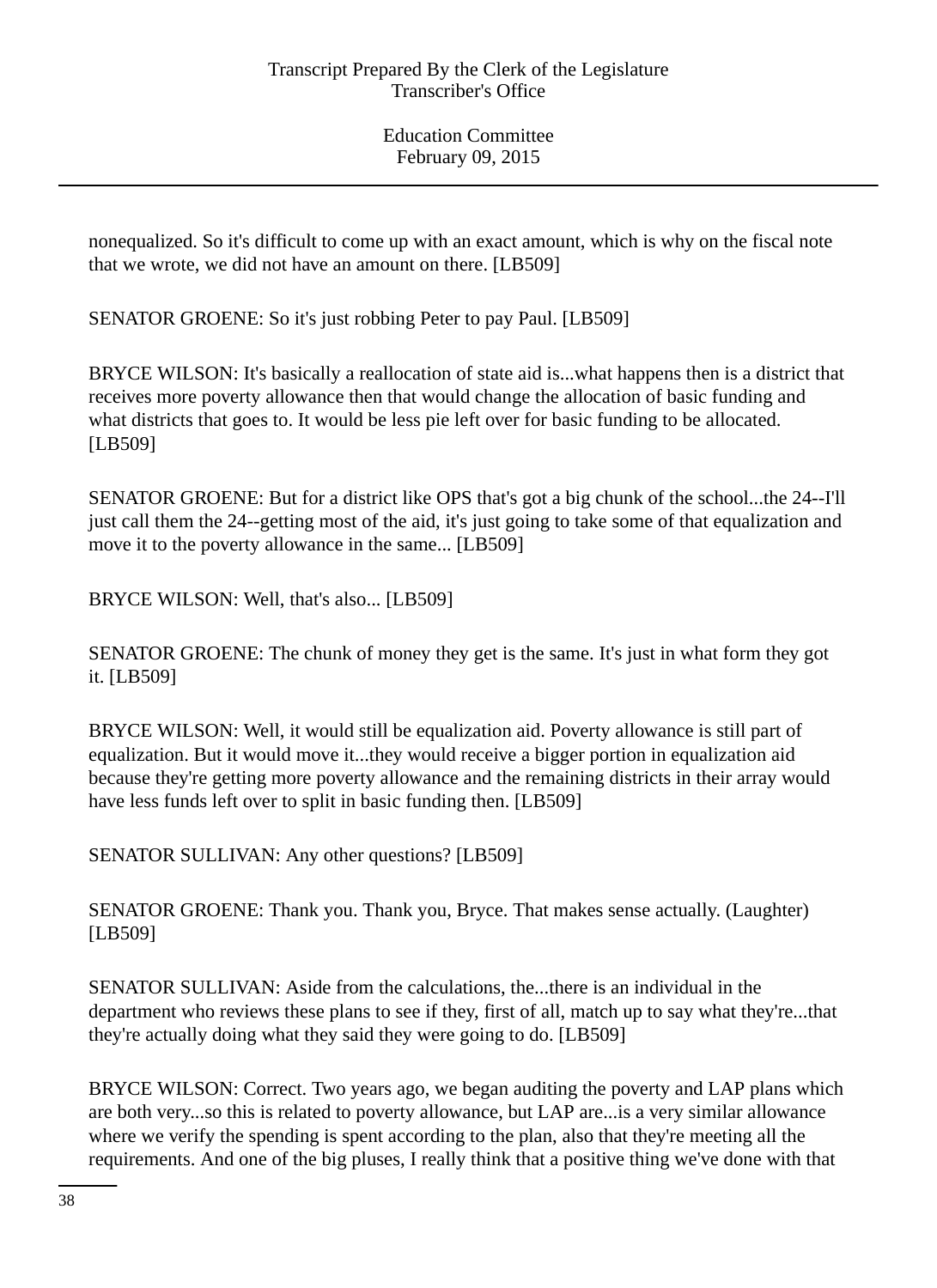nonequalized. So it's difficult to come up with an exact amount, which is why on the fiscal note that we wrote, we did not have an amount on there. [LB509]

SENATOR GROENE: So it's just robbing Peter to pay Paul. [LB509]

BRYCE WILSON: It's basically a reallocation of state aid is...what happens then is a district that receives more poverty allowance then that would change the allocation of basic funding and what districts that goes to. It would be less pie left over for basic funding to be allocated. [LB509]

SENATOR GROENE: But for a district like OPS that's got a big chunk of the school...the 24--I'll just call them the 24--getting most of the aid, it's just going to take some of that equalization and move it to the poverty allowance in the same... [LB509]

BRYCE WILSON: Well, that's also... [LB509]

SENATOR GROENE: The chunk of money they get is the same. It's just in what form they got it. [LB509]

BRYCE WILSON: Well, it would still be equalization aid. Poverty allowance is still part of equalization. But it would move it...they would receive a bigger portion in equalization aid because they're getting more poverty allowance and the remaining districts in their array would have less funds left over to split in basic funding then. [LB509]

SENATOR SULLIVAN: Any other questions? [LB509]

SENATOR GROENE: Thank you. Thank you, Bryce. That makes sense actually. (Laughter) [LB509]

SENATOR SULLIVAN: Aside from the calculations, the...there is an individual in the department who reviews these plans to see if they, first of all, match up to say what they're...that they're actually doing what they said they were going to do. [LB509]

BRYCE WILSON: Correct. Two years ago, we began auditing the poverty and LAP plans which are both very...so this is related to poverty allowance, but LAP are...is a very similar allowance where we verify the spending is spent according to the plan, also that they're meeting all the requirements. And one of the big pluses, I really think that a positive thing we've done with that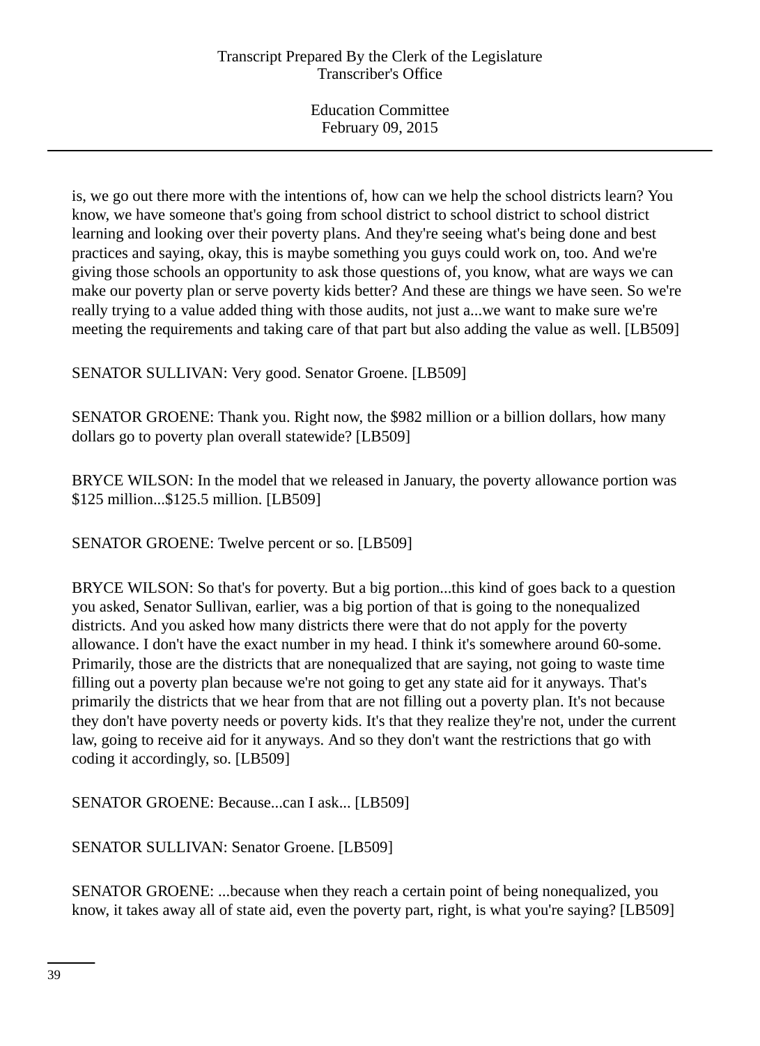is, we go out there more with the intentions of, how can we help the school districts learn? You know, we have someone that's going from school district to school district to school district learning and looking over their poverty plans. And they're seeing what's being done and best practices and saying, okay, this is maybe something you guys could work on, too. And we're giving those schools an opportunity to ask those questions of, you know, what are ways we can make our poverty plan or serve poverty kids better? And these are things we have seen. So we're really trying to a value added thing with those audits, not just a...we want to make sure we're meeting the requirements and taking care of that part but also adding the value as well. [LB509]

SENATOR SULLIVAN: Very good. Senator Groene. [LB509]

SENATOR GROENE: Thank you. Right now, the $982 million or a billion dollars, how many dollars go to poverty plan overall statewide? [LB509]

BRYCE WILSON: In the model that we released in January, the poverty allowance portion was $125 million...$125.5 million. [LB509]

SENATOR GROENE: Twelve percent or so. [LB509]

BRYCE WILSON: So that's for poverty. But a big portion...this kind of goes back to a question you asked, Senator Sullivan, earlier, was a big portion of that is going to the nonequalized districts. And you asked how many districts there were that do not apply for the poverty allowance. I don't have the exact number in my head. I think it's somewhere around 60-some. Primarily, those are the districts that are nonequalized that are saying, not going to waste time filling out a poverty plan because we're not going to get any state aid for it anyways. That's primarily the districts that we hear from that are not filling out a poverty plan. It's not because they don't have poverty needs or poverty kids. It's that they realize they're not, under the current law, going to receive aid for it anyways. And so they don't want the restrictions that go with coding it accordingly, so. [LB509]

SENATOR GROENE: Because...can I ask... [LB509]

SENATOR SULLIVAN: Senator Groene. [LB509]

SENATOR GROENE: ...because when they reach a certain point of being nonequalized, you know, it takes away all of state aid, even the poverty part, right, is what you're saying? [LB509]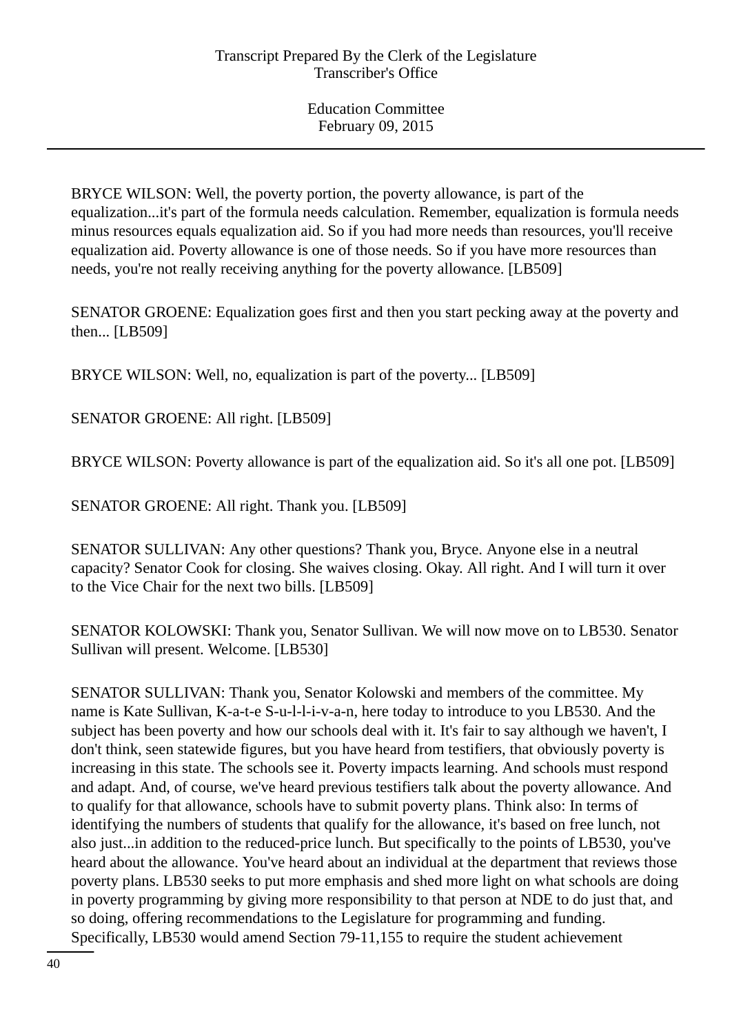BRYCE WILSON: Well, the poverty portion, the poverty allowance, is part of the equalization...it's part of the formula needs calculation. Remember, equalization is formula needs minus resources equals equalization aid. So if you had more needs than resources, you'll receive equalization aid. Poverty allowance is one of those needs. So if you have more resources than needs, you're not really receiving anything for the poverty allowance. [LB509]

SENATOR GROENE: Equalization goes first and then you start pecking away at the poverty and then... [LB509]

BRYCE WILSON: Well, no, equalization is part of the poverty... [LB509]

SENATOR GROENE: All right. [LB509]

BRYCE WILSON: Poverty allowance is part of the equalization aid. So it's all one pot. [LB509]

SENATOR GROENE: All right. Thank you. [LB509]

SENATOR SULLIVAN: Any other questions? Thank you, Bryce. Anyone else in a neutral capacity? Senator Cook for closing. She waives closing. Okay. All right. And I will turn it over to the Vice Chair for the next two bills. [LB509]

SENATOR KOLOWSKI: Thank you, Senator Sullivan. We will now move on to LB530. Senator Sullivan will present. Welcome. [LB530]

SENATOR SULLIVAN: Thank you, Senator Kolowski and members of the committee. My name is Kate Sullivan, K-a-t-e S-u-l-l-i-v-a-n, here today to introduce to you LB530. And the subject has been poverty and how our schools deal with it. It's fair to say although we haven't, I don't think, seen statewide figures, but you have heard from testifiers, that obviously poverty is increasing in this state. The schools see it. Poverty impacts learning. And schools must respond and adapt. And, of course, we've heard previous testifiers talk about the poverty allowance. And to qualify for that allowance, schools have to submit poverty plans. Think also: In terms of identifying the numbers of students that qualify for the allowance, it's based on free lunch, not also just...in addition to the reduced-price lunch. But specifically to the points of LB530, you've heard about the allowance. You've heard about an individual at the department that reviews those poverty plans. LB530 seeks to put more emphasis and shed more light on what schools are doing in poverty programming by giving more responsibility to that person at NDE to do just that, and so doing, offering recommendations to the Legislature for programming and funding. Specifically, LB530 would amend Section 79-11,155 to require the student achievement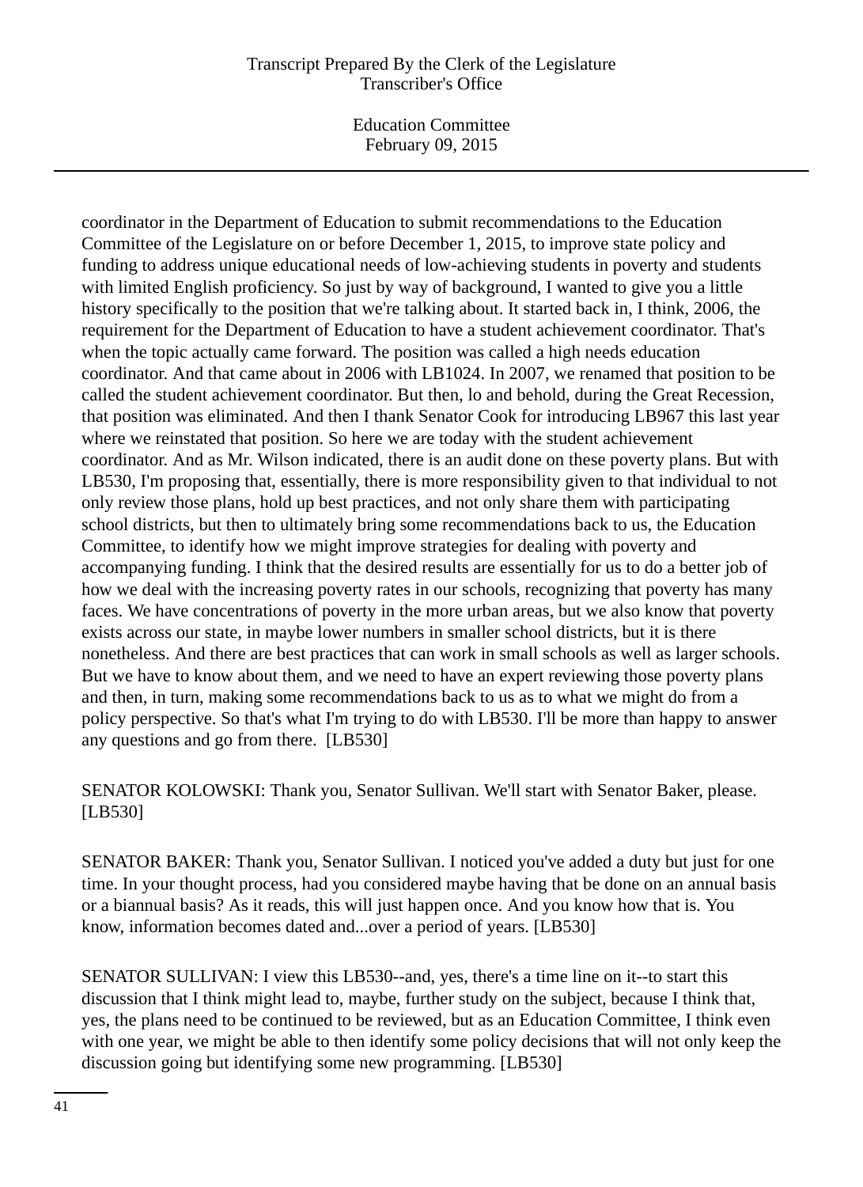coordinator in the Department of Education to submit recommendations to the Education Committee of the Legislature on or before December 1, 2015, to improve state policy and funding to address unique educational needs of low-achieving students in poverty and students with limited English proficiency. So just by way of background, I wanted to give you a little history specifically to the position that we're talking about. It started back in, I think, 2006, the requirement for the Department of Education to have a student achievement coordinator. That's when the topic actually came forward. The position was called a high needs education coordinator. And that came about in 2006 with LB1024. In 2007, we renamed that position to be called the student achievement coordinator. But then, lo and behold, during the Great Recession, that position was eliminated. And then I thank Senator Cook for introducing LB967 this last year where we reinstated that position. So here we are today with the student achievement coordinator. And as Mr. Wilson indicated, there is an audit done on these poverty plans. But with LB530, I'm proposing that, essentially, there is more responsibility given to that individual to not only review those plans, hold up best practices, and not only share them with participating school districts, but then to ultimately bring some recommendations back to us, the Education Committee, to identify how we might improve strategies for dealing with poverty and accompanying funding. I think that the desired results are essentially for us to do a better job of how we deal with the increasing poverty rates in our schools, recognizing that poverty has many faces. We have concentrations of poverty in the more urban areas, but we also know that poverty exists across our state, in maybe lower numbers in smaller school districts, but it is there nonetheless. And there are best practices that can work in small schools as well as larger schools. But we have to know about them, and we need to have an expert reviewing those poverty plans and then, in turn, making some recommendations back to us as to what we might do from a policy perspective. So that's what I'm trying to do with LB530. I'll be more than happy to answer any questions and go from there. [LB530]

SENATOR KOLOWSKI: Thank you, Senator Sullivan. We'll start with Senator Baker, please. [LB530]

SENATOR BAKER: Thank you, Senator Sullivan. I noticed you've added a duty but just for one time. In your thought process, had you considered maybe having that be done on an annual basis or a biannual basis? As it reads, this will just happen once. And you know how that is. You know, information becomes dated and...over a period of years. [LB530]

SENATOR SULLIVAN: I view this LB530--and, yes, there's a time line on it--to start this discussion that I think might lead to, maybe, further study on the subject, because I think that, yes, the plans need to be continued to be reviewed, but as an Education Committee, I think even with one year, we might be able to then identify some policy decisions that will not only keep the discussion going but identifying some new programming. [LB530]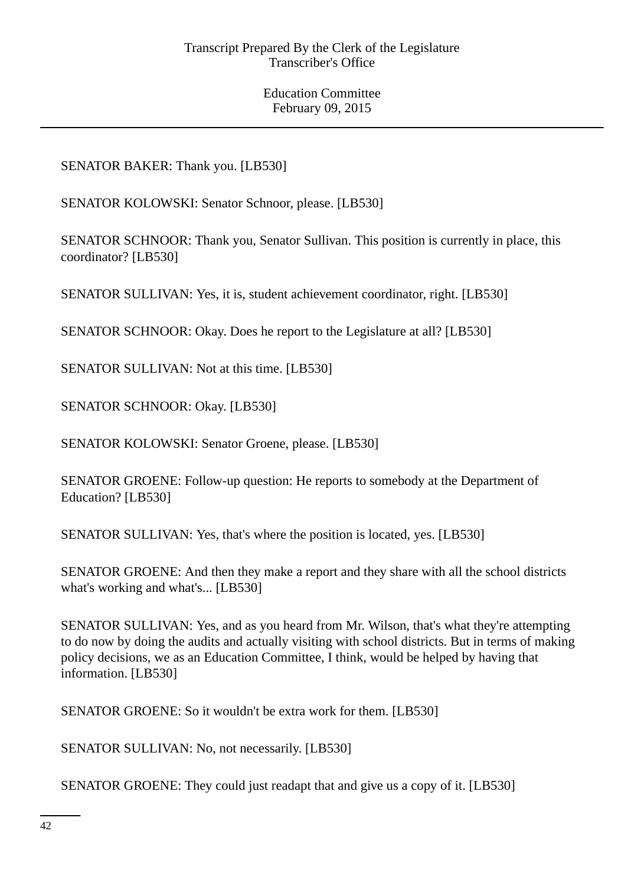SENATOR BAKER: Thank you. [LB530]

SENATOR KOLOWSKI: Senator Schnoor, please. [LB530]

SENATOR SCHNOOR: Thank you, Senator Sullivan. This position is currently in place, this coordinator? [LB530]

SENATOR SULLIVAN: Yes, it is, student achievement coordinator, right. [LB530]

SENATOR SCHNOOR: Okay. Does he report to the Legislature at all? [LB530]

SENATOR SULLIVAN: Not at this time. [LB530]

SENATOR SCHNOOR: Okay. [LB530]

SENATOR KOLOWSKI: Senator Groene, please. [LB530]

SENATOR GROENE: Follow-up question: He reports to somebody at the Department of Education? [LB530]

SENATOR SULLIVAN: Yes, that's where the position is located, yes. [LB530]

SENATOR GROENE: And then they make a report and they share with all the school districts what's working and what's... [LB530]

SENATOR SULLIVAN: Yes, and as you heard from Mr. Wilson, that's what they're attempting to do now by doing the audits and actually visiting with school districts. But in terms of making policy decisions, we as an Education Committee, I think, would be helped by having that information. [LB530]

SENATOR GROENE: So it wouldn't be extra work for them. [LB530]

SENATOR SULLIVAN: No, not necessarily. [LB530]

SENATOR GROENE: They could just readapt that and give us a copy of it. [LB530]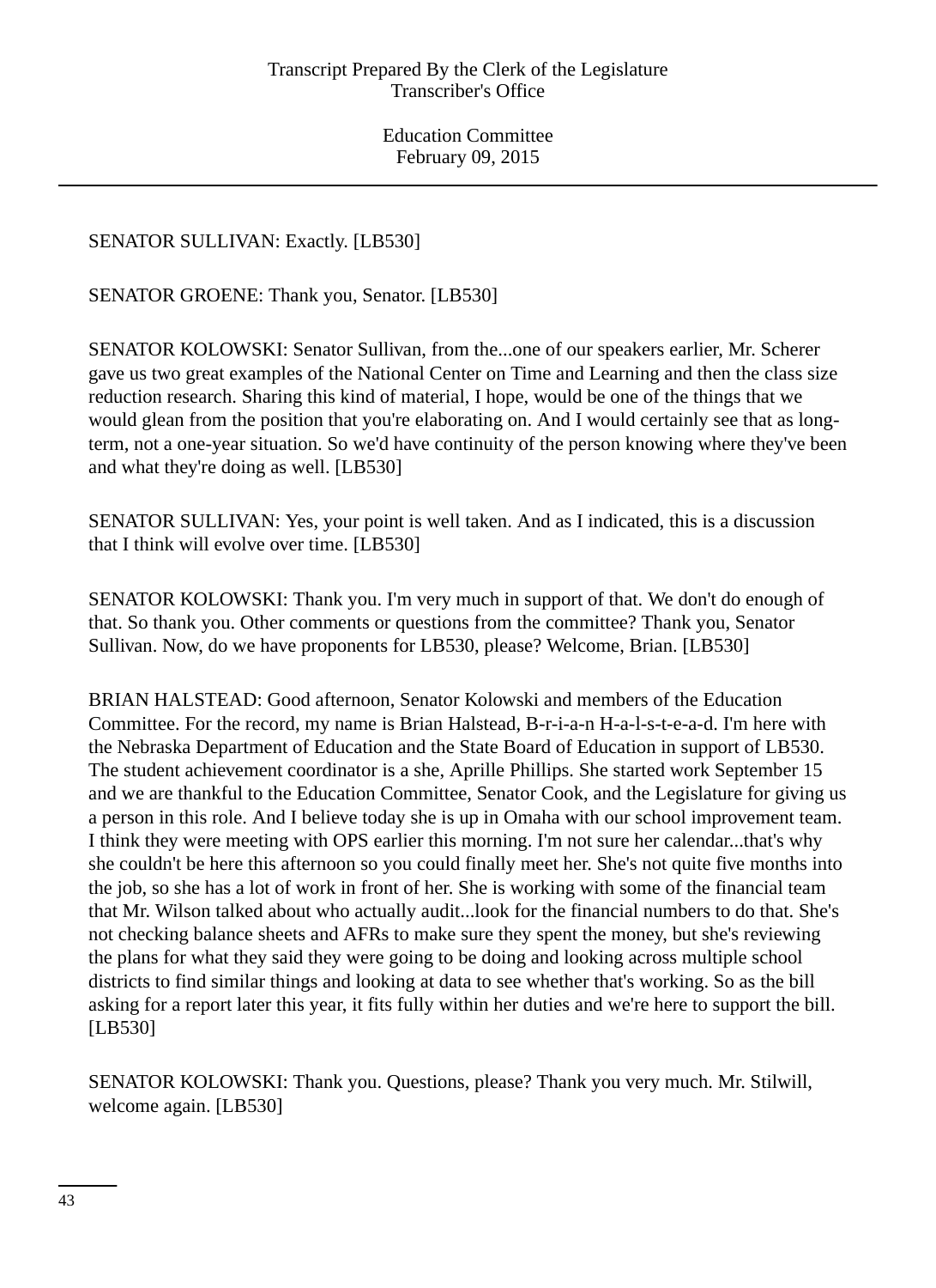SENATOR SULLIVAN: Exactly. [LB530]

SENATOR GROENE: Thank you, Senator. [LB530]

SENATOR KOLOWSKI: Senator Sullivan, from the...one of our speakers earlier, Mr. Scherer gave us two great examples of the National Center on Time and Learning and then the class size reduction research. Sharing this kind of material, I hope, would be one of the things that we would glean from the position that you're elaborating on. And I would certainly see that as long-term, not a one-year situation. So we'd have continuity of the person knowing where they've been and what they're doing as well. [LB530]

SENATOR SULLIVAN: Yes, your point is well taken. And as I indicated, this is a discussion that I think will evolve over time. [LB530]

SENATOR KOLOWSKI: Thank you. I'm very much in support of that. We don't do enough of that. So thank you. Other comments or questions from the committee? Thank you, Senator Sullivan. Now, do we have proponents for LB530, please? Welcome, Brian. [LB530]

BRIAN HALSTEAD: Good afternoon, Senator Kolowski and members of the Education Committee. For the record, my name is Brian Halstead, B-r-i-a-n H-a-l-s-t-e-a-d. I'm here with the Nebraska Department of Education and the State Board of Education in support of LB530. The student achievement coordinator is a she, Aprille Phillips. She started work September 15 and we are thankful to the Education Committee, Senator Cook, and the Legislature for giving us a person in this role. And I believe today she is up in Omaha with our school improvement team. I think they were meeting with OPS earlier this morning. I'm not sure her calendar...that's why she couldn't be here this afternoon so you could finally meet her. She's not quite five months into the job, so she has a lot of work in front of her. She is working with some of the financial team that Mr. Wilson talked about who actually audit...look for the financial numbers to do that. She's not checking balance sheets and AFRs to make sure they spent the money, but she's reviewing the plans for what they said they were going to be doing and looking across multiple school districts to find similar things and looking at data to see whether that's working. So as the bill asking for a report later this year, it fits fully within her duties and we're here to support the bill. [LB530]

SENATOR KOLOWSKI: Thank you. Questions, please? Thank you very much. Mr. Stilwill, welcome again. [LB530]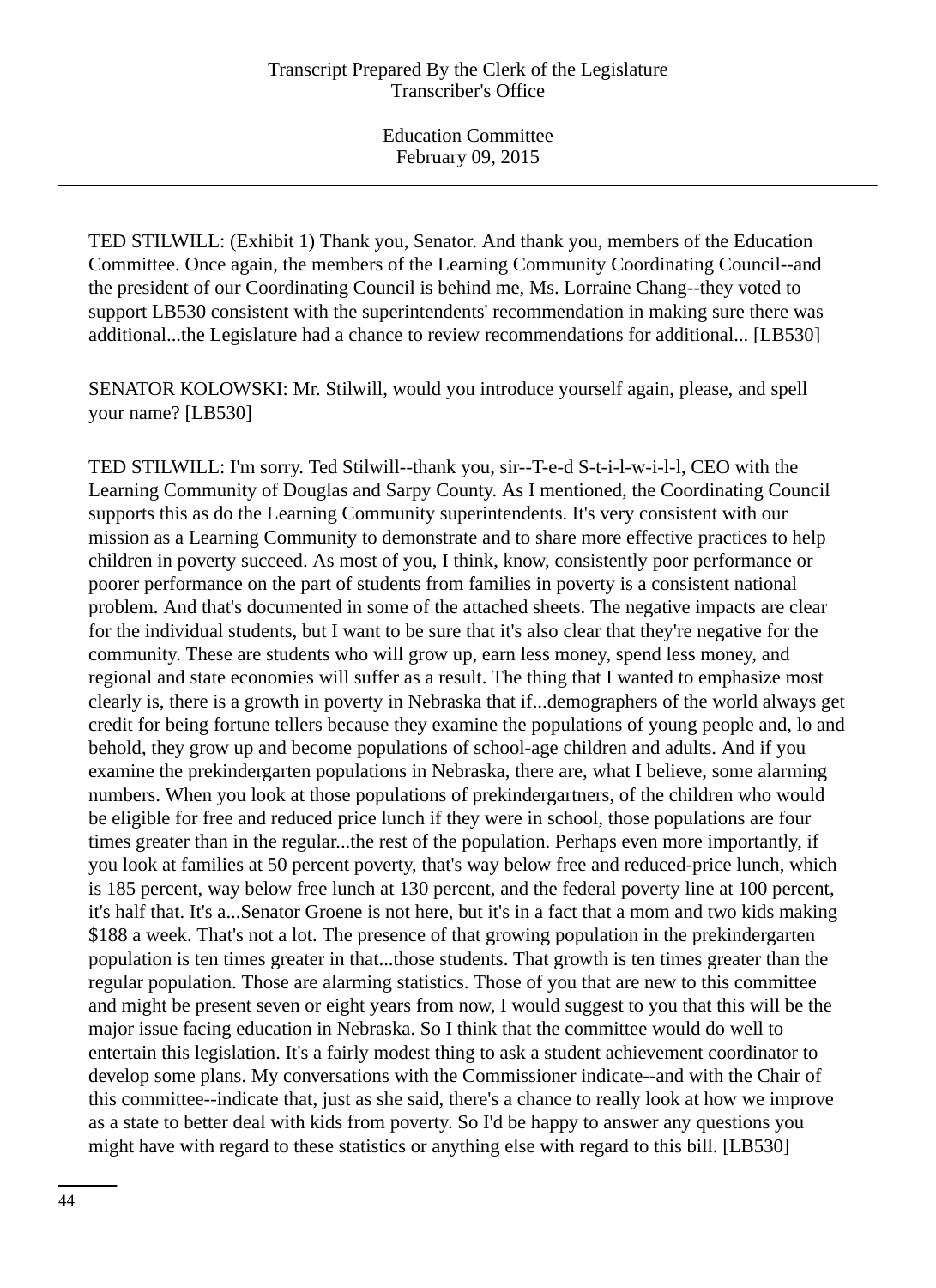TED STILWILL: (Exhibit 1) Thank you, Senator. And thank you, members of the Education Committee. Once again, the members of the Learning Community Coordinating Council--and the president of our Coordinating Council is behind me, Ms. Lorraine Chang--they voted to support LB530 consistent with the superintendents' recommendation in making sure there was additional...the Legislature had a chance to review recommendations for additional... [LB530]

SENATOR KOLOWSKI: Mr. Stilwill, would you introduce yourself again, please, and spell your name? [LB530]

TED STILWILL: I'm sorry. Ted Stilwill--thank you, sir--T-e-d S-t-i-l-w-i-l-l, CEO with the Learning Community of Douglas and Sarpy County. As I mentioned, the Coordinating Council supports this as do the Learning Community superintendents. It's very consistent with our mission as a Learning Community to demonstrate and to share more effective practices to help children in poverty succeed. As most of you, I think, know, consistently poor performance or poorer performance on the part of students from families in poverty is a consistent national problem. And that's documented in some of the attached sheets. The negative impacts are clear for the individual students, but I want to be sure that it's also clear that they're negative for the community. These are students who will grow up, earn less money, spend less money, and regional and state economies will suffer as a result. The thing that I wanted to emphasize most clearly is, there is a growth in poverty in Nebraska that if...demographers of the world always get credit for being fortune tellers because they examine the populations of young people and, lo and behold, they grow up and become populations of school-age children and adults. And if you examine the prekindergarten populations in Nebraska, there are, what I believe, some alarming numbers. When you look at those populations of prekindergartners, of the children who would be eligible for free and reduced price lunch if they were in school, those populations are four times greater than in the regular...the rest of the population. Perhaps even more importantly, if you look at families at 50 percent poverty, that's way below free and reduced-price lunch, which is 185 percent, way below free lunch at 130 percent, and the federal poverty line at 100 percent, it's half that. It's a...Senator Groene is not here, but it's in a fact that a mom and two kids making $188 a week. That's not a lot. The presence of that growing population in the prekindergarten population is ten times greater in that...those students. That growth is ten times greater than the regular population. Those are alarming statistics. Those of you that are new to this committee and might be present seven or eight years from now, I would suggest to you that this will be the major issue facing education in Nebraska. So I think that the committee would do well to entertain this legislation. It's a fairly modest thing to ask a student achievement coordinator to develop some plans. My conversations with the Commissioner indicate--and with the Chair of this committee--indicate that, just as she said, there's a chance to really look at how we improve as a state to better deal with kids from poverty. So I'd be happy to answer any questions you might have with regard to these statistics or anything else with regard to this bill. [LB530]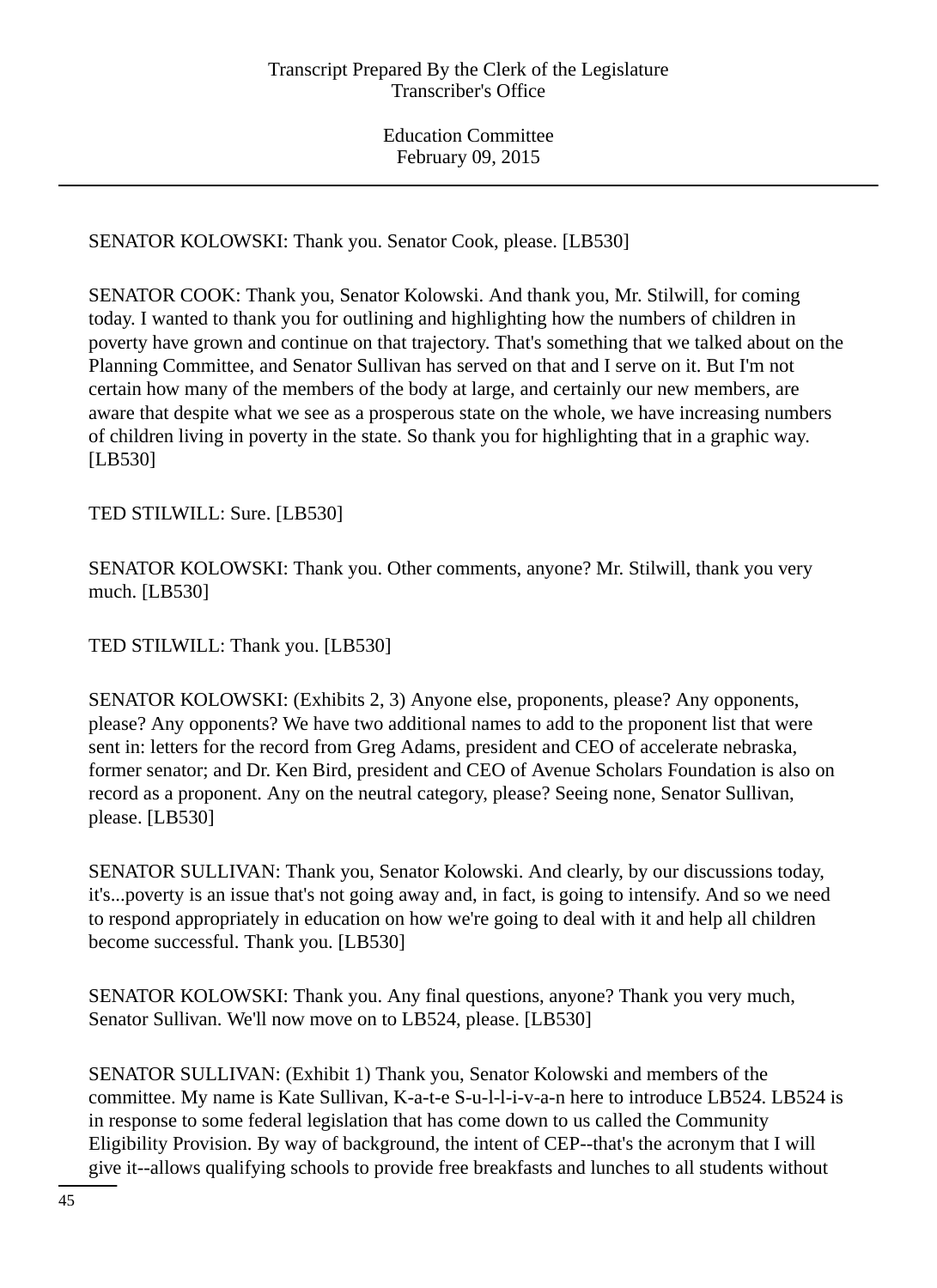SENATOR KOLOWSKI: Thank you. Senator Cook, please. [LB530]

SENATOR COOK: Thank you, Senator Kolowski. And thank you, Mr. Stilwill, for coming today. I wanted to thank you for outlining and highlighting how the numbers of children in poverty have grown and continue on that trajectory. That's something that we talked about on the Planning Committee, and Senator Sullivan has served on that and I serve on it. But I'm not certain how many of the members of the body at large, and certainly our new members, are aware that despite what we see as a prosperous state on the whole, we have increasing numbers of children living in poverty in the state. So thank you for highlighting that in a graphic way. [LB530]

TED STILWILL: Sure. [LB530]

SENATOR KOLOWSKI: Thank you. Other comments, anyone? Mr. Stilwill, thank you very much. [LB530]

TED STILWILL: Thank you. [LB530]

SENATOR KOLOWSKI: (Exhibits 2, 3) Anyone else, proponents, please? Any opponents, please? Any opponents? We have two additional names to add to the proponent list that were sent in: letters for the record from Greg Adams, president and CEO of accelerate nebraska, former senator; and Dr. Ken Bird, president and CEO of Avenue Scholars Foundation is also on record as a proponent. Any on the neutral category, please? Seeing none, Senator Sullivan, please. [LB530]

SENATOR SULLIVAN: Thank you, Senator Kolowski. And clearly, by our discussions today, it's...poverty is an issue that's not going away and, in fact, is going to intensify. And so we need to respond appropriately in education on how we're going to deal with it and help all children become successful. Thank you. [LB530]

SENATOR KOLOWSKI: Thank you. Any final questions, anyone? Thank you very much, Senator Sullivan. We'll now move on to LB524, please. [LB530]

SENATOR SULLIVAN: (Exhibit 1) Thank you, Senator Kolowski and members of the committee. My name is Kate Sullivan, K-a-t-e S-u-l-l-i-v-a-n here to introduce LB524. LB524 is in response to some federal legislation that has come down to us called the Community Eligibility Provision. By way of background, the intent of CEP--that's the acronym that I will give it--allows qualifying schools to provide free breakfasts and lunches to all students without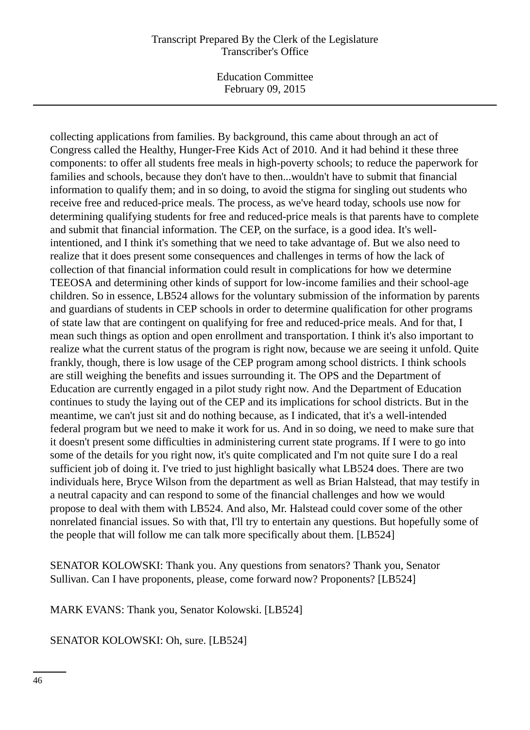collecting applications from families. By background, this came about through an act of Congress called the Healthy, Hunger-Free Kids Act of 2010. And it had behind it these three components: to offer all students free meals in high-poverty schools; to reduce the paperwork for families and schools, because they don't have to then...wouldn't have to submit that financial information to qualify them; and in so doing, to avoid the stigma for singling out students who receive free and reduced-price meals. The process, as we've heard today, schools use now for determining qualifying students for free and reduced-price meals is that parents have to complete and submit that financial information. The CEP, on the surface, is a good idea. It's well-intentioned, and I think it's something that we need to take advantage of. But we also need to realize that it does present some consequences and challenges in terms of how the lack of collection of that financial information could result in complications for how we determine TEEOSA and determining other kinds of support for low-income families and their school-age children. So in essence, LB524 allows for the voluntary submission of the information by parents and guardians of students in CEP schools in order to determine qualification for other programs of state law that are contingent on qualifying for free and reduced-price meals. And for that, I mean such things as option and open enrollment and transportation. I think it's also important to realize what the current status of the program is right now, because we are seeing it unfold. Quite frankly, though, there is low usage of the CEP program among school districts. I think schools are still weighing the benefits and issues surrounding it. The OPS and the Department of Education are currently engaged in a pilot study right now. And the Department of Education continues to study the laying out of the CEP and its implications for school districts. But in the meantime, we can't just sit and do nothing because, as I indicated, that it's a well-intended federal program but we need to make it work for us. And in so doing, we need to make sure that it doesn't present some difficulties in administering current state programs. If I were to go into some of the details for you right now, it's quite complicated and I'm not quite sure I do a real sufficient job of doing it. I've tried to just highlight basically what LB524 does. There are two individuals here, Bryce Wilson from the department as well as Brian Halstead, that may testify in a neutral capacity and can respond to some of the financial challenges and how we would propose to deal with them with LB524. And also, Mr. Halstead could cover some of the other nonrelated financial issues. So with that, I'll try to entertain any questions. But hopefully some of the people that will follow me can talk more specifically about them. [LB524]

SENATOR KOLOWSKI: Thank you. Any questions from senators? Thank you, Senator Sullivan. Can I have proponents, please, come forward now? Proponents? [LB524]

MARK EVANS: Thank you, Senator Kolowski. [LB524]

SENATOR KOLOWSKI: Oh, sure. [LB524]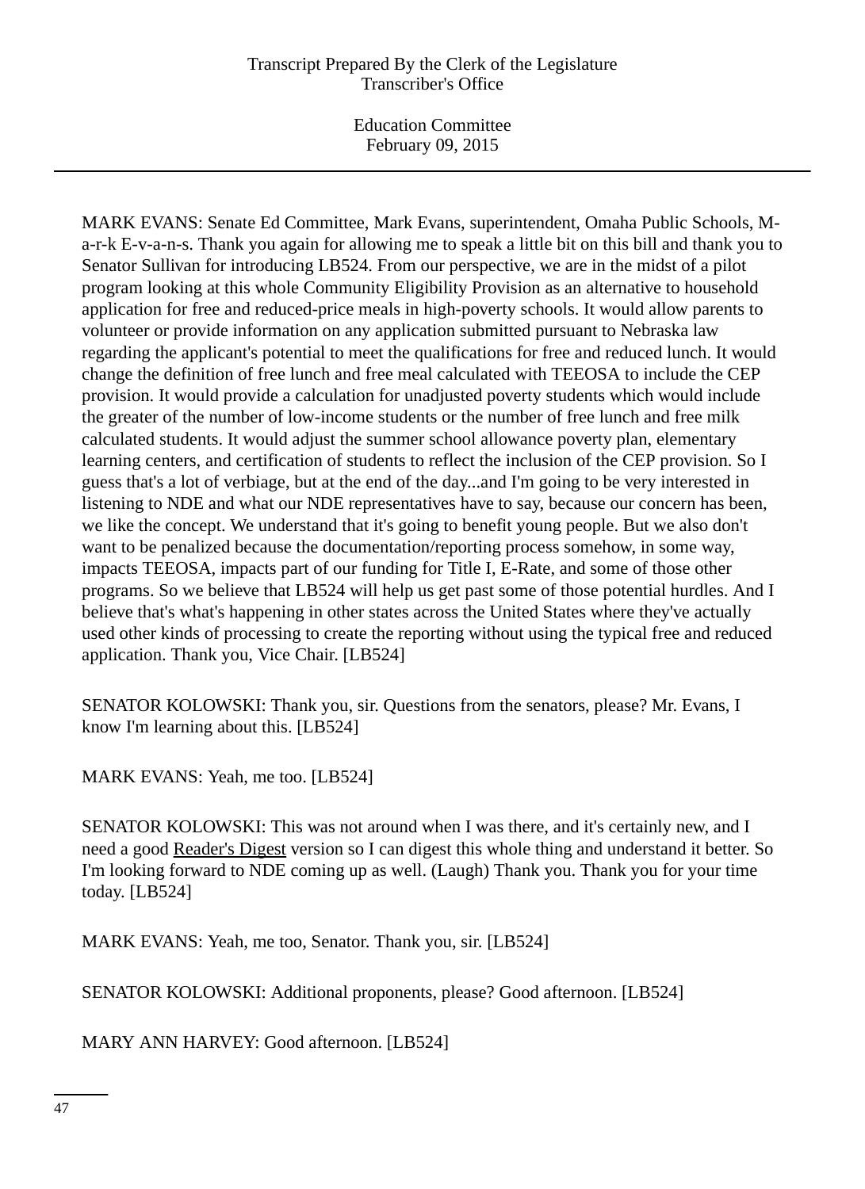MARK EVANS: Senate Ed Committee, Mark Evans, superintendent, Omaha Public Schools, M-a-r-k E-v-a-n-s. Thank you again for allowing me to speak a little bit on this bill and thank you to Senator Sullivan for introducing LB524. From our perspective, we are in the midst of a pilot program looking at this whole Community Eligibility Provision as an alternative to household application for free and reduced-price meals in high-poverty schools. It would allow parents to volunteer or provide information on any application submitted pursuant to Nebraska law regarding the applicant's potential to meet the qualifications for free and reduced lunch. It would change the definition of free lunch and free meal calculated with TEEOSA to include the CEP provision. It would provide a calculation for unadjusted poverty students which would include the greater of the number of low-income students or the number of free lunch and free milk calculated students. It would adjust the summer school allowance poverty plan, elementary learning centers, and certification of students to reflect the inclusion of the CEP provision. So I guess that's a lot of verbiage, but at the end of the day...and I'm going to be very interested in listening to NDE and what our NDE representatives have to say, because our concern has been, we like the concept. We understand that it's going to benefit young people. But we also don't want to be penalized because the documentation/reporting process somehow, in some way, impacts TEEOSA, impacts part of our funding for Title I, E-Rate, and some of those other programs. So we believe that LB524 will help us get past some of those potential hurdles. And I believe that's what's happening in other states across the United States where they've actually used other kinds of processing to create the reporting without using the typical free and reduced application. Thank you, Vice Chair. [LB524]

SENATOR KOLOWSKI: Thank you, sir. Questions from the senators, please? Mr. Evans, I know I'm learning about this. [LB524]

MARK EVANS: Yeah, me too. [LB524]

SENATOR KOLOWSKI: This was not around when I was there, and it's certainly new, and I need a good Reader's Digest version so I can digest this whole thing and understand it better. So I'm looking forward to NDE coming up as well. (Laugh) Thank you. Thank you for your time today. [LB524]

MARK EVANS: Yeah, me too, Senator. Thank you, sir. [LB524]

SENATOR KOLOWSKI: Additional proponents, please? Good afternoon. [LB524]

MARY ANN HARVEY: Good afternoon. [LB524]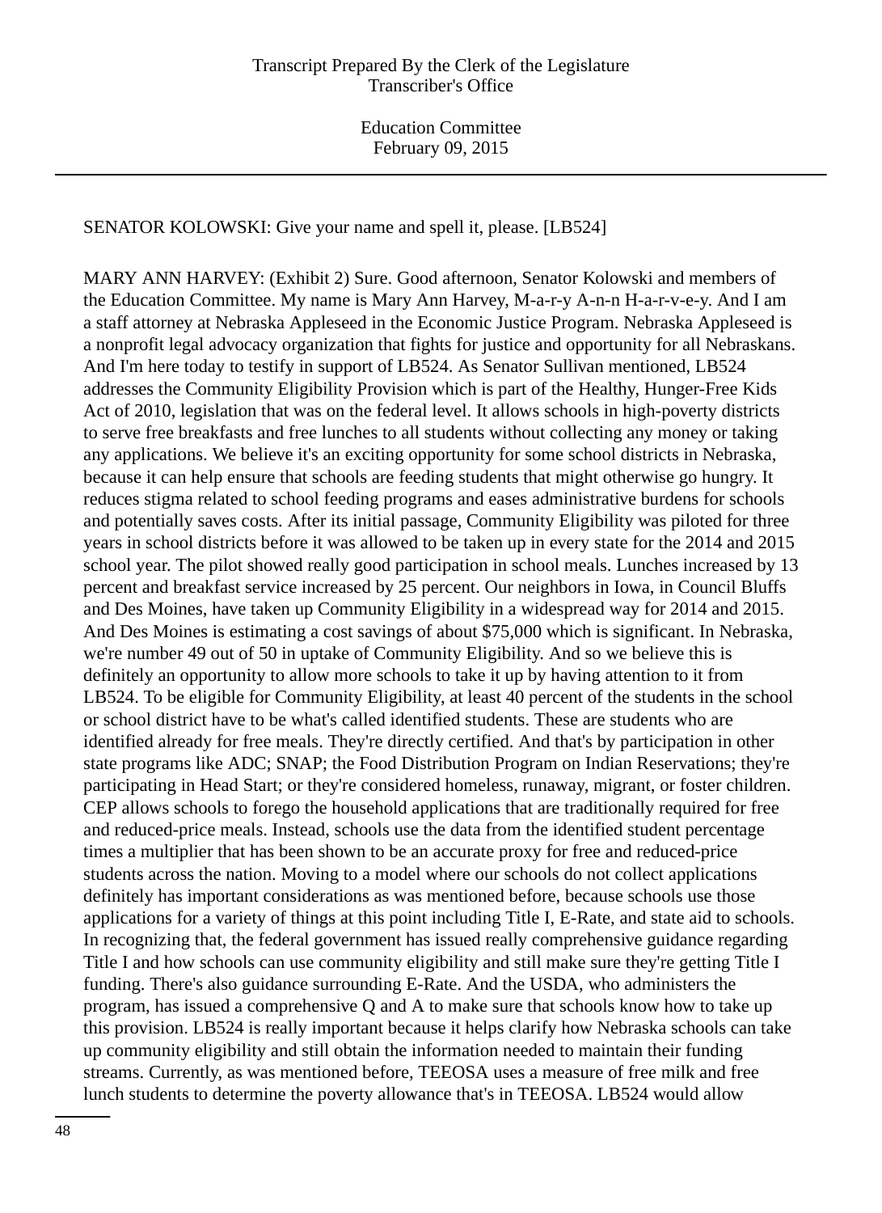SENATOR KOLOWSKI: Give your name and spell it, please. [LB524]

MARY ANN HARVEY: (Exhibit 2) Sure. Good afternoon, Senator Kolowski and members of the Education Committee. My name is Mary Ann Harvey, M-a-r-y A-n-n H-a-r-v-e-y. And I am a staff attorney at Nebraska Appleseed in the Economic Justice Program. Nebraska Appleseed is a nonprofit legal advocacy organization that fights for justice and opportunity for all Nebraskans. And I'm here today to testify in support of LB524. As Senator Sullivan mentioned, LB524 addresses the Community Eligibility Provision which is part of the Healthy, Hunger-Free Kids Act of 2010, legislation that was on the federal level. It allows schools in high-poverty districts to serve free breakfasts and free lunches to all students without collecting any money or taking any applications. We believe it's an exciting opportunity for some school districts in Nebraska, because it can help ensure that schools are feeding students that might otherwise go hungry. It reduces stigma related to school feeding programs and eases administrative burdens for schools and potentially saves costs. After its initial passage, Community Eligibility was piloted for three years in school districts before it was allowed to be taken up in every state for the 2014 and 2015 school year. The pilot showed really good participation in school meals. Lunches increased by 13 percent and breakfast service increased by 25 percent. Our neighbors in Iowa, in Council Bluffs and Des Moines, have taken up Community Eligibility in a widespread way for 2014 and 2015. And Des Moines is estimating a cost savings of about $75,000 which is significant. In Nebraska, we're number 49 out of 50 in uptake of Community Eligibility. And so we believe this is definitely an opportunity to allow more schools to take it up by having attention to it from LB524. To be eligible for Community Eligibility, at least 40 percent of the students in the school or school district have to be what's called identified students. These are students who are identified already for free meals. They're directly certified. And that's by participation in other state programs like ADC; SNAP; the Food Distribution Program on Indian Reservations; they're participating in Head Start; or they're considered homeless, runaway, migrant, or foster children. CEP allows schools to forego the household applications that are traditionally required for free and reduced-price meals. Instead, schools use the data from the identified student percentage times a multiplier that has been shown to be an accurate proxy for free and reduced-price students across the nation. Moving to a model where our schools do not collect applications definitely has important considerations as was mentioned before, because schools use those applications for a variety of things at this point including Title I, E-Rate, and state aid to schools. In recognizing that, the federal government has issued really comprehensive guidance regarding Title I and how schools can use community eligibility and still make sure they're getting Title I funding. There's also guidance surrounding E-Rate. And the USDA, who administers the program, has issued a comprehensive Q and A to make sure that schools know how to take up this provision. LB524 is really important because it helps clarify how Nebraska schools can take up community eligibility and still obtain the information needed to maintain their funding streams. Currently, as was mentioned before, TEEOSA uses a measure of free milk and free lunch students to determine the poverty allowance that's in TEEOSA. LB524 would allow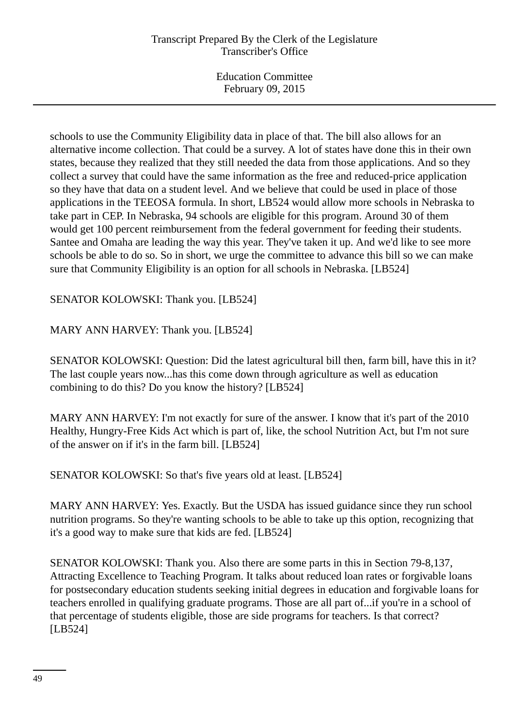schools to use the Community Eligibility data in place of that. The bill also allows for an alternative income collection. That could be a survey. A lot of states have done this in their own states, because they realized that they still needed the data from those applications. And so they collect a survey that could have the same information as the free and reduced-price application so they have that data on a student level. And we believe that could be used in place of those applications in the TEEOSA formula. In short, LB524 would allow more schools in Nebraska to take part in CEP. In Nebraska, 94 schools are eligible for this program. Around 30 of them would get 100 percent reimbursement from the federal government for feeding their students. Santee and Omaha are leading the way this year. They've taken it up. And we'd like to see more schools be able to do so. So in short, we urge the committee to advance this bill so we can make sure that Community Eligibility is an option for all schools in Nebraska. [LB524]

SENATOR KOLOWSKI: Thank you. [LB524]

MARY ANN HARVEY: Thank you. [LB524]

SENATOR KOLOWSKI: Question: Did the latest agricultural bill then, farm bill, have this in it? The last couple years now...has this come down through agriculture as well as education combining to do this? Do you know the history? [LB524]

MARY ANN HARVEY: I'm not exactly for sure of the answer. I know that it's part of the 2010 Healthy, Hungry-Free Kids Act which is part of, like, the school Nutrition Act, but I'm not sure of the answer on if it's in the farm bill. [LB524]

SENATOR KOLOWSKI: So that's five years old at least. [LB524]

MARY ANN HARVEY: Yes. Exactly. But the USDA has issued guidance since they run school nutrition programs. So they're wanting schools to be able to take up this option, recognizing that it's a good way to make sure that kids are fed. [LB524]

SENATOR KOLOWSKI: Thank you. Also there are some parts in this in Section 79-8,137, Attracting Excellence to Teaching Program. It talks about reduced loan rates or forgivable loans for postsecondary education students seeking initial degrees in education and forgivable loans for teachers enrolled in qualifying graduate programs. Those are all part of...if you're in a school of that percentage of students eligible, those are side programs for teachers. Is that correct? [LB524]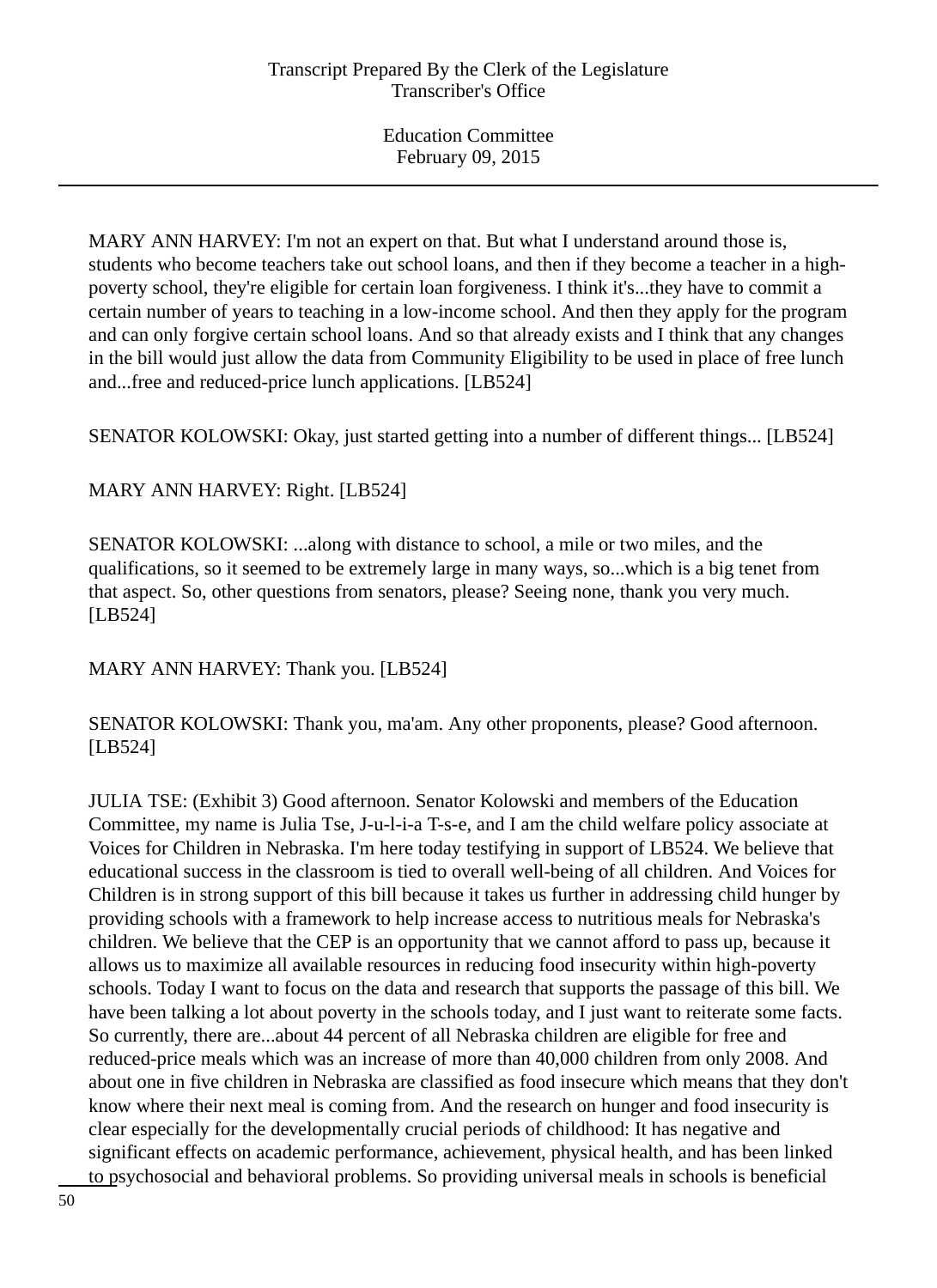MARY ANN HARVEY: I'm not an expert on that. But what I understand around those is, students who become teachers take out school loans, and then if they become a teacher in a high-poverty school, they're eligible for certain loan forgiveness. I think it's...they have to commit a certain number of years to teaching in a low-income school. And then they apply for the program and can only forgive certain school loans. And so that already exists and I think that any changes in the bill would just allow the data from Community Eligibility to be used in place of free lunch and...free and reduced-price lunch applications. [LB524]

SENATOR KOLOWSKI: Okay, just started getting into a number of different things... [LB524]

MARY ANN HARVEY: Right. [LB524]

SENATOR KOLOWSKI: ...along with distance to school, a mile or two miles, and the qualifications, so it seemed to be extremely large in many ways, so...which is a big tenet from that aspect. So, other questions from senators, please? Seeing none, thank you very much. [LB524]

MARY ANN HARVEY: Thank you. [LB524]

SENATOR KOLOWSKI: Thank you, ma'am. Any other proponents, please? Good afternoon. [LB524]

JULIA TSE: (Exhibit 3) Good afternoon. Senator Kolowski and members of the Education Committee, my name is Julia Tse, J-u-l-i-a T-s-e, and I am the child welfare policy associate at Voices for Children in Nebraska. I'm here today testifying in support of LB524. We believe that educational success in the classroom is tied to overall well-being of all children. And Voices for Children is in strong support of this bill because it takes us further in addressing child hunger by providing schools with a framework to help increase access to nutritious meals for Nebraska's children. We believe that the CEP is an opportunity that we cannot afford to pass up, because it allows us to maximize all available resources in reducing food insecurity within high-poverty schools. Today I want to focus on the data and research that supports the passage of this bill. We have been talking a lot about poverty in the schools today, and I just want to reiterate some facts. So currently, there are...about 44 percent of all Nebraska children are eligible for free and reduced-price meals which was an increase of more than 40,000 children from only 2008. And about one in five children in Nebraska are classified as food insecure which means that they don't know where their next meal is coming from. And the research on hunger and food insecurity is clear especially for the developmentally crucial periods of childhood: It has negative and significant effects on academic performance, achievement, physical health, and has been linked to psychosocial and behavioral problems. So providing universal meals in schools is beneficial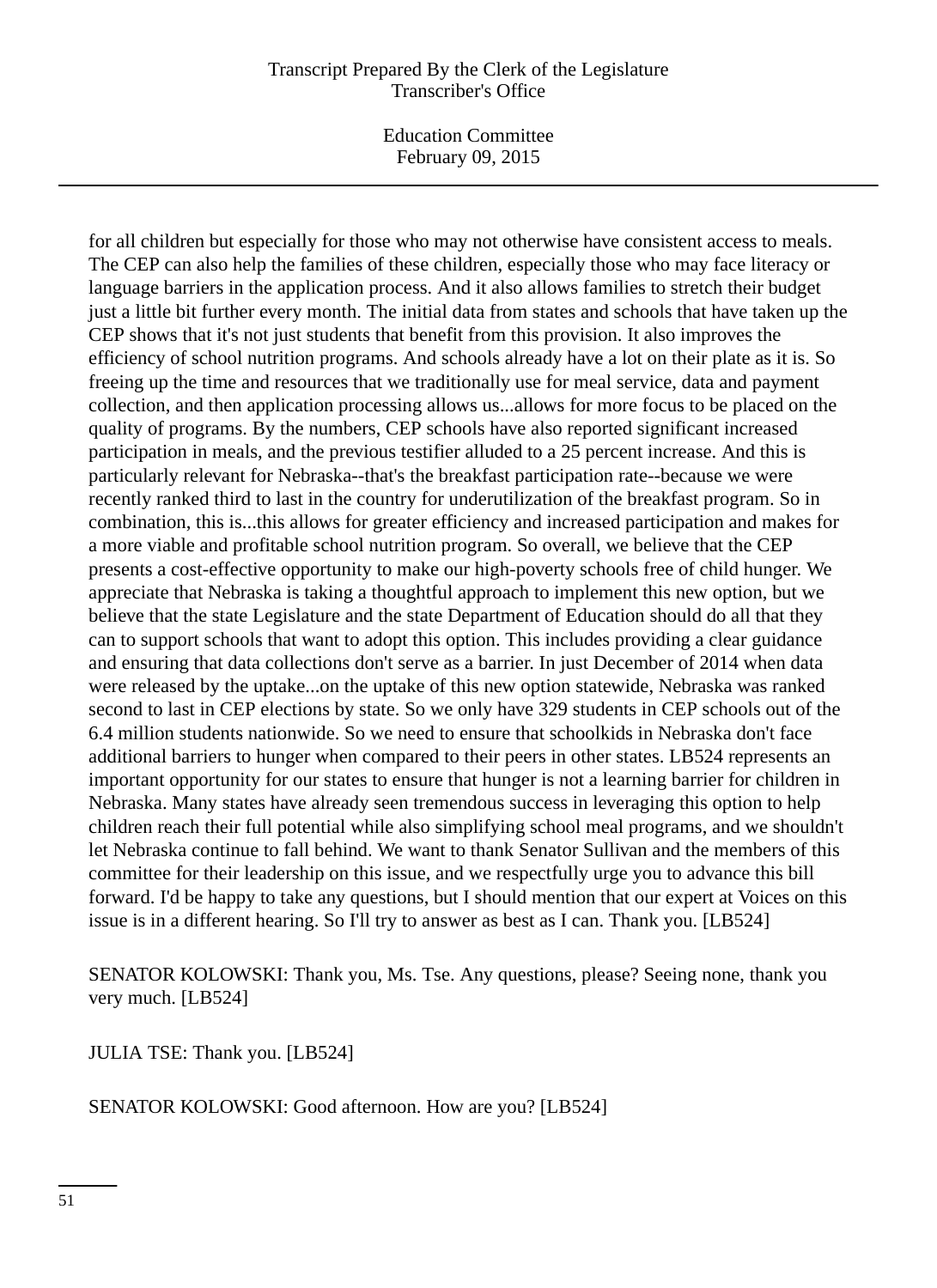for all children but especially for those who may not otherwise have consistent access to meals. The CEP can also help the families of these children, especially those who may face literacy or language barriers in the application process. And it also allows families to stretch their budget just a little bit further every month. The initial data from states and schools that have taken up the CEP shows that it's not just students that benefit from this provision. It also improves the efficiency of school nutrition programs. And schools already have a lot on their plate as it is. So freeing up the time and resources that we traditionally use for meal service, data and payment collection, and then application processing allows us...allows for more focus to be placed on the quality of programs. By the numbers, CEP schools have also reported significant increased participation in meals, and the previous testifier alluded to a 25 percent increase. And this is particularly relevant for Nebraska--that's the breakfast participation rate--because we were recently ranked third to last in the country for underutilization of the breakfast program. So in combination, this is...this allows for greater efficiency and increased participation and makes for a more viable and profitable school nutrition program. So overall, we believe that the CEP presents a cost-effective opportunity to make our high-poverty schools free of child hunger. We appreciate that Nebraska is taking a thoughtful approach to implement this new option, but we believe that the state Legislature and the state Department of Education should do all that they can to support schools that want to adopt this option. This includes providing a clear guidance and ensuring that data collections don't serve as a barrier. In just December of 2014 when data were released by the uptake...on the uptake of this new option statewide, Nebraska was ranked second to last in CEP elections by state. So we only have 329 students in CEP schools out of the 6.4 million students nationwide. So we need to ensure that schoolkids in Nebraska don't face additional barriers to hunger when compared to their peers in other states. LB524 represents an important opportunity for our states to ensure that hunger is not a learning barrier for children in Nebraska. Many states have already seen tremendous success in leveraging this option to help children reach their full potential while also simplifying school meal programs, and we shouldn't let Nebraska continue to fall behind. We want to thank Senator Sullivan and the members of this committee for their leadership on this issue, and we respectfully urge you to advance this bill forward. I'd be happy to take any questions, but I should mention that our expert at Voices on this issue is in a different hearing. So I'll try to answer as best as I can. Thank you. [LB524]

SENATOR KOLOWSKI: Thank you, Ms. Tse. Any questions, please? Seeing none, thank you very much. [LB524]

JULIA TSE: Thank you. [LB524]

SENATOR KOLOWSKI: Good afternoon. How are you? [LB524]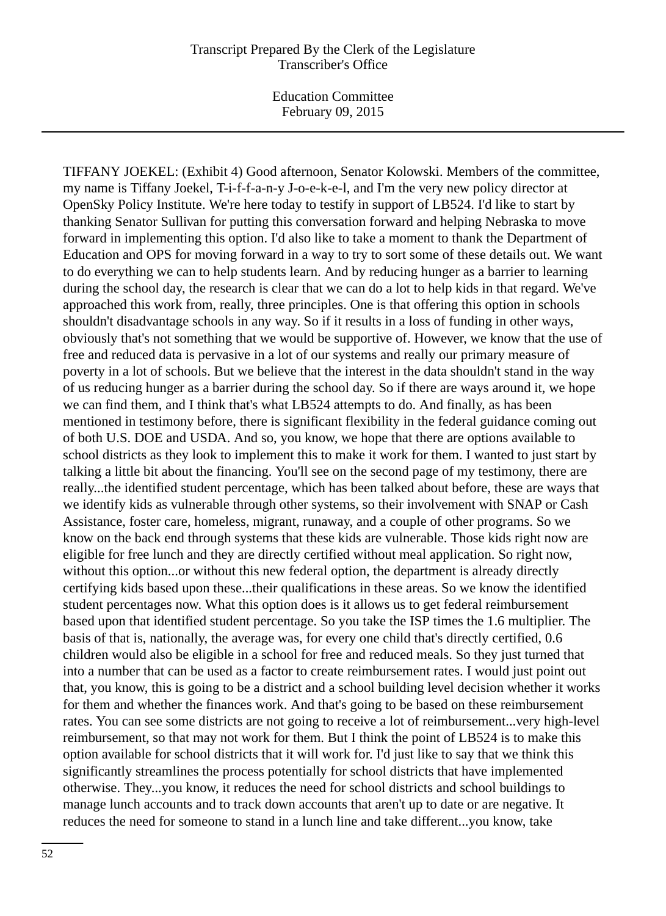TIFFANY JOEKEL: (Exhibit 4) Good afternoon, Senator Kolowski. Members of the committee, my name is Tiffany Joekel, T-i-f-f-a-n-y J-o-e-k-e-l, and I'm the very new policy director at OpenSky Policy Institute. We're here today to testify in support of LB524. I'd like to start by thanking Senator Sullivan for putting this conversation forward and helping Nebraska to move forward in implementing this option. I'd also like to take a moment to thank the Department of Education and OPS for moving forward in a way to try to sort some of these details out. We want to do everything we can to help students learn. And by reducing hunger as a barrier to learning during the school day, the research is clear that we can do a lot to help kids in that regard. We've approached this work from, really, three principles. One is that offering this option in schools shouldn't disadvantage schools in any way. So if it results in a loss of funding in other ways, obviously that's not something that we would be supportive of. However, we know that the use of free and reduced data is pervasive in a lot of our systems and really our primary measure of poverty in a lot of schools. But we believe that the interest in the data shouldn't stand in the way of us reducing hunger as a barrier during the school day. So if there are ways around it, we hope we can find them, and I think that's what LB524 attempts to do. And finally, as has been mentioned in testimony before, there is significant flexibility in the federal guidance coming out of both U.S. DOE and USDA. And so, you know, we hope that there are options available to school districts as they look to implement this to make it work for them. I wanted to just start by talking a little bit about the financing. You'll see on the second page of my testimony, there are really...the identified student percentage, which has been talked about before, these are ways that we identify kids as vulnerable through other systems, so their involvement with SNAP or Cash Assistance, foster care, homeless, migrant, runaway, and a couple of other programs. So we know on the back end through systems that these kids are vulnerable. Those kids right now are eligible for free lunch and they are directly certified without meal application. So right now, without this option...or without this new federal option, the department is already directly certifying kids based upon these...their qualifications in these areas. So we know the identified student percentages now. What this option does is it allows us to get federal reimbursement based upon that identified student percentage. So you take the ISP times the 1.6 multiplier. The basis of that is, nationally, the average was, for every one child that's directly certified, 0.6 children would also be eligible in a school for free and reduced meals. So they just turned that into a number that can be used as a factor to create reimbursement rates. I would just point out that, you know, this is going to be a district and a school building level decision whether it works for them and whether the finances work. And that's going to be based on these reimbursement rates. You can see some districts are not going to receive a lot of reimbursement...very high-level reimbursement, so that may not work for them. But I think the point of LB524 is to make this option available for school districts that it will work for. I'd just like to say that we think this significantly streamlines the process potentially for school districts that have implemented otherwise. They...you know, it reduces the need for school districts and school buildings to manage lunch accounts and to track down accounts that aren't up to date or are negative. It reduces the need for someone to stand in a lunch line and take different...you know, take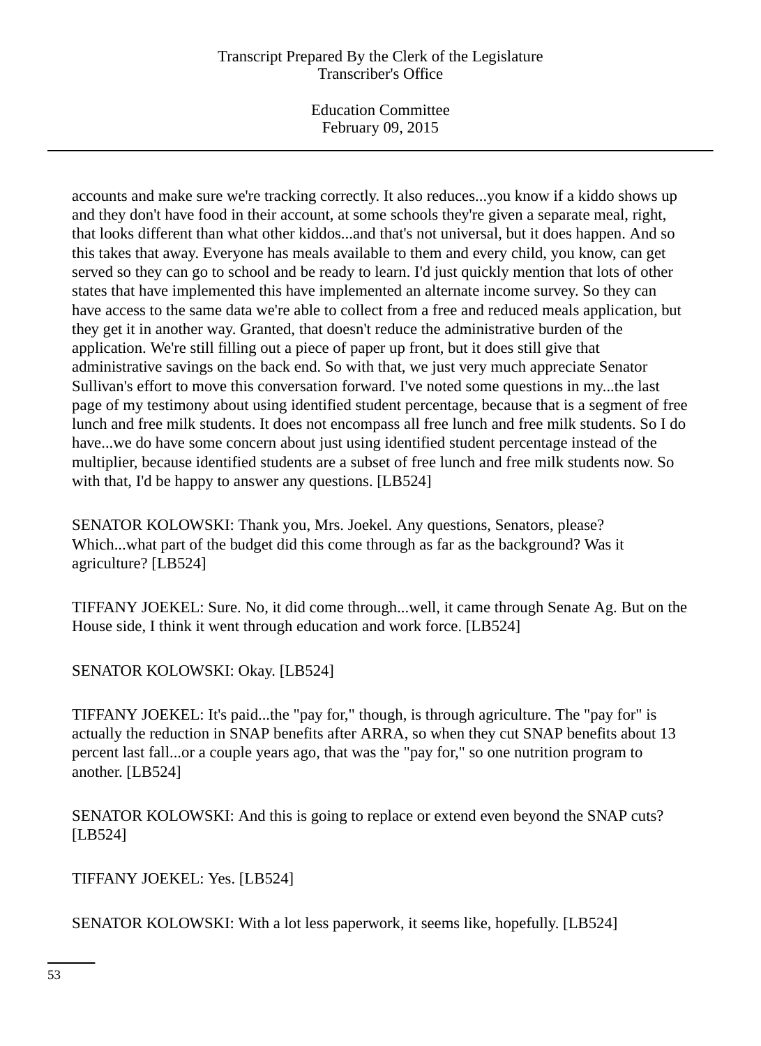accounts and make sure we're tracking correctly. It also reduces...you know if a kiddo shows up and they don't have food in their account, at some schools they're given a separate meal, right, that looks different than what other kiddos...and that's not universal, but it does happen. And so this takes that away. Everyone has meals available to them and every child, you know, can get served so they can go to school and be ready to learn. I'd just quickly mention that lots of other states that have implemented this have implemented an alternate income survey. So they can have access to the same data we're able to collect from a free and reduced meals application, but they get it in another way. Granted, that doesn't reduce the administrative burden of the application. We're still filling out a piece of paper up front, but it does still give that administrative savings on the back end. So with that, we just very much appreciate Senator Sullivan's effort to move this conversation forward. I've noted some questions in my...the last page of my testimony about using identified student percentage, because that is a segment of free lunch and free milk students. It does not encompass all free lunch and free milk students. So I do have...we do have some concern about just using identified student percentage instead of the multiplier, because identified students are a subset of free lunch and free milk students now. So with that, I'd be happy to answer any questions. [LB524]

SENATOR KOLOWSKI: Thank you, Mrs. Joekel. Any questions, Senators, please? Which...what part of the budget did this come through as far as the background? Was it agriculture? [LB524]

TIFFANY JOEKEL: Sure. No, it did come through...well, it came through Senate Ag. But on the House side, I think it went through education and work force. [LB524]

SENATOR KOLOWSKI: Okay. [LB524]

TIFFANY JOEKEL: It's paid...the "pay for," though, is through agriculture. The "pay for" is actually the reduction in SNAP benefits after ARRA, so when they cut SNAP benefits about 13 percent last fall...or a couple years ago, that was the "pay for," so one nutrition program to another. [LB524]

SENATOR KOLOWSKI: And this is going to replace or extend even beyond the SNAP cuts? [LB524]

TIFFANY JOEKEL: Yes. [LB524]

SENATOR KOLOWSKI: With a lot less paperwork, it seems like, hopefully. [LB524]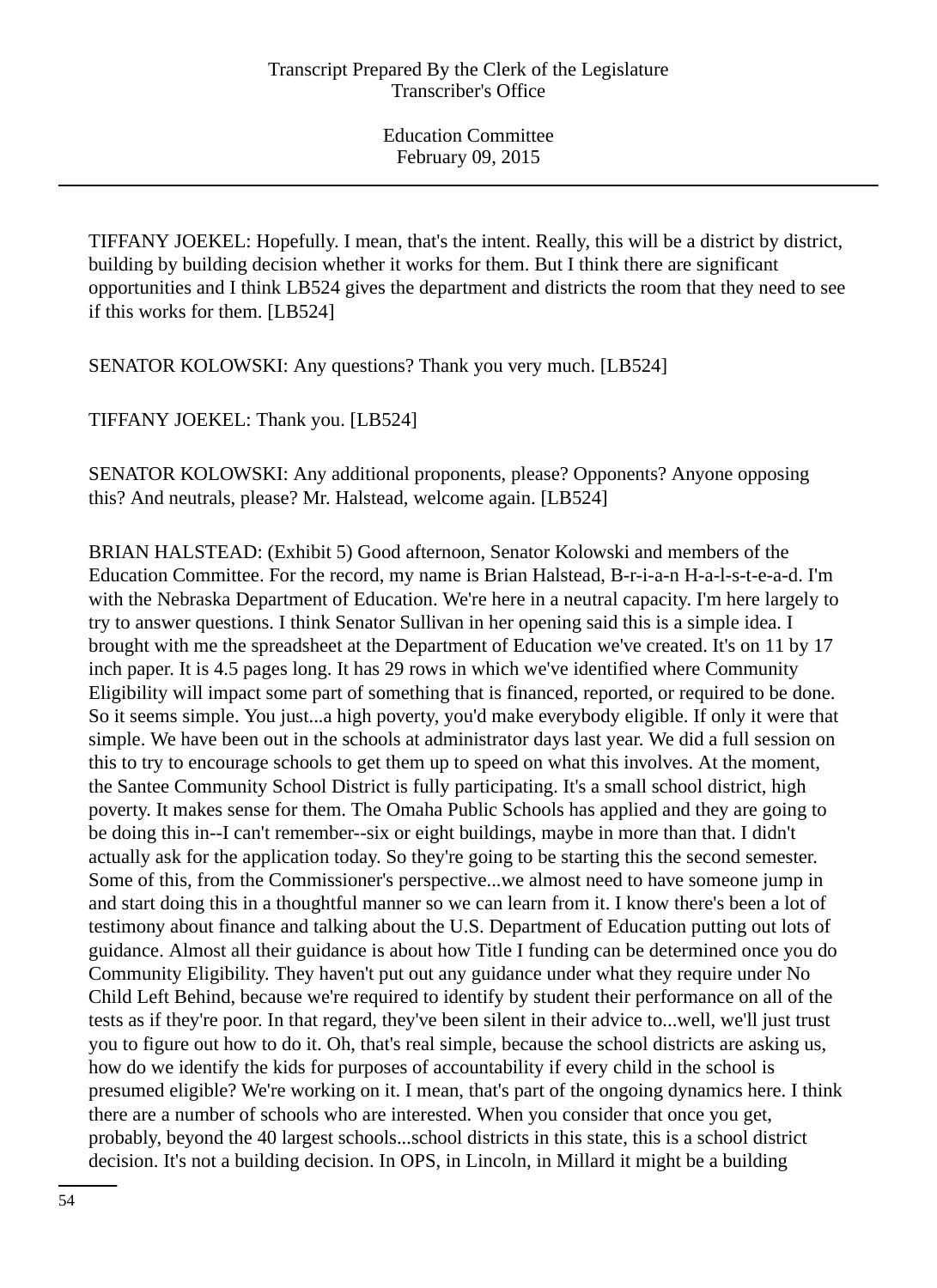TIFFANY JOEKEL: Hopefully. I mean, that's the intent. Really, this will be a district by district, building by building decision whether it works for them. But I think there are significant opportunities and I think LB524 gives the department and districts the room that they need to see if this works for them. [LB524]

SENATOR KOLOWSKI: Any questions? Thank you very much. [LB524]

TIFFANY JOEKEL: Thank you. [LB524]

SENATOR KOLOWSKI: Any additional proponents, please? Opponents? Anyone opposing this? And neutrals, please? Mr. Halstead, welcome again. [LB524]

BRIAN HALSTEAD: (Exhibit 5) Good afternoon, Senator Kolowski and members of the Education Committee. For the record, my name is Brian Halstead, B-r-i-a-n H-a-l-s-t-e-a-d. I'm with the Nebraska Department of Education. We're here in a neutral capacity. I'm here largely to try to answer questions. I think Senator Sullivan in her opening said this is a simple idea. I brought with me the spreadsheet at the Department of Education we've created. It's on 11 by 17 inch paper. It is 4.5 pages long. It has 29 rows in which we've identified where Community Eligibility will impact some part of something that is financed, reported, or required to be done. So it seems simple. You just...a high poverty, you'd make everybody eligible. If only it were that simple. We have been out in the schools at administrator days last year. We did a full session on this to try to encourage schools to get them up to speed on what this involves. At the moment, the Santee Community School District is fully participating. It's a small school district, high poverty. It makes sense for them. The Omaha Public Schools has applied and they are going to be doing this in--I can't remember--six or eight buildings, maybe in more than that. I didn't actually ask for the application today. So they're going to be starting this the second semester. Some of this, from the Commissioner's perspective...we almost need to have someone jump in and start doing this in a thoughtful manner so we can learn from it. I know there's been a lot of testimony about finance and talking about the U.S. Department of Education putting out lots of guidance. Almost all their guidance is about how Title I funding can be determined once you do Community Eligibility. They haven't put out any guidance under what they require under No Child Left Behind, because we're required to identify by student their performance on all of the tests as if they're poor. In that regard, they've been silent in their advice to...well, we'll just trust you to figure out how to do it. Oh, that's real simple, because the school districts are asking us, how do we identify the kids for purposes of accountability if every child in the school is presumed eligible? We're working on it. I mean, that's part of the ongoing dynamics here. I think there are a number of schools who are interested. When you consider that once you get, probably, beyond the 40 largest schools...school districts in this state, this is a school district decision. It's not a building decision. In OPS, in Lincoln, in Millard it might be a building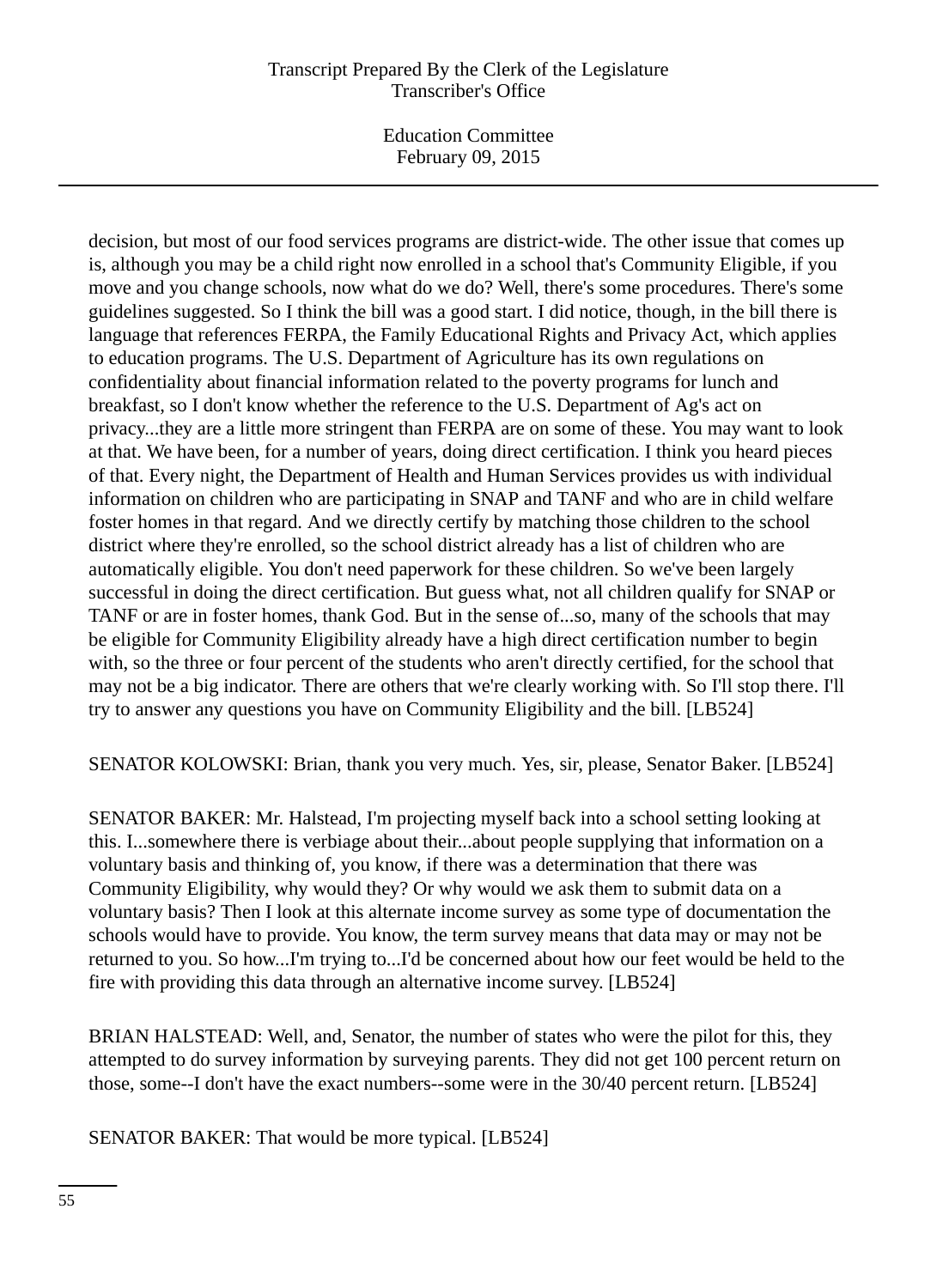decision, but most of our food services programs are district-wide. The other issue that comes up is, although you may be a child right now enrolled in a school that's Community Eligible, if you move and you change schools, now what do we do? Well, there's some procedures. There's some guidelines suggested. So I think the bill was a good start. I did notice, though, in the bill there is language that references FERPA, the Family Educational Rights and Privacy Act, which applies to education programs. The U.S. Department of Agriculture has its own regulations on confidentiality about financial information related to the poverty programs for lunch and breakfast, so I don't know whether the reference to the U.S. Department of Ag's act on privacy...they are a little more stringent than FERPA are on some of these. You may want to look at that. We have been, for a number of years, doing direct certification. I think you heard pieces of that. Every night, the Department of Health and Human Services provides us with individual information on children who are participating in SNAP and TANF and who are in child welfare foster homes in that regard. And we directly certify by matching those children to the school district where they're enrolled, so the school district already has a list of children who are automatically eligible. You don't need paperwork for these children. So we've been largely successful in doing the direct certification. But guess what, not all children qualify for SNAP or TANF or are in foster homes, thank God. But in the sense of...so, many of the schools that may be eligible for Community Eligibility already have a high direct certification number to begin with, so the three or four percent of the students who aren't directly certified, for the school that may not be a big indicator. There are others that we're clearly working with. So I'll stop there. I'll try to answer any questions you have on Community Eligibility and the bill. [LB524]

SENATOR KOLOWSKI: Brian, thank you very much. Yes, sir, please, Senator Baker. [LB524]

SENATOR BAKER: Mr. Halstead, I'm projecting myself back into a school setting looking at this. I...somewhere there is verbiage about their...about people supplying that information on a voluntary basis and thinking of, you know, if there was a determination that there was Community Eligibility, why would they? Or why would we ask them to submit data on a voluntary basis? Then I look at this alternate income survey as some type of documentation the schools would have to provide. You know, the term survey means that data may or may not be returned to you. So how...I'm trying to...I'd be concerned about how our feet would be held to the fire with providing this data through an alternative income survey. [LB524]

BRIAN HALSTEAD: Well, and, Senator, the number of states who were the pilot for this, they attempted to do survey information by surveying parents. They did not get 100 percent return on those, some--I don't have the exact numbers--some were in the 30/40 percent return. [LB524]

SENATOR BAKER: That would be more typical. [LB524]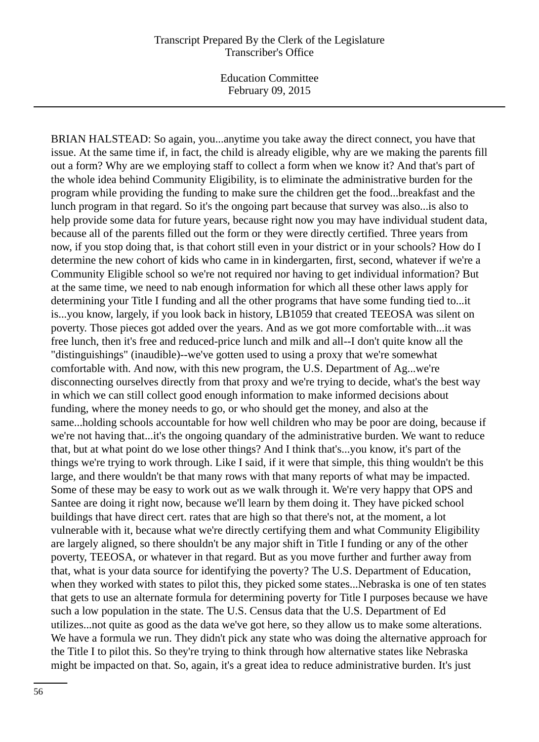BRIAN HALSTEAD: So again, you...anytime you take away the direct connect, you have that issue. At the same time if, in fact, the child is already eligible, why are we making the parents fill out a form? Why are we employing staff to collect a form when we know it? And that's part of the whole idea behind Community Eligibility, is to eliminate the administrative burden for the program while providing the funding to make sure the children get the food...breakfast and the lunch program in that regard. So it's the ongoing part because that survey was also...is also to help provide some data for future years, because right now you may have individual student data, because all of the parents filled out the form or they were directly certified. Three years from now, if you stop doing that, is that cohort still even in your district or in your schools? How do I determine the new cohort of kids who came in in kindergarten, first, second, whatever if we're a Community Eligible school so we're not required nor having to get individual information? But at the same time, we need to nab enough information for which all these other laws apply for determining your Title I funding and all the other programs that have some funding tied to...it is...you know, largely, if you look back in history, LB1059 that created TEEOSA was silent on poverty. Those pieces got added over the years. And as we got more comfortable with...it was free lunch, then it's free and reduced-price lunch and milk and all--I don't quite know all the "distinguishings" (inaudible)--we've gotten used to using a proxy that we're somewhat comfortable with. And now, with this new program, the U.S. Department of Ag...we're disconnecting ourselves directly from that proxy and we're trying to decide, what's the best way in which we can still collect good enough information to make informed decisions about funding, where the money needs to go, or who should get the money, and also at the same...holding schools accountable for how well children who may be poor are doing, because if we're not having that...it's the ongoing quandary of the administrative burden. We want to reduce that, but at what point do we lose other things? And I think that's...you know, it's part of the things we're trying to work through. Like I said, if it were that simple, this thing wouldn't be this large, and there wouldn't be that many rows with that many reports of what may be impacted. Some of these may be easy to work out as we walk through it. We're very happy that OPS and Santee are doing it right now, because we'll learn by them doing it. They have picked school buildings that have direct cert. rates that are high so that there's not, at the moment, a lot vulnerable with it, because what we're directly certifying them and what Community Eligibility are largely aligned, so there shouldn't be any major shift in Title I funding or any of the other poverty, TEEOSA, or whatever in that regard. But as you move further and further away from that, what is your data source for identifying the poverty? The U.S. Department of Education, when they worked with states to pilot this, they picked some states...Nebraska is one of ten states that gets to use an alternate formula for determining poverty for Title I purposes because we have such a low population in the state. The U.S. Census data that the U.S. Department of Ed utilizes...not quite as good as the data we've got here, so they allow us to make some alterations. We have a formula we run. They didn't pick any state who was doing the alternative approach for the Title I to pilot this. So they're trying to think through how alternative states like Nebraska might be impacted on that. So, again, it's a great idea to reduce administrative burden. It's just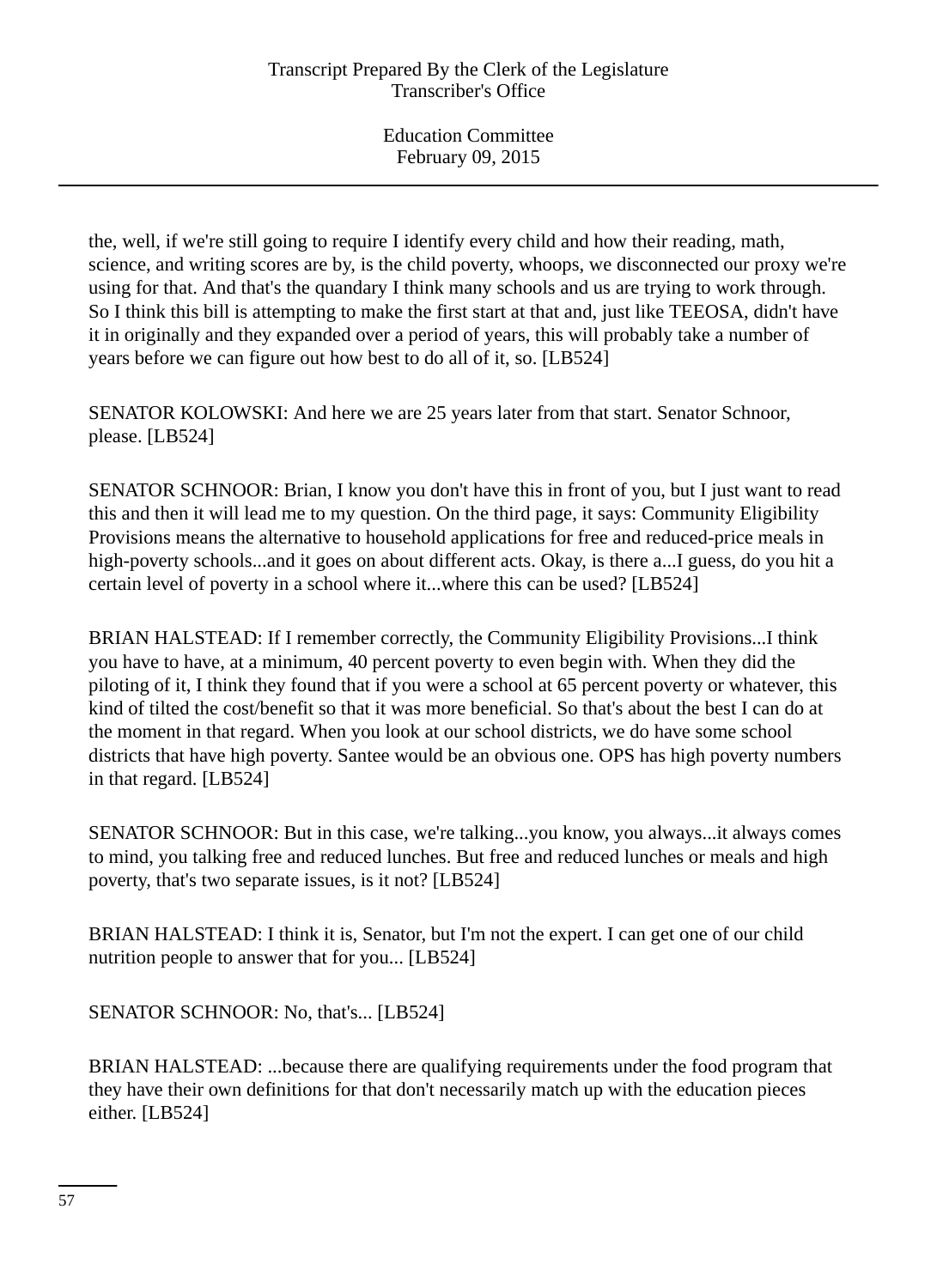the, well, if we're still going to require I identify every child and how their reading, math, science, and writing scores are by, is the child poverty, whoops, we disconnected our proxy we're using for that. And that's the quandary I think many schools and us are trying to work through. So I think this bill is attempting to make the first start at that and, just like TEEOSA, didn't have it in originally and they expanded over a period of years, this will probably take a number of years before we can figure out how best to do all of it, so. [LB524]

SENATOR KOLOWSKI: And here we are 25 years later from that start. Senator Schnoor, please. [LB524]

SENATOR SCHNOOR: Brian, I know you don't have this in front of you, but I just want to read this and then it will lead me to my question. On the third page, it says: Community Eligibility Provisions means the alternative to household applications for free and reduced-price meals in high-poverty schools...and it goes on about different acts. Okay, is there a...I guess, do you hit a certain level of poverty in a school where it...where this can be used? [LB524]

BRIAN HALSTEAD: If I remember correctly, the Community Eligibility Provisions...I think you have to have, at a minimum, 40 percent poverty to even begin with. When they did the piloting of it, I think they found that if you were a school at 65 percent poverty or whatever, this kind of tilted the cost/benefit so that it was more beneficial. So that's about the best I can do at the moment in that regard. When you look at our school districts, we do have some school districts that have high poverty. Santee would be an obvious one. OPS has high poverty numbers in that regard. [LB524]

SENATOR SCHNOOR: But in this case, we're talking...you know, you always...it always comes to mind, you talking free and reduced lunches. But free and reduced lunches or meals and high poverty, that's two separate issues, is it not? [LB524]

BRIAN HALSTEAD: I think it is, Senator, but I'm not the expert. I can get one of our child nutrition people to answer that for you... [LB524]

SENATOR SCHNOOR: No, that's... [LB524]

BRIAN HALSTEAD: ...because there are qualifying requirements under the food program that they have their own definitions for that don't necessarily match up with the education pieces either. [LB524]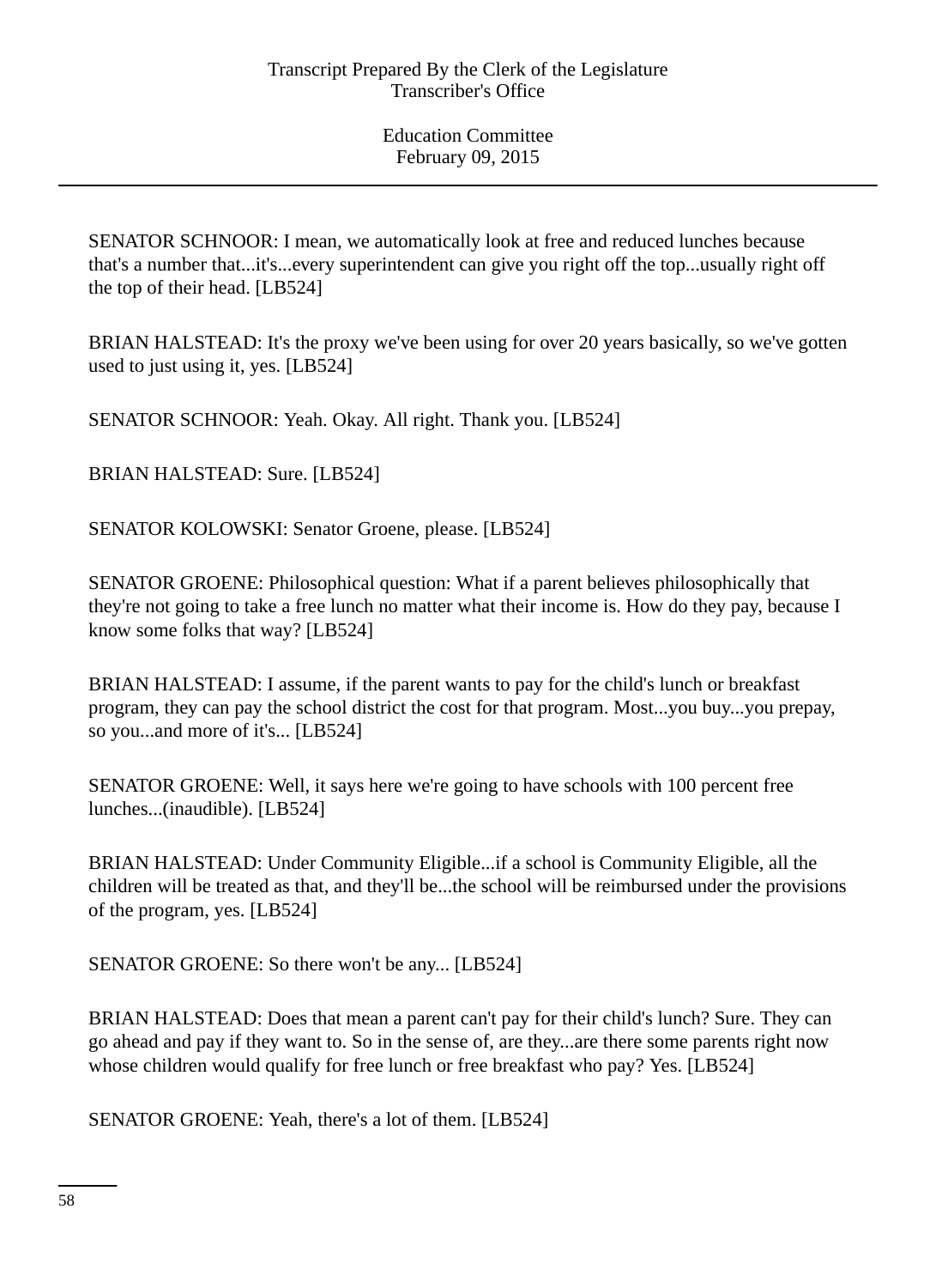SENATOR SCHNOOR: I mean, we automatically look at free and reduced lunches because that's a number that...it's...every superintendent can give you right off the top...usually right off the top of their head. [LB524]

BRIAN HALSTEAD: It's the proxy we've been using for over 20 years basically, so we've gotten used to just using it, yes. [LB524]

SENATOR SCHNOOR: Yeah. Okay. All right. Thank you. [LB524]

BRIAN HALSTEAD: Sure. [LB524]

SENATOR KOLOWSKI: Senator Groene, please. [LB524]

SENATOR GROENE: Philosophical question: What if a parent believes philosophically that they're not going to take a free lunch no matter what their income is. How do they pay, because I know some folks that way? [LB524]

BRIAN HALSTEAD: I assume, if the parent wants to pay for the child's lunch or breakfast program, they can pay the school district the cost for that program. Most...you buy...you prepay, so you...and more of it's... [LB524]

SENATOR GROENE: Well, it says here we're going to have schools with 100 percent free lunches...(inaudible). [LB524]

BRIAN HALSTEAD: Under Community Eligible...if a school is Community Eligible, all the children will be treated as that, and they'll be...the school will be reimbursed under the provisions of the program, yes. [LB524]

SENATOR GROENE: So there won't be any... [LB524]

BRIAN HALSTEAD: Does that mean a parent can't pay for their child's lunch? Sure. They can go ahead and pay if they want to. So in the sense of, are they...are there some parents right now whose children would qualify for free lunch or free breakfast who pay? Yes. [LB524]

SENATOR GROENE: Yeah, there's a lot of them. [LB524]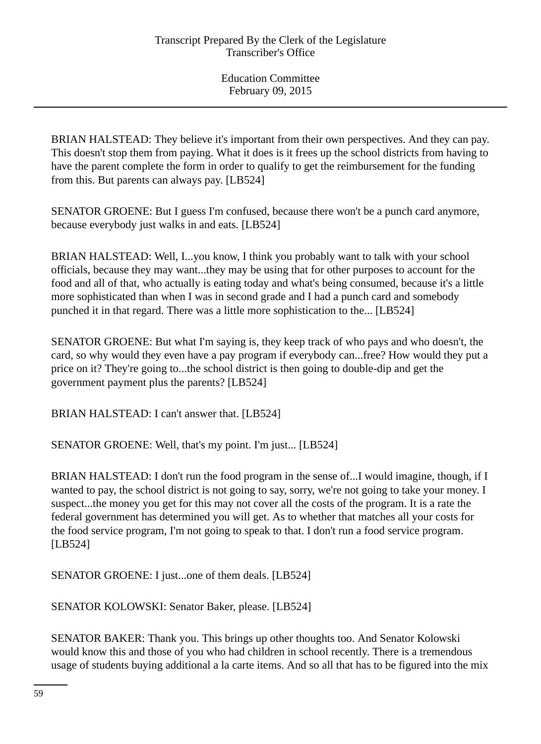BRIAN HALSTEAD: They believe it's important from their own perspectives. And they can pay. This doesn't stop them from paying. What it does is it frees up the school districts from having to have the parent complete the form in order to qualify to get the reimbursement for the funding from this. But parents can always pay. [LB524]

SENATOR GROENE: But I guess I'm confused, because there won't be a punch card anymore, because everybody just walks in and eats. [LB524]

BRIAN HALSTEAD: Well, I...you know, I think you probably want to talk with your school officials, because they may want...they may be using that for other purposes to account for the food and all of that, who actually is eating today and what's being consumed, because it's a little more sophisticated than when I was in second grade and I had a punch card and somebody punched it in that regard. There was a little more sophistication to the... [LB524]

SENATOR GROENE: But what I'm saying is, they keep track of who pays and who doesn't, the card, so why would they even have a pay program if everybody can...free? How would they put a price on it? They're going to...the school district is then going to double-dip and get the government payment plus the parents? [LB524]

BRIAN HALSTEAD: I can't answer that. [LB524]

SENATOR GROENE: Well, that's my point. I'm just... [LB524]

BRIAN HALSTEAD: I don't run the food program in the sense of...I would imagine, though, if I wanted to pay, the school district is not going to say, sorry, we're not going to take your money. I suspect...the money you get for this may not cover all the costs of the program. It is a rate the federal government has determined you will get. As to whether that matches all your costs for the food service program, I'm not going to speak to that. I don't run a food service program. [LB524]

SENATOR GROENE: I just...one of them deals. [LB524]

SENATOR KOLOWSKI: Senator Baker, please. [LB524]

SENATOR BAKER: Thank you. This brings up other thoughts too. And Senator Kolowski would know this and those of you who had children in school recently. There is a tremendous usage of students buying additional a la carte items. And so all that has to be figured into the mix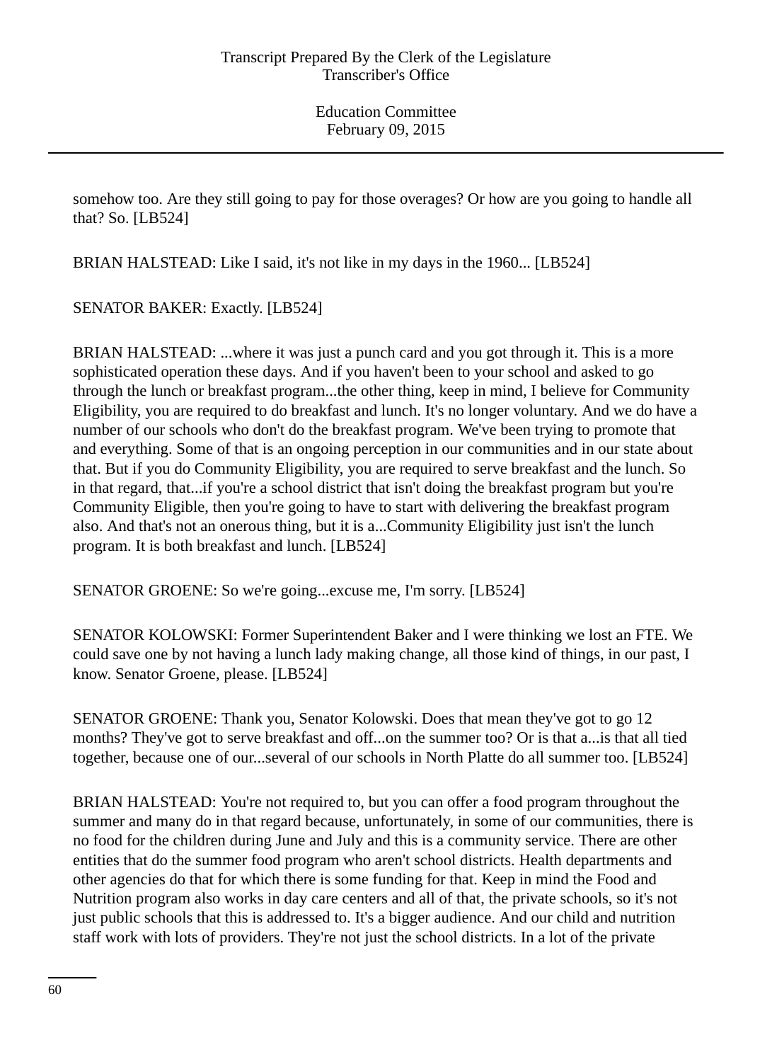somehow too. Are they still going to pay for those overages? Or how are you going to handle all that? So. [LB524]

BRIAN HALSTEAD: Like I said, it's not like in my days in the 1960... [LB524]

SENATOR BAKER: Exactly. [LB524]

BRIAN HALSTEAD: ...where it was just a punch card and you got through it. This is a more sophisticated operation these days. And if you haven't been to your school and asked to go through the lunch or breakfast program...the other thing, keep in mind, I believe for Community Eligibility, you are required to do breakfast and lunch. It's no longer voluntary. And we do have a number of our schools who don't do the breakfast program. We've been trying to promote that and everything. Some of that is an ongoing perception in our communities and in our state about that. But if you do Community Eligibility, you are required to serve breakfast and the lunch. So in that regard, that...if you're a school district that isn't doing the breakfast program but you're Community Eligible, then you're going to have to start with delivering the breakfast program also. And that's not an onerous thing, but it is a...Community Eligibility just isn't the lunch program. It is both breakfast and lunch. [LB524]

SENATOR GROENE: So we're going...excuse me, I'm sorry. [LB524]

SENATOR KOLOWSKI: Former Superintendent Baker and I were thinking we lost an FTE. We could save one by not having a lunch lady making change, all those kind of things, in our past, I know. Senator Groene, please. [LB524]

SENATOR GROENE: Thank you, Senator Kolowski. Does that mean they've got to go 12 months? They've got to serve breakfast and off...on the summer too? Or is that a...is that all tied together, because one of our...several of our schools in North Platte do all summer too. [LB524]

BRIAN HALSTEAD: You're not required to, but you can offer a food program throughout the summer and many do in that regard because, unfortunately, in some of our communities, there is no food for the children during June and July and this is a community service. There are other entities that do the summer food program who aren't school districts. Health departments and other agencies do that for which there is some funding for that. Keep in mind the Food and Nutrition program also works in day care centers and all of that, the private schools, so it's not just public schools that this is addressed to. It's a bigger audience. And our child and nutrition staff work with lots of providers. They're not just the school districts. In a lot of the private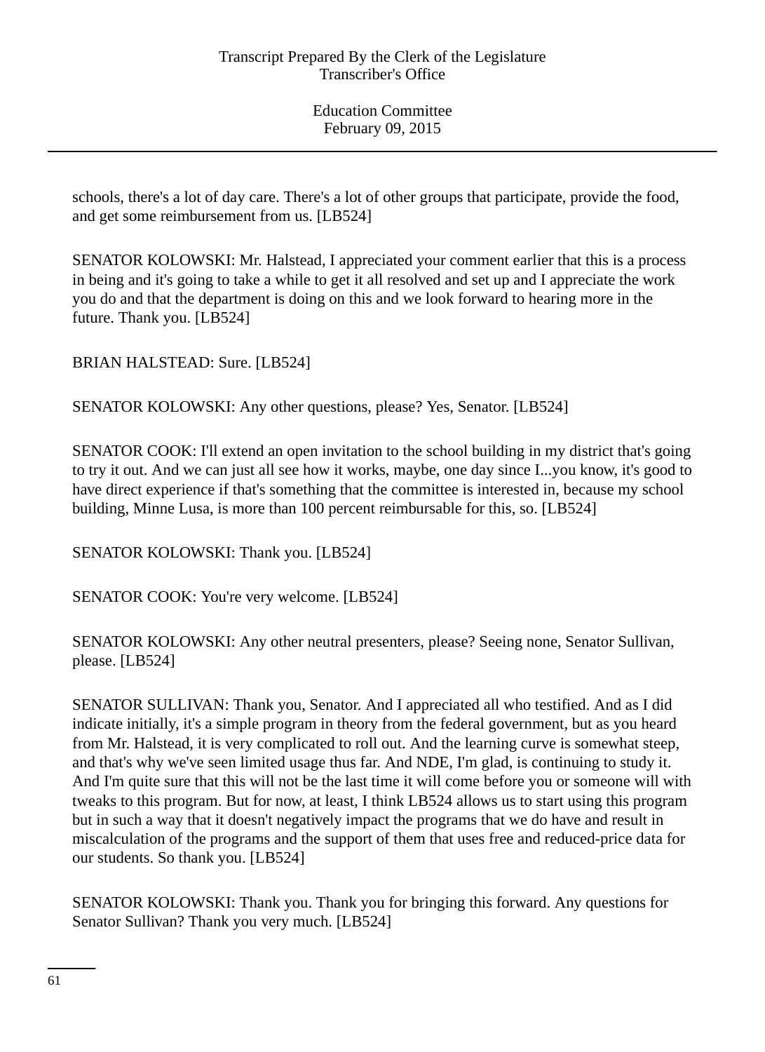schools, there's a lot of day care. There's a lot of other groups that participate, provide the food, and get some reimbursement from us. [LB524]

SENATOR KOLOWSKI: Mr. Halstead, I appreciated your comment earlier that this is a process in being and it's going to take a while to get it all resolved and set up and I appreciate the work you do and that the department is doing on this and we look forward to hearing more in the future. Thank you. [LB524]

BRIAN HALSTEAD: Sure. [LB524]

SENATOR KOLOWSKI: Any other questions, please? Yes, Senator. [LB524]

SENATOR COOK: I'll extend an open invitation to the school building in my district that's going to try it out. And we can just all see how it works, maybe, one day since I...you know, it's good to have direct experience if that's something that the committee is interested in, because my school building, Minne Lusa, is more than 100 percent reimbursable for this, so. [LB524]

SENATOR KOLOWSKI: Thank you. [LB524]

SENATOR COOK: You're very welcome. [LB524]

SENATOR KOLOWSKI: Any other neutral presenters, please? Seeing none, Senator Sullivan, please. [LB524]

SENATOR SULLIVAN: Thank you, Senator. And I appreciated all who testified. And as I did indicate initially, it's a simple program in theory from the federal government, but as you heard from Mr. Halstead, it is very complicated to roll out. And the learning curve is somewhat steep, and that's why we've seen limited usage thus far. And NDE, I'm glad, is continuing to study it. And I'm quite sure that this will not be the last time it will come before you or someone will with tweaks to this program. But for now, at least, I think LB524 allows us to start using this program but in such a way that it doesn't negatively impact the programs that we do have and result in miscalculation of the programs and the support of them that uses free and reduced-price data for our students. So thank you. [LB524]

SENATOR KOLOWSKI: Thank you. Thank you for bringing this forward. Any questions for Senator Sullivan? Thank you very much. [LB524]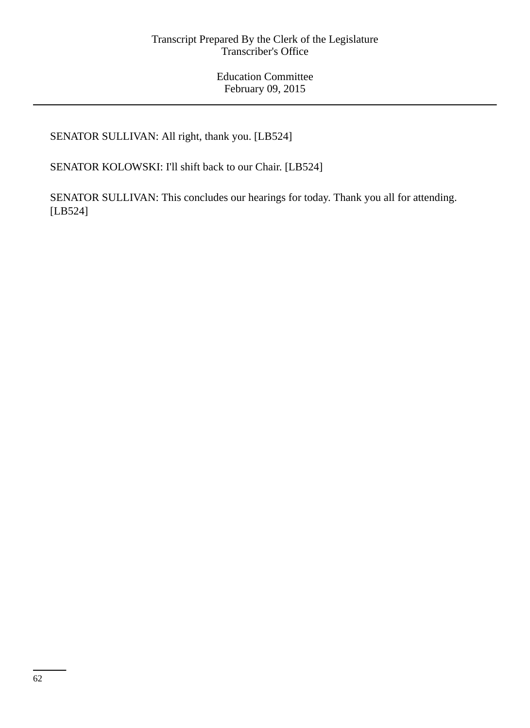SENATOR SULLIVAN: All right, thank you. [LB524]

SENATOR KOLOWSKI: I'll shift back to our Chair. [LB524]

SENATOR SULLIVAN: This concludes our hearings for today. Thank you all for attending. [LB524]